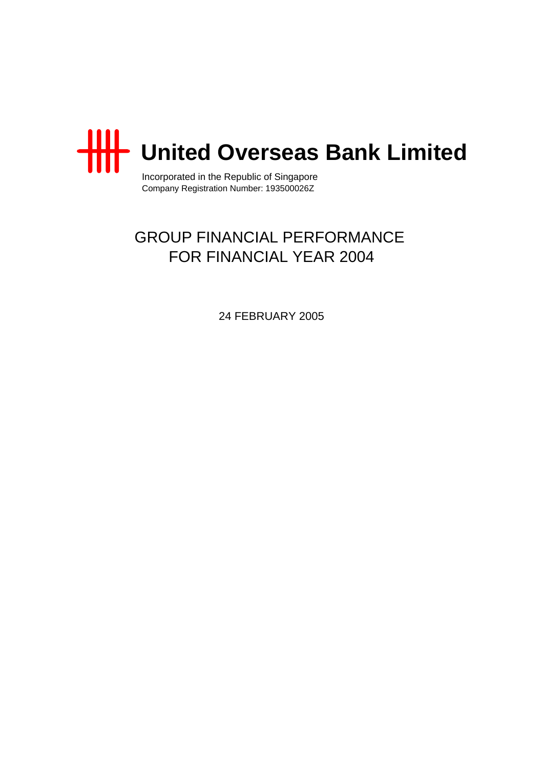# United Overseas Bank Limited

Incorporated in the Republic of Singapore
Company Registration Number: 193500026Z

## GROUP FINANCIAL PERFORMANCE FOR FINANCIAL YEAR 2004

24 FEBRUARY 2005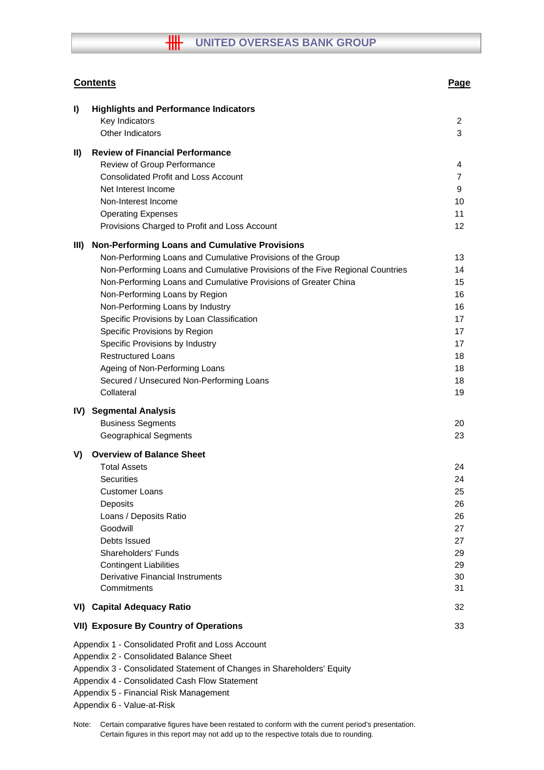# UNITED OVERSEAS BANK GROUP

| **Contents** | **Page** |
|---|---|
| **I) Highlights and Performance Indicators** | |
| Key Indicators | 2 |
| Other Indicators | 3 |
| **II) Review of Financial Performance** | |
| Review of Group Performance | 4 |
| Consolidated Profit and Loss Account | 7 |
| Net Interest Income | 9 |
| Non-Interest Income | 10 |
| Operating Expenses | 11 |
| Provisions Charged to Profit and Loss Account | 12 |
| **III) Non-Performing Loans and Cumulative Provisions** | |
| Non-Performing Loans and Cumulative Provisions of the Group | 13 |
| Non-Performing Loans and Cumulative Provisions of the Five Regional Countries | 14 |
| Non-Performing Loans and Cumulative Provisions of Greater China | 15 |
| Non-Performing Loans by Region | 16 |
| Non-Performing Loans by Industry | 16 |
| Specific Provisions by Loan Classification | 17 |
| Specific Provisions by Region | 17 |
| Specific Provisions by Industry | 17 |
| Restructured Loans | 18 |
| Ageing of Non-Performing Loans | 18 |
| Secured / Unsecured Non-Performing Loans | 18 |
| Collateral | 19 |
| **IV) Segmental Analysis** | |
| Business Segments | 20 |
| Geographical Segments | 23 |
| **V) Overview of Balance Sheet** | |
| Total Assets | 24 |
| Securities | 24 |
| Customer Loans | 25 |
| Deposits | 26 |
| Loans / Deposits Ratio | 26 |
| Goodwill | 27 |
| Debts Issued | 27 |
| Shareholders' Funds | 29 |
| Contingent Liabilities | 29 |
| Derivative Financial Instruments | 30 |
| Commitments | 31 |
| **VI) Capital Adequacy Ratio** | 32 |
| **VII) Exposure By Country of Operations** | 33 |

Appendix 1 - Consolidated Profit and Loss Account
Appendix 2 - Consolidated Balance Sheet
Appendix 3 - Consolidated Statement of Changes in Shareholders' Equity
Appendix 4 - Consolidated Cash Flow Statement
Appendix 5 - Financial Risk Management
Appendix 6 - Value-at-Risk

Note: Certain comparative figures have been restated to conform with the current period's presentation.
Certain figures in this report may not add up to the respective totals due to rounding.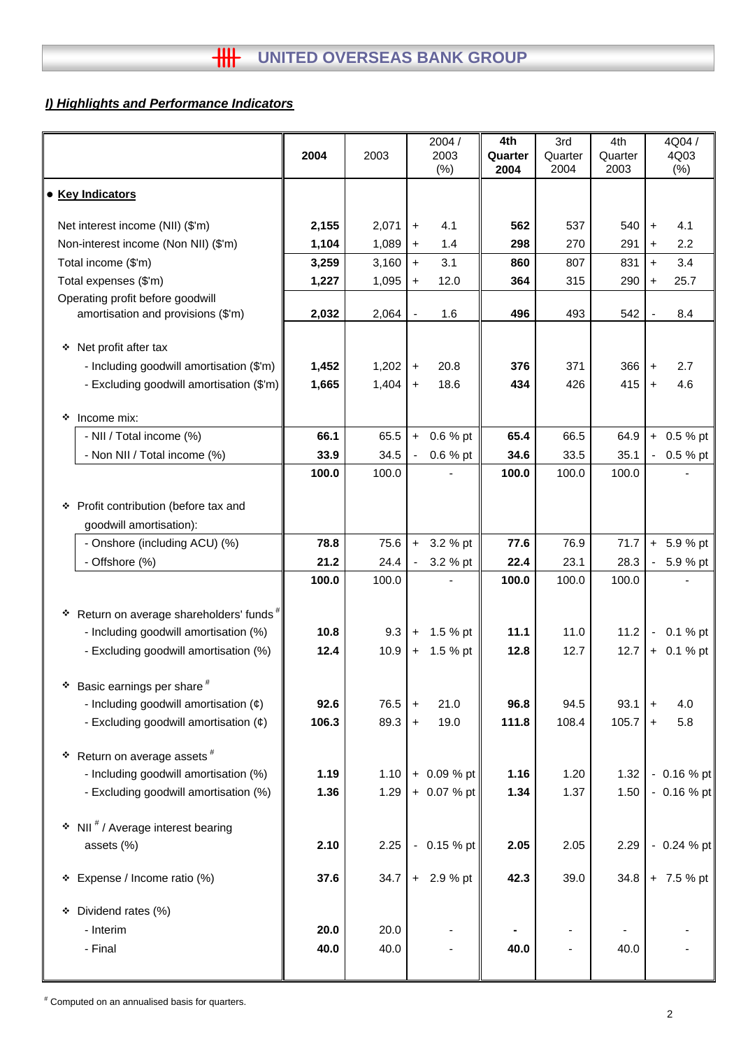## *I) Highlights and Performance Indicators*

| | 2004 | 2003 | 2004 / 2003 (%) | 4th Quarter 2004 | 3rd Quarter 2004 | 4th Quarter 2003 | 4Q04 / 4Q03 (%) |
|---|---|---|---|---|---|---|---|
| ● **Key Indicators** | | | | | | | |
| Net interest income (NII) ($'m) | **2,155** | 2,071 | + 4.1 | **562** | 537 | 540 | + 4.1 |
| Non-interest income (Non NII) ($'m) | **1,104** | 1,089 | + 1.4 | **298** | 270 | 291 | + 2.2 |
| Total income ($'m) | **3,259** | 3,160 | + 3.1 | **860** | 807 | 831 | + 3.4 |
| Total expenses ($'m) | **1,227** | 1,095 | + 12.0 | **364** | 315 | 290 | + 25.7 |
| Operating profit before goodwill amortisation and provisions ($'m) | **2,032** | 2,064 | - 1.6 | **496** | 493 | 542 | - 8.4 |
| ❖ Net profit after tax | | | | | | | |
| - Including goodwill amortisation ($'m) | **1,452** | 1,202 | + 20.8 | **376** | 371 | 366 | + 2.7 |
| - Excluding goodwill amortisation ($'m) | **1,665** | 1,404 | + 18.6 | **434** | 426 | 415 | + 4.6 |
| ❖ Income mix: | | | | | | | |
| - NII / Total income (%) | **66.1** | 65.5 | + 0.6 % pt | **65.4** | 66.5 | 64.9 | + 0.5 % pt |
| - Non NII / Total income (%) | **33.9** | 34.5 | - 0.6 % pt | **34.6** | 33.5 | 35.1 | - 0.5 % pt |
| | **100.0** | 100.0 | - | **100.0** | 100.0 | 100.0 | - |
| ❖ Profit contribution (before tax and goodwill amortisation): | | | | | | | |
| - Onshore (including ACU) (%) | **78.8** | 75.6 | + 3.2 % pt | **77.6** | 76.9 | 71.7 | + 5.9 % pt |
| - Offshore (%) | **21.2** | 24.4 | - 3.2 % pt | **22.4** | 23.1 | 28.3 | - 5.9 % pt |
| | **100.0** | 100.0 | - | **100.0** | 100.0 | 100.0 | - |
| ❖ Return on average shareholders' funds # | | | | | | | |
| - Including goodwill amortisation (%) | **10.8** | 9.3 | + 1.5 % pt | **11.1** | 11.0 | 11.2 | - 0.1 % pt |
| - Excluding goodwill amortisation (%) | **12.4** | 10.9 | + 1.5 % pt | **12.8** | 12.7 | 12.7 | + 0.1 % pt |
| ❖ Basic earnings per share # | | | | | | | |
| - Including goodwill amortisation (¢) | **92.6** | 76.5 | + 21.0 | **96.8** | 94.5 | 93.1 | + 4.0 |
| - Excluding goodwill amortisation (¢) | **106.3** | 89.3 | + 19.0 | **111.8** | 108.4 | 105.7 | + 5.8 |
| ❖ Return on average assets # | | | | | | | |
| - Including goodwill amortisation (%) | **1.19** | 1.10 | + 0.09 % pt | **1.16** | 1.20 | 1.32 | - 0.16 % pt |
| - Excluding goodwill amortisation (%) | **1.36** | 1.29 | + 0.07 % pt | **1.34** | 1.37 | 1.50 | - 0.16 % pt |
| ❖ NII # / Average interest bearing assets (%) | **2.10** | 2.25 | - 0.15 % pt | **2.05** | 2.05 | 2.29 | - 0.24 % pt |
| ❖ Expense / Income ratio (%) | **37.6** | 34.7 | + 2.9 % pt | **42.3** | 39.0 | 34.8 | + 7.5 % pt |
| ❖ Dividend rates (%) | | | | | | | |
| - Interim | **20.0** | 20.0 | - | **-** | - | - | - |
| - Final | **40.0** | 40.0 | - | **40.0** | - | 40.0 | - |

# Computed on an annualised basis for quarters.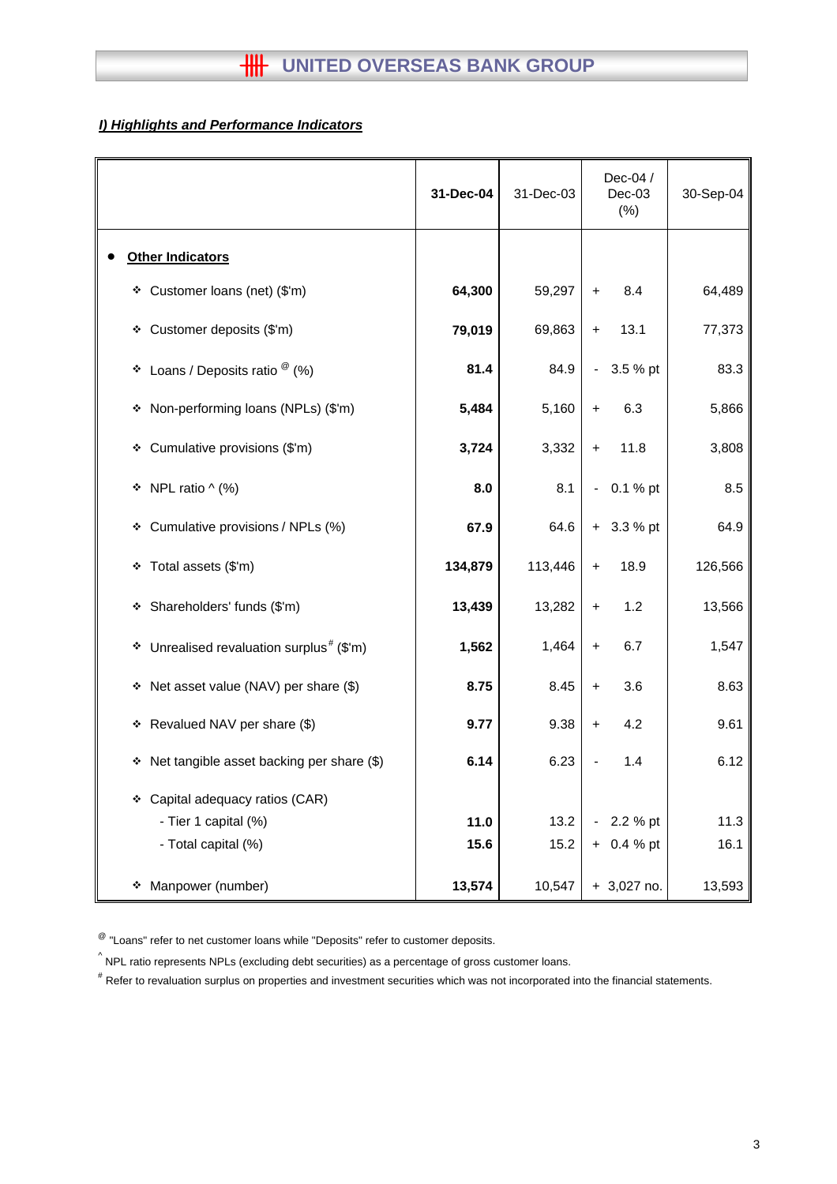## *I) Highlights and Performance Indicators*

| | 31-Dec-04 | 31-Dec-03 | Dec-04 / Dec-03 (%) | 30-Sep-04 |
|---|---|---|---|---|
| • **Other Indicators** | | | | |
| ❖ Customer loans (net) ($'m) | **64,300** | 59,297 | + 8.4 | 64,489 |
| ❖ Customer deposits ($'m) | **79,019** | 69,863 | + 13.1 | 77,373 |
| ❖ Loans / Deposits ratio [@] (%) | **81.4** | 84.9 | - 3.5 % pt | 83.3 |
| ❖ Non-performing loans (NPLs) ($'m) | **5,484** | 5,160 | + 6.3 | 5,866 |
| ❖ Cumulative provisions ($'m) | **3,724** | 3,332 | + 11.8 | 3,808 |
| ❖ NPL ratio ^ (%) | **8.0** | 8.1 | - 0.1 % pt | 8.5 |
| ❖ Cumulative provisions / NPLs (%) | **67.9** | 64.6 | + 3.3 % pt | 64.9 |
| ❖ Total assets ($'m) | **134,879** | 113,446 | + 18.9 | 126,566 |
| ❖ Shareholders' funds ($'m) | **13,439** | 13,282 | + 1.2 | 13,566 |
| ❖ Unrealised revaluation surplus [#] ($'m) | **1,562** | 1,464 | + 6.7 | 1,547 |
| ❖ Net asset value (NAV) per share ($) | **8.75** | 8.45 | + 3.6 | 8.63 |
| ❖ Revalued NAV per share ($) | **9.77** | 9.38 | + 4.2 | 9.61 |
| ❖ Net tangible asset backing per share ($) | **6.14** | 6.23 | - 1.4 | 6.12 |
| ❖ Capital adequacy ratios (CAR) | | | | |
| - Tier 1 capital (%) | **11.0** | 13.2 | - 2.2 % pt | 11.3 |
| - Total capital (%) | **15.6** | 15.2 | + 0.4 % pt | 16.1 |
| ❖ Manpower (number) | **13,574** | 10,547 | + 3,027 no. | 13,593 |

[@] "Loans" refer to net customer loans while "Deposits" refer to customer deposits.

^ NPL ratio represents NPLs (excluding debt securities) as a percentage of gross customer loans.

[#] Refer to revaluation surplus on properties and investment securities which was not incorporated into the financial statements.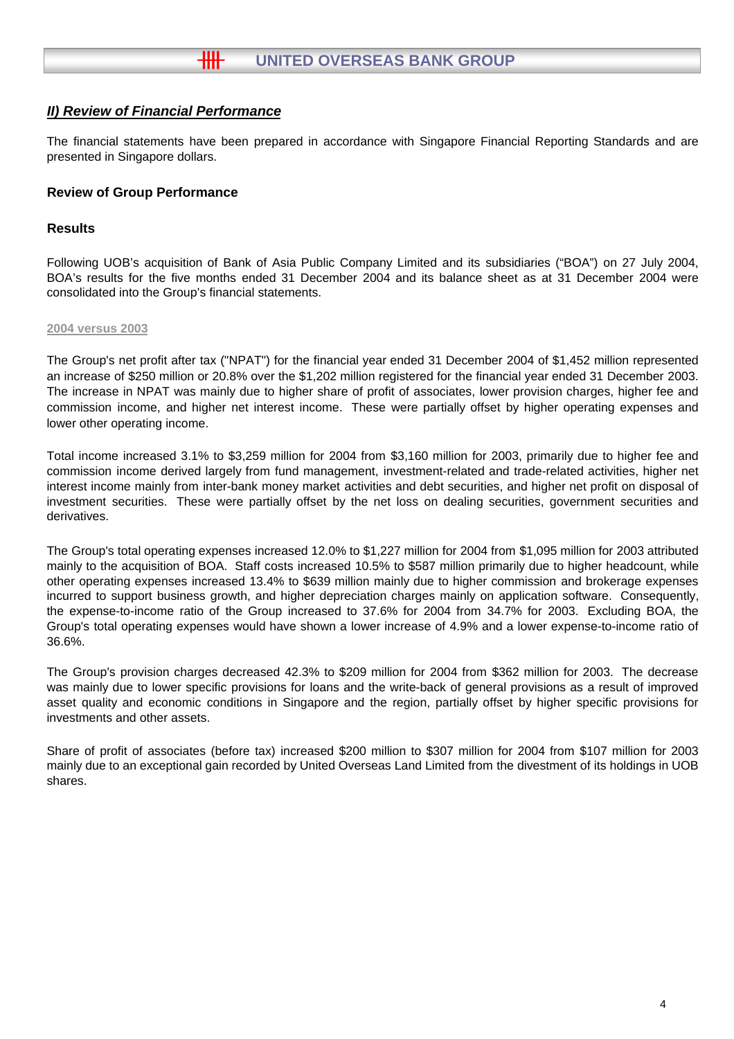## ***II) Review of Financial Performance***

The financial statements have been prepared in accordance with Singapore Financial Reporting Standards and are presented in Singapore dollars.

### Review of Group Performance

### Results

Following UOB's acquisition of Bank of Asia Public Company Limited and its subsidiaries ("BOA") on 27 July 2004, BOA's results for the five months ended 31 December 2004 and its balance sheet as at 31 December 2004 were consolidated into the Group's financial statements.

**2004 versus 2003**

The Group's net profit after tax ("NPAT") for the financial year ended 31 December 2004 of $1,452 million represented an increase of $250 million or 20.8% over the $1,202 million registered for the financial year ended 31 December 2003. The increase in NPAT was mainly due to higher share of profit of associates, lower provision charges, higher fee and commission income, and higher net interest income. These were partially offset by higher operating expenses and lower other operating income.

Total income increased 3.1% to $3,259 million for 2004 from $3,160 million for 2003, primarily due to higher fee and commission income derived largely from fund management, investment-related and trade-related activities, higher net interest income mainly from inter-bank money market activities and debt securities, and higher net profit on disposal of investment securities. These were partially offset by the net loss on dealing securities, government securities and derivatives.

The Group's total operating expenses increased 12.0% to $1,227 million for 2004 from $1,095 million for 2003 attributed mainly to the acquisition of BOA. Staff costs increased 10.5% to $587 million primarily due to higher headcount, while other operating expenses increased 13.4% to $639 million mainly due to higher commission and brokerage expenses incurred to support business growth, and higher depreciation charges mainly on application software. Consequently, the expense-to-income ratio of the Group increased to 37.6% for 2004 from 34.7% for 2003. Excluding BOA, the Group's total operating expenses would have shown a lower increase of 4.9% and a lower expense-to-income ratio of 36.6%.

The Group's provision charges decreased 42.3% to $209 million for 2004 from $362 million for 2003. The decrease was mainly due to lower specific provisions for loans and the write-back of general provisions as a result of improved asset quality and economic conditions in Singapore and the region, partially offset by higher specific provisions for investments and other assets.

Share of profit of associates (before tax) increased $200 million to $307 million for 2004 from $107 million for 2003 mainly due to an exceptional gain recorded by United Overseas Land Limited from the divestment of its holdings in UOB shares.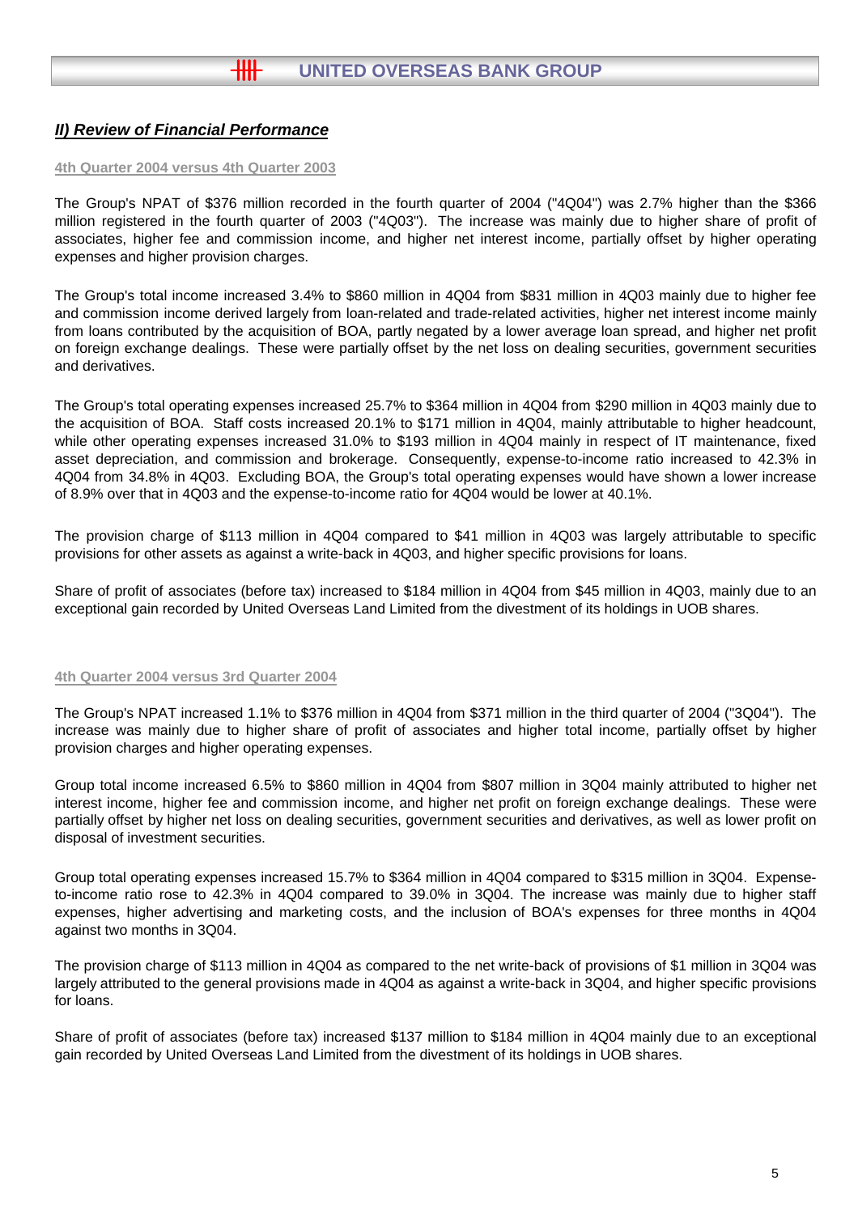## *II) Review of Financial Performance*

### 4th Quarter 2004 versus 4th Quarter 2003

The Group's NPAT of $376 million recorded in the fourth quarter of 2004 ("4Q04") was 2.7% higher than the $366 million registered in the fourth quarter of 2003 ("4Q03"). The increase was mainly due to higher share of profit of associates, higher fee and commission income, and higher net interest income, partially offset by higher operating expenses and higher provision charges.

The Group's total income increased 3.4% to $860 million in 4Q04 from $831 million in 4Q03 mainly due to higher fee and commission income derived largely from loan-related and trade-related activities, higher net interest income mainly from loans contributed by the acquisition of BOA, partly negated by a lower average loan spread, and higher net profit on foreign exchange dealings. These were partially offset by the net loss on dealing securities, government securities and derivatives.

The Group's total operating expenses increased 25.7% to $364 million in 4Q04 from $290 million in 4Q03 mainly due to the acquisition of BOA. Staff costs increased 20.1% to $171 million in 4Q04, mainly attributable to higher headcount, while other operating expenses increased 31.0% to $193 million in 4Q04 mainly in respect of IT maintenance, fixed asset depreciation, and commission and brokerage. Consequently, expense-to-income ratio increased to 42.3% in 4Q04 from 34.8% in 4Q03. Excluding BOA, the Group's total operating expenses would have shown a lower increase of 8.9% over that in 4Q03 and the expense-to-income ratio for 4Q04 would be lower at 40.1%.

The provision charge of $113 million in 4Q04 compared to $41 million in 4Q03 was largely attributable to specific provisions for other assets as against a write-back in 4Q03, and higher specific provisions for loans.

Share of profit of associates (before tax) increased to $184 million in 4Q04 from $45 million in 4Q03, mainly due to an exceptional gain recorded by United Overseas Land Limited from the divestment of its holdings in UOB shares.

### 4th Quarter 2004 versus 3rd Quarter 2004

The Group's NPAT increased 1.1% to $376 million in 4Q04 from $371 million in the third quarter of 2004 ("3Q04"). The increase was mainly due to higher share of profit of associates and higher total income, partially offset by higher provision charges and higher operating expenses.

Group total income increased 6.5% to $860 million in 4Q04 from $807 million in 3Q04 mainly attributed to higher net interest income, higher fee and commission income, and higher net profit on foreign exchange dealings. These were partially offset by higher net loss on dealing securities, government securities and derivatives, as well as lower profit on disposal of investment securities.

Group total operating expenses increased 15.7% to $364 million in 4Q04 compared to $315 million in 3Q04. Expense-to-income ratio rose to 42.3% in 4Q04 compared to 39.0% in 3Q04. The increase was mainly due to higher staff expenses, higher advertising and marketing costs, and the inclusion of BOA's expenses for three months in 4Q04 against two months in 3Q04.

The provision charge of $113 million in 4Q04 as compared to the net write-back of provisions of $1 million in 3Q04 was largely attributed to the general provisions made in 4Q04 as against a write-back in 3Q04, and higher specific provisions for loans.

Share of profit of associates (before tax) increased $137 million to $184 million in 4Q04 mainly due to an exceptional gain recorded by United Overseas Land Limited from the divestment of its holdings in UOB shares.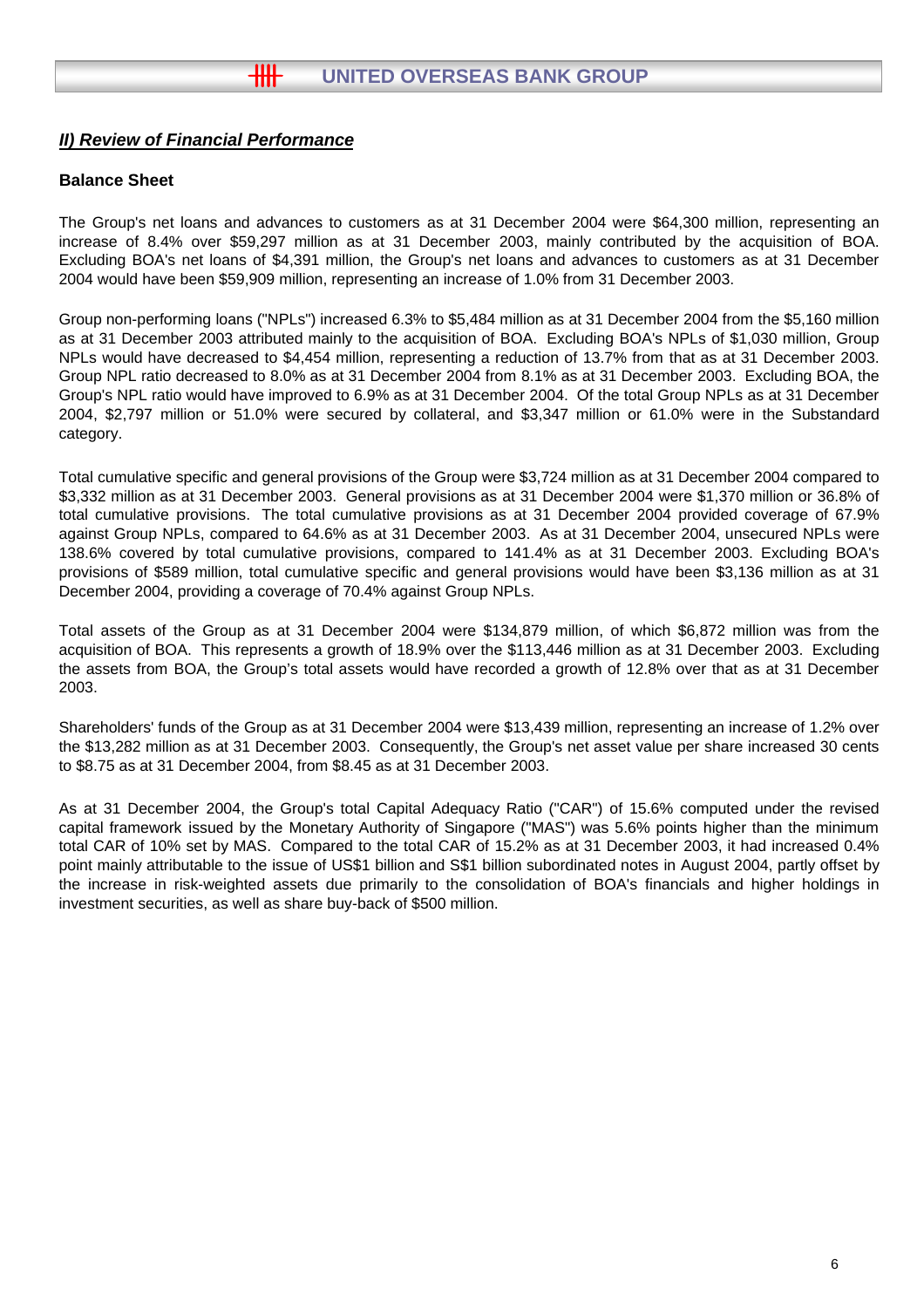## *II) Review of Financial Performance*

### Balance Sheet

The Group's net loans and advances to customers as at 31 December 2004 were $64,300 million, representing an increase of 8.4% over $59,297 million as at 31 December 2003, mainly contributed by the acquisition of BOA. Excluding BOA's net loans of $4,391 million, the Group's net loans and advances to customers as at 31 December 2004 would have been $59,909 million, representing an increase of 1.0% from 31 December 2003.

Group non-performing loans ("NPLs") increased 6.3% to $5,484 million as at 31 December 2004 from the $5,160 million as at 31 December 2003 attributed mainly to the acquisition of BOA. Excluding BOA's NPLs of $1,030 million, Group NPLs would have decreased to $4,454 million, representing a reduction of 13.7% from that as at 31 December 2003. Group NPL ratio decreased to 8.0% as at 31 December 2004 from 8.1% as at 31 December 2003. Excluding BOA, the Group's NPL ratio would have improved to 6.9% as at 31 December 2004. Of the total Group NPLs as at 31 December 2004, $2,797 million or 51.0% were secured by collateral, and $3,347 million or 61.0% were in the Substandard category.

Total cumulative specific and general provisions of the Group were $3,724 million as at 31 December 2004 compared to $3,332 million as at 31 December 2003. General provisions as at 31 December 2004 were $1,370 million or 36.8% of total cumulative provisions. The total cumulative provisions as at 31 December 2004 provided coverage of 67.9% against Group NPLs, compared to 64.6% as at 31 December 2003. As at 31 December 2004, unsecured NPLs were 138.6% covered by total cumulative provisions, compared to 141.4% as at 31 December 2003. Excluding BOA's provisions of $589 million, total cumulative specific and general provisions would have been $3,136 million as at 31 December 2004, providing a coverage of 70.4% against Group NPLs.

Total assets of the Group as at 31 December 2004 were $134,879 million, of which $6,872 million was from the acquisition of BOA. This represents a growth of 18.9% over the $113,446 million as at 31 December 2003. Excluding the assets from BOA, the Group's total assets would have recorded a growth of 12.8% over that as at 31 December 2003.

Shareholders' funds of the Group as at 31 December 2004 were $13,439 million, representing an increase of 1.2% over the $13,282 million as at 31 December 2003. Consequently, the Group's net asset value per share increased 30 cents to $8.75 as at 31 December 2004, from $8.45 as at 31 December 2003.

As at 31 December 2004, the Group's total Capital Adequacy Ratio ("CAR") of 15.6% computed under the revised capital framework issued by the Monetary Authority of Singapore ("MAS") was 5.6% points higher than the minimum total CAR of 10% set by MAS. Compared to the total CAR of 15.2% as at 31 December 2003, it had increased 0.4% point mainly attributable to the issue of US$1 billion and S$1 billion subordinated notes in August 2004, partly offset by the increase in risk-weighted assets due primarily to the consolidation of BOA's financials and higher holdings in investment securities, as well as share buy-back of $500 million.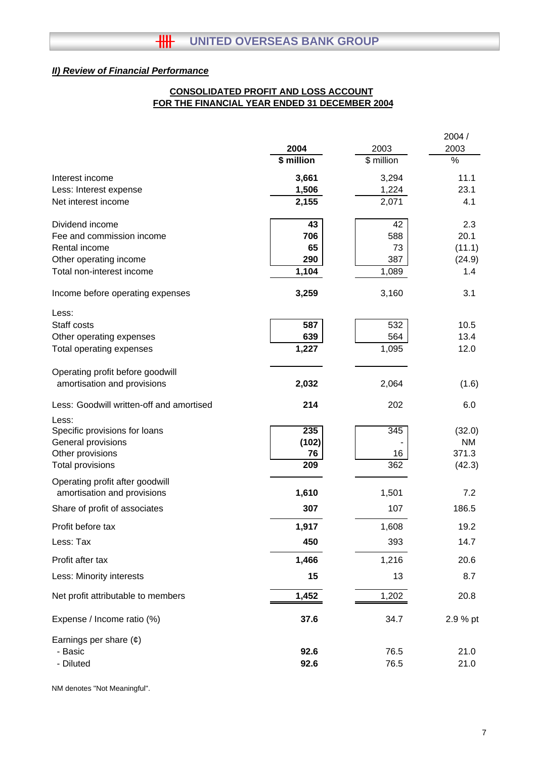## *II) Review of Financial Performance*

**CONSOLIDATED PROFIT AND LOSS ACCOUNT**
**FOR THE FINANCIAL YEAR ENDED 31 DECEMBER 2004**

| | **2004** | 2003 | 2004 / 2003 |
|---|---|---|---|
| | **$ million** | $ million | % |
| Interest income | **3,661** | 3,294 | 11.1 |
| Less: Interest expense | **1,506** | 1,224 | 23.1 |
| Net interest income | **2,155** | 2,071 | 4.1 |
| Dividend income | **43** | 42 | 2.3 |
| Fee and commission income | **706** | 588 | 20.1 |
| Rental income | **65** | 73 | (11.1) |
| Other operating income | **290** | 387 | (24.9) |
| Total non-interest income | **1,104** | 1,089 | 1.4 |
| Income before operating expenses | **3,259** | 3,160 | 3.1 |
| Less: | | | |
| Staff costs | **587** | 532 | 10.5 |
| Other operating expenses | **639** | 564 | 13.4 |
| Total operating expenses | **1,227** | 1,095 | 12.0 |
| Operating profit before goodwill amortisation and provisions | **2,032** | 2,064 | (1.6) |
| Less: Goodwill written-off and amortised | **214** | 202 | 6.0 |
| Less: | | | |
| Specific provisions for loans | **235** | 345 | (32.0) |
| General provisions | **(102)** | - | NM |
| Other provisions | **76** | 16 | 371.3 |
| Total provisions | **209** | 362 | (42.3) |
| Operating profit after goodwill amortisation and provisions | **1,610** | 1,501 | 7.2 |
| Share of profit of associates | **307** | 107 | 186.5 |
| Profit before tax | **1,917** | 1,608 | 19.2 |
| Less: Tax | **450** | 393 | 14.7 |
| Profit after tax | **1,466** | 1,216 | 20.6 |
| Less: Minority interests | **15** | 13 | 8.7 |
| Net profit attributable to members | **1,452** | 1,202 | 20.8 |
| Expense / Income ratio (%) | **37.6** | 34.7 | 2.9 % pt |
| Earnings per share (¢) | | | |
| - Basic | **92.6** | 76.5 | 21.0 |
| - Diluted | **92.6** | 76.5 | 21.0 |

NM denotes "Not Meaningful".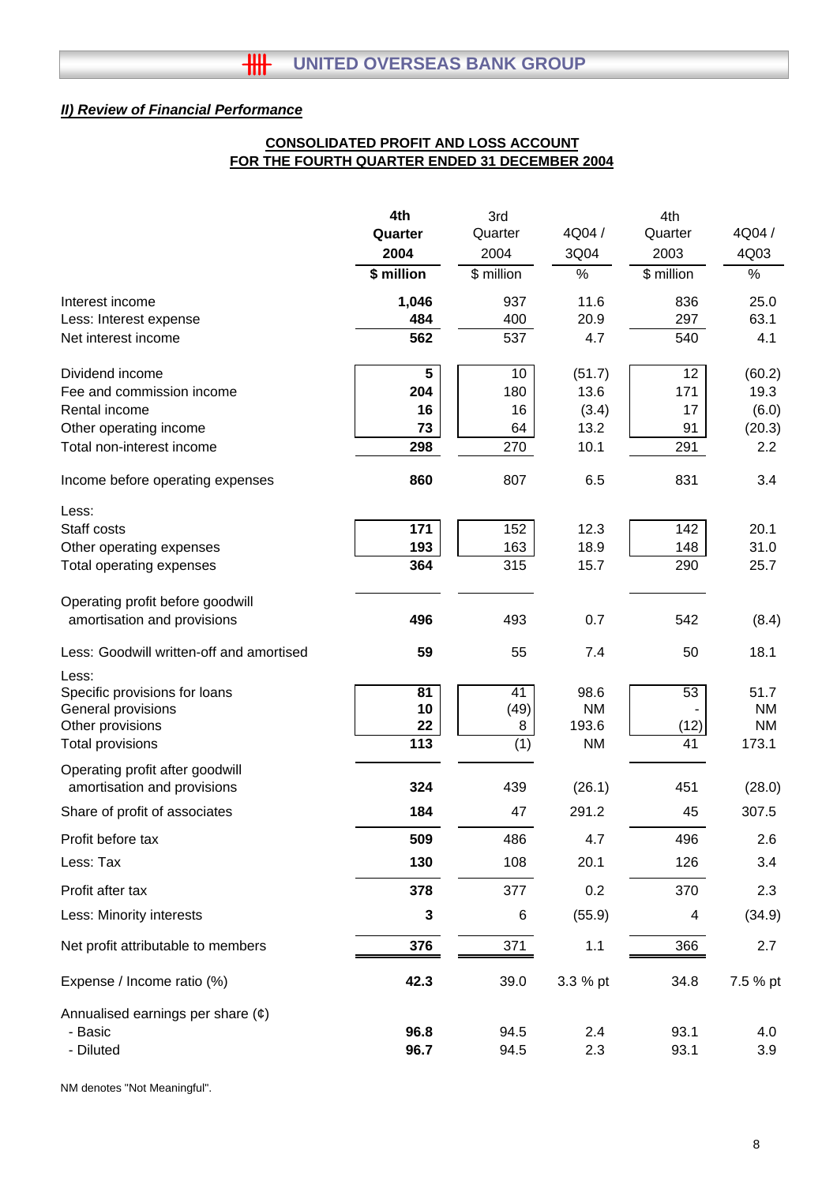## *II) Review of Financial Performance*

**CONSOLIDATED PROFIT AND LOSS ACCOUNT**
**FOR THE FOURTH QUARTER ENDED 31 DECEMBER 2004**

| | **4th Quarter 2004** | 3rd Quarter 2004 | 4Q04 / 3Q04 | 4th Quarter 2003 | 4Q04 / 4Q03 |
|---|---|---|---|---|---|
| | **$ million** | $ million | % | $ million | % |
| Interest income | **1,046** | 937 | 11.6 | 836 | 25.0 |
| Less: Interest expense | **484** | 400 | 20.9 | 297 | 63.1 |
| Net interest income | **562** | 537 | 4.7 | 540 | 4.1 |
| | | | | | |
| Dividend income | **5** | 10 | (51.7) | 12 | (60.2) |
| Fee and commission income | **204** | 180 | 13.6 | 171 | 19.3 |
| Rental income | **16** | 16 | (3.4) | 17 | (6.0) |
| Other operating income | **73** | 64 | 13.2 | 91 | (20.3) |
| Total non-interest income | **298** | 270 | 10.1 | 291 | 2.2 |
| | | | | | |
| Income before operating expenses | **860** | 807 | 6.5 | 831 | 3.4 |
| | | | | | |
| Less: | | | | | |
| Staff costs | **171** | 152 | 12.3 | 142 | 20.1 |
| Other operating expenses | **193** | 163 | 18.9 | 148 | 31.0 |
| Total operating expenses | **364** | 315 | 15.7 | 290 | 25.7 |
| | | | | | |
| Operating profit before goodwill amortisation and provisions | **496** | 493 | 0.7 | 542 | (8.4) |
| | | | | | |
| Less: Goodwill written-off and amortised | **59** | 55 | 7.4 | 50 | 18.1 |
| Less: | | | | | |
| Specific provisions for loans | **81** | 41 | 98.6 | 53 | 51.7 |
| General provisions | **10** | (49) | NM | - | NM |
| Other provisions | **22** | 8 | 193.6 | (12) | NM |
| Total provisions | **113** | (1) | NM | 41 | 173.1 |
| | | | | | |
| Operating profit after goodwill amortisation and provisions | **324** | 439 | (26.1) | 451 | (28.0) |
| Share of profit of associates | **184** | 47 | 291.2 | 45 | 307.5 |
| Profit before tax | **509** | 486 | 4.7 | 496 | 2.6 |
| Less: Tax | **130** | 108 | 20.1 | 126 | 3.4 |
| Profit after tax | **378** | 377 | 0.2 | 370 | 2.3 |
| Less: Minority interests | **3** | 6 | (55.9) | 4 | (34.9) |
| Net profit attributable to members | **376** | 371 | 1.1 | 366 | 2.7 |
| | | | | | |
| Expense / Income ratio (%) | **42.3** | 39.0 | 3.3 % pt | 34.8 | 7.5 % pt |
| | | | | | |
| Annualised earnings per share (¢) | | | | | |
| - Basic | **96.8** | 94.5 | 2.4 | 93.1 | 4.0 |
| - Diluted | **96.7** | 94.5 | 2.3 | 93.1 | 3.9 |

NM denotes "Not Meaningful".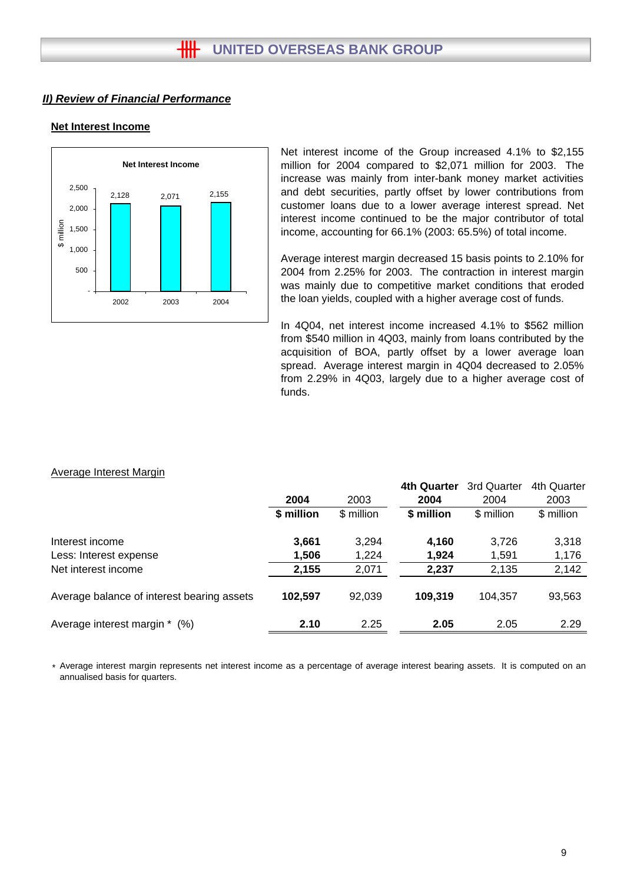## *II) Review of Financial Performance*

### Net Interest Income

**Net Interest Income**

| | 2002 | 2003 | 2004 |
|---|---|---|---|
| $ million | 2,128 | 2,071 | 2,155 |

Net interest income of the Group increased 4.1% to $2,155 million for 2004 compared to $2,071 million for 2003. The increase was mainly from inter-bank money market activities and debt securities, partly offset by lower contributions from customer loans due to a lower average interest spread. Net interest income continued to be the major contributor of total income, accounting for 66.1% (2003: 65.5%) of total income.

Average interest margin decreased 15 basis points to 2.10% for 2004 from 2.25% for 2003. The contraction in interest margin was mainly due to competitive market conditions that eroded the loan yields, coupled with a higher average cost of funds.

In 4Q04, net interest income increased 4.1% to $562 million from $540 million in 4Q03, mainly from loans contributed by the acquisition of BOA, partly offset by a lower average loan spread. Average interest margin in 4Q04 decreased to 2.05% from 2.29% in 4Q03, largely due to a higher average cost of funds.

Average Interest Margin

| | **2004** | 2003 | **4th Quarter 2004** | 3rd Quarter 2004 | 4th Quarter 2003 |
|---|---|---|---|---|---|
| | **$ million** | $ million | **$ million** | $ million | $ million |
| Interest income | **3,661** | 3,294 | **4,160** | 3,726 | 3,318 |
| Less: Interest expense | **1,506** | 1,224 | **1,924** | 1,591 | 1,176 |
| Net interest income | **2,155** | 2,071 | **2,237** | 2,135 | 2,142 |
| Average balance of interest bearing assets | **102,597** | 92,039 | **109,319** | 104,357 | 93,563 |
| Average interest margin * (%) | **2.10** | 2.25 | **2.05** | 2.05 | 2.29 |

\* Average interest margin represents net interest income as a percentage of average interest bearing assets. It is computed on an annualised basis for quarters.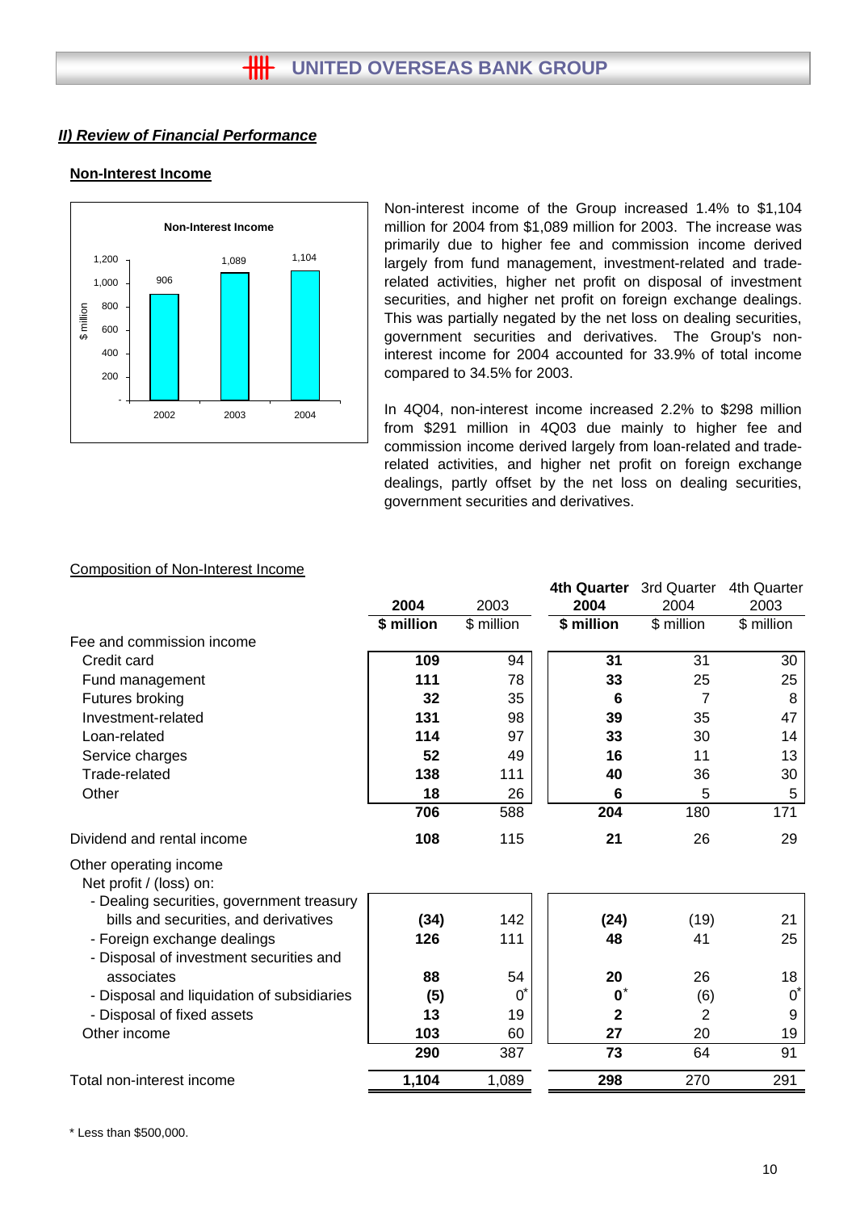## II) Review of Financial Performance

### Non-Interest Income

Non-Interest Income

| | 2002 | 2003 | 2004 |
|---|---|---|---|
| $ million | 906 | 1,089 | 1,104 |

Non-interest income of the Group increased 1.4% to $1,104 million for 2004 from $1,089 million for 2003. The increase was primarily due to higher fee and commission income derived largely from fund management, investment-related and trade-related activities, higher net profit on disposal of investment securities, and higher net profit on foreign exchange dealings. This was partially negated by the net loss on dealing securities, government securities and derivatives. The Group's non-interest income for 2004 accounted for 33.9% of total income compared to 34.5% for 2003.

In 4Q04, non-interest income increased 2.2% to $298 million from $291 million in 4Q03 due mainly to higher fee and commission income derived largely from loan-related and trade-related activities, and higher net profit on foreign exchange dealings, partly offset by the net loss on dealing securities, government securities and derivatives.

Composition of Non-Interest Income

| | **2004** | 2003 | **4th Quarter 2004** | 3rd Quarter 2004 | 4th Quarter 2003 |
|---|---|---|---|---|---|
| | **$ million** | $ million | **$ million** | $ million | $ million |
| Fee and commission income | | | | | |
| Credit card | **109** | 94 | **31** | 31 | 30 |
| Fund management | **111** | 78 | **33** | 25 | 25 |
| Futures broking | **32** | 35 | **6** | 7 | 8 |
| Investment-related | **131** | 98 | **39** | 35 | 47 |
| Loan-related | **114** | 97 | **33** | 30 | 14 |
| Service charges | **52** | 49 | **16** | 11 | 13 |
| Trade-related | **138** | 111 | **40** | 36 | 30 |
| Other | **18** | 26 | **6** | 5 | 5 |
| | **706** | 588 | **204** | 180 | 171 |
| Dividend and rental income | **108** | 115 | **21** | 26 | 29 |
| Other operating income | | | | | |
| Net profit / (loss) on: | | | | | |
| - Dealing securities, government treasury bills and securities, and derivatives | **(34)** | 142 | **(24)** | (19) | 21 |
| - Foreign exchange dealings | **126** | 111 | **48** | 41 | 25 |
| - Disposal of investment securities and associates | **88** | 54 | **20** | 26 | 18 |
| - Disposal and liquidation of subsidiaries | **(5)** | 0* | **0*** | (6) | 0* |
| - Disposal of fixed assets | **13** | 19 | **2** | 2 | 9 |
| Other income | **103** | 60 | **27** | 20 | 19 |
| | **290** | 387 | **73** | 64 | 91 |
| Total non-interest income | **1,104** | 1,089 | **298** | 270 | 291 |

* Less than $500,000.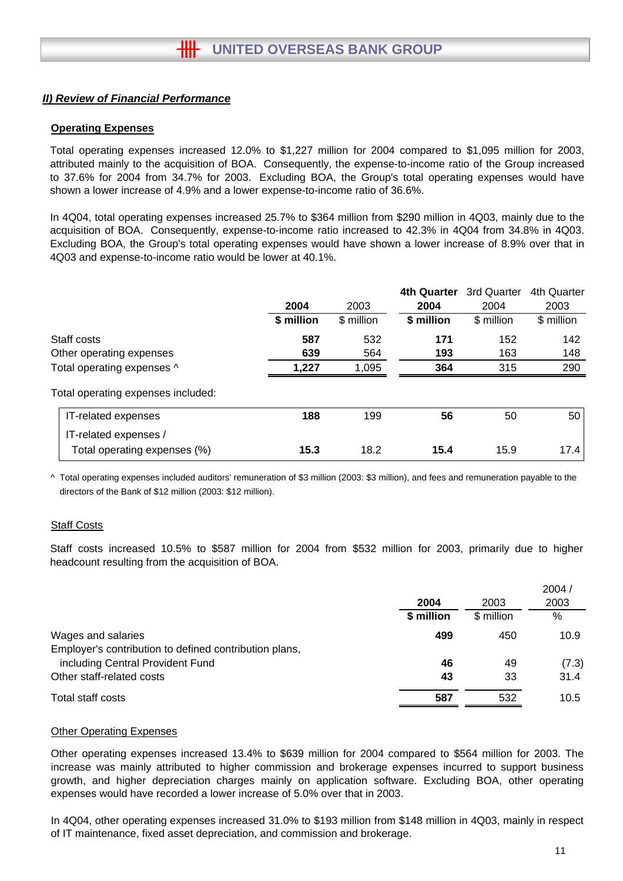## II) Review of Financial Performance

### Operating Expenses

Total operating expenses increased 12.0% to $1,227 million for 2004 compared to $1,095 million for 2003, attributed mainly to the acquisition of BOA. Consequently, the expense-to-income ratio of the Group increased to 37.6% for 2004 from 34.7% for 2003. Excluding BOA, the Group's total operating expenses would have shown a lower increase of 4.9% and a lower expense-to-income ratio of 36.6%.

In 4Q04, total operating expenses increased 25.7% to $364 million from $290 million in 4Q03, mainly due to the acquisition of BOA. Consequently, expense-to-income ratio increased to 42.3% in 4Q04 from 34.8% in 4Q03. Excluding BOA, the Group's total operating expenses would have shown a lower increase of 8.9% over that in 4Q03 and expense-to-income ratio would be lower at 40.1%.

| | **2004** | 2003 | **4th Quarter 2004** | 3rd Quarter 2004 | 4th Quarter 2003 |
|---|---|---|---|---|---|
| | **$ million** | $ million | **$ million** | $ million | $ million |
| Staff costs | **587** | 532 | **171** | 152 | 142 |
| Other operating expenses | **639** | 564 | **193** | 163 | 148 |
| Total operating expenses ^ | **1,227** | 1,095 | **364** | 315 | 290 |
| Total operating expenses included: | | | | | |
| IT-related expenses | **188** | 199 | **56** | 50 | 50 |
| IT-related expenses / Total operating expenses (%) | **15.3** | 18.2 | **15.4** | 15.9 | 17.4 |

^ Total operating expenses included auditors' remuneration of $3 million (2003: $3 million), and fees and remuneration payable to the directors of the Bank of $12 million (2003: $12 million).

#### Staff Costs

Staff costs increased 10.5% to $587 million for 2004 from $532 million for 2003, primarily due to higher headcount resulting from the acquisition of BOA.

| | **2004** | 2003 | 2004 / 2003 |
|---|---|---|---|
| | **$ million** | $ million | % |
| Wages and salaries | **499** | 450 | 10.9 |
| Employer's contribution to defined contribution plans, including Central Provident Fund | **46** | 49 | (7.3) |
| Other staff-related costs | **43** | 33 | 31.4 |
| Total staff costs | **587** | 532 | 10.5 |

#### Other Operating Expenses

Other operating expenses increased 13.4% to $639 million for 2004 compared to $564 million for 2003. The increase was mainly attributed to higher commission and brokerage expenses incurred to support business growth, and higher depreciation charges mainly on application software. Excluding BOA, other operating expenses would have recorded a lower increase of 5.0% over that in 2003.

In 4Q04, other operating expenses increased 31.0% to $193 million from $148 million in 4Q03, mainly in respect of IT maintenance, fixed asset depreciation, and commission and brokerage.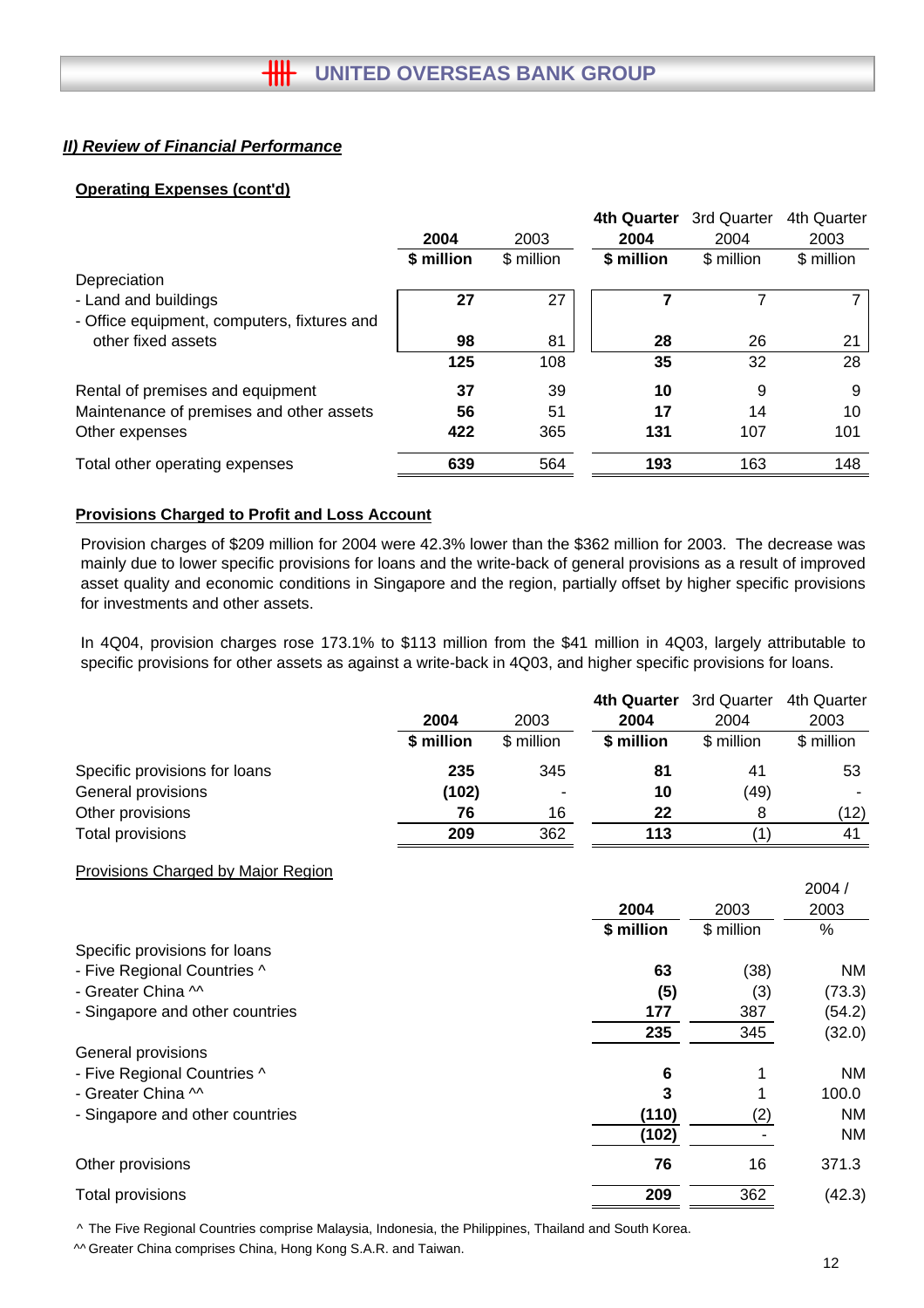## II) Review of Financial Performance

### Operating Expenses (cont'd)

| | 2004 | 2003 | 4th Quarter 2004 | 3rd Quarter 2004 | 4th Quarter 2003 |
|---|---|---|---|---|---|
| | **$ million** | $ million | **$ million** | $ million | $ million |
| Depreciation | | | | | |
| - Land and buildings | **27** | 27 | **7** | 7 | 7 |
| - Office equipment, computers, fixtures and other fixed assets | **98** | 81 | **28** | 26 | 21 |
| | **125** | 108 | **35** | 32 | 28 |
| Rental of premises and equipment | **37** | 39 | **10** | 9 | 9 |
| Maintenance of premises and other assets | **56** | 51 | **17** | 14 | 10 |
| Other expenses | **422** | 365 | **131** | 107 | 101 |
| Total other operating expenses | **639** | 564 | **193** | 163 | 148 |

### Provisions Charged to Profit and Loss Account

Provision charges of $209 million for 2004 were 42.3% lower than the $362 million for 2003. The decrease was mainly due to lower specific provisions for loans and the write-back of general provisions as a result of improved asset quality and economic conditions in Singapore and the region, partially offset by higher specific provisions for investments and other assets.

In 4Q04, provision charges rose 173.1% to $113 million from the $41 million in 4Q03, largely attributable to specific provisions for other assets as against a write-back in 4Q03, and higher specific provisions for loans.

| | 2004 | 2003 | 4th Quarter 2004 | 3rd Quarter 2004 | 4th Quarter 2003 |
|---|---|---|---|---|---|
| | **$ million** | $ million | **$ million** | $ million | $ million |
| Specific provisions for loans | **235** | 345 | **81** | 41 | 53 |
| General provisions | **(102)** | - | **10** | (49) | - |
| Other provisions | **76** | 16 | **22** | 8 | (12) |
| Total provisions | **209** | 362 | **113** | (1) | 41 |

Provisions Charged by Major Region

| | 2004 | 2003 | 2004 / 2003 |
|---|---|---|---|
| | **$ million** | $ million | % |
| Specific provisions for loans | | | |
| - Five Regional Countries ^ | **63** | (38) | NM |
| - Greater China ^^ | **(5)** | (3) | (73.3) |
| - Singapore and other countries | **177** | 387 | (54.2) |
| | **235** | 345 | (32.0) |
| General provisions | | | |
| - Five Regional Countries ^ | **6** | 1 | NM |
| - Greater China ^^ | **3** | 1 | 100.0 |
| - Singapore and other countries | **(110)** | (2) | NM |
| | **(102)** | - | NM |
| Other provisions | **76** | 16 | 371.3 |
| Total provisions | **209** | 362 | (42.3) |

^ The Five Regional Countries comprise Malaysia, Indonesia, the Philippines, Thailand and South Korea.

^^ Greater China comprises China, Hong Kong S.A.R. and Taiwan.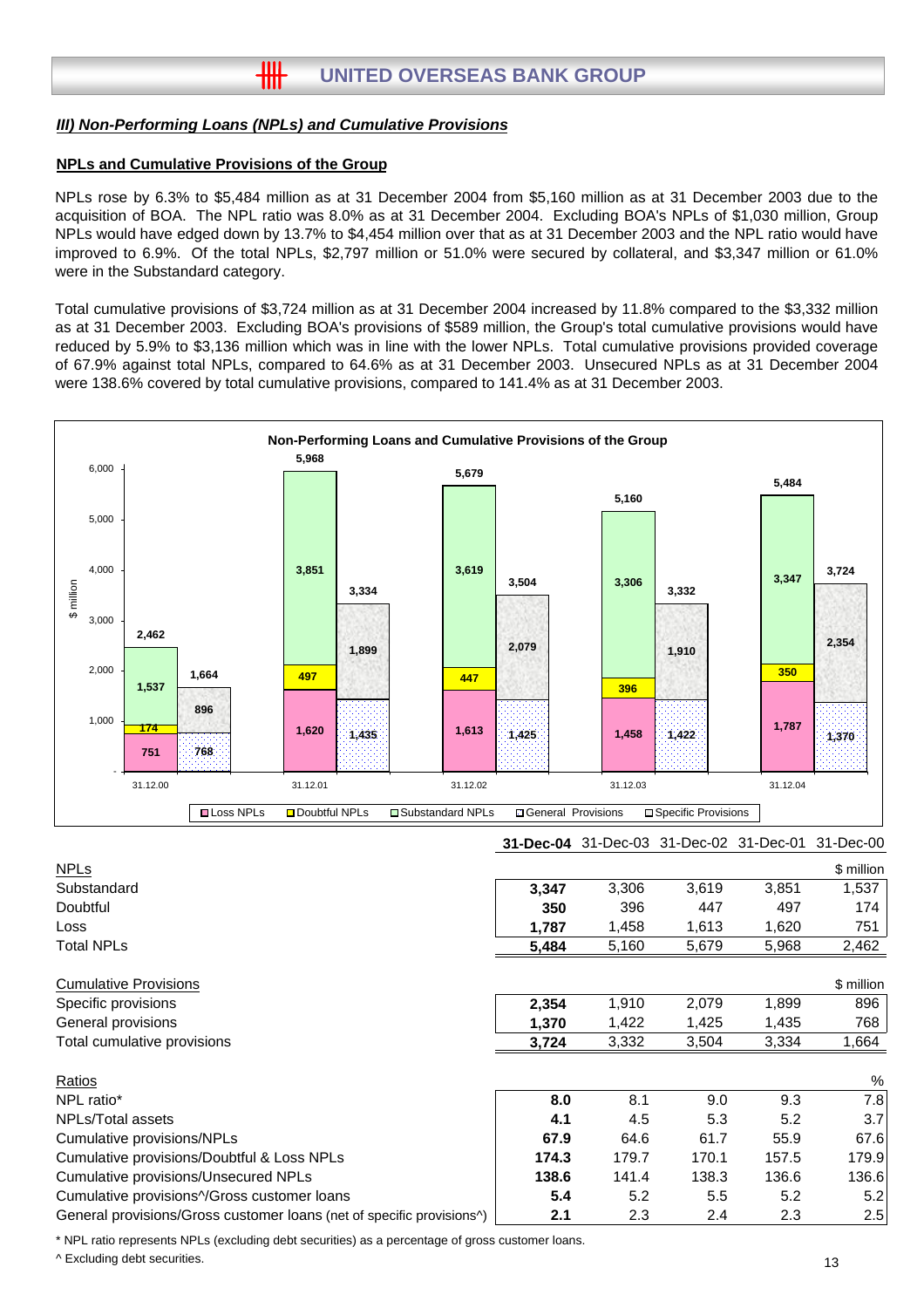### *III) Non-Performing Loans (NPLs) and Cumulative Provisions*

#### NPLs and Cumulative Provisions of the Group

NPLs rose by 6.3% to $5,484 million as at 31 December 2004 from $5,160 million as at 31 December 2003 due to the acquisition of BOA. The NPL ratio was 8.0% as at 31 December 2004. Excluding BOA's NPLs of $1,030 million, Group NPLs would have edged down by 13.7% to $4,454 million over that as at 31 December 2003 and the NPL ratio would have improved to 6.9%. Of the total NPLs, $2,797 million or 51.0% were secured by collateral, and $3,347 million or 61.0% were in the Substandard category.

Total cumulative provisions of $3,724 million as at 31 December 2004 increased by 11.8% compared to the $3,332 million as at 31 December 2003. Excluding BOA's provisions of $589 million, the Group's total cumulative provisions would have reduced by 5.9% to $3,136 million which was in line with the lower NPLs. Total cumulative provisions provided coverage of 67.9% against total NPLs, compared to 64.6% as at 31 December 2003. Unsecured NPLs as at 31 December 2004 were 138.6% covered by total cumulative provisions, compared to 141.4% as at 31 December 2003.

**Non-Performing Loans and Cumulative Provisions of the Group**

| $ million | 31.12.00 | 31.12.01 | 31.12.02 | 31.12.03 | 31.12.04 |
|---|---|---|---|---|---|
| Loss NPLs | 751 | 1,620 | 1,613 | 1,458 | 1,787 |
| Doubtful NPLs | 174 | 497 | 447 | 396 | 350 |
| Substandard NPLs | 1,537 | 3,851 | 3,619 | 3,306 | 3,347 |
| Total NPLs | 2,462 | 5,968 | 5,679 | 5,160 | 5,484 |
| General Provisions | 768 | 1,435 | 1,425 | 1,422 | 1,370 |
| Specific Provisions | 896 | 1,899 | 2,079 | 1,910 | 2,354 |
| Total Provisions | 1,664 | 3,334 | 3,504 | 3,332 | 3,724 |

| | **31-Dec-04** | 31-Dec-03 | 31-Dec-02 | 31-Dec-01 | 31-Dec-00 |
|---|---|---|---|---|---|
| NPLs | | | | | $ million |
| Substandard | **3,347** | 3,306 | 3,619 | 3,851 | 1,537 |
| Doubtful | **350** | 396 | 447 | 497 | 174 |
| Loss | **1,787** | 1,458 | 1,613 | 1,620 | 751 |
| Total NPLs | **5,484** | 5,160 | 5,679 | 5,968 | 2,462 |
| Cumulative Provisions | | | | | $ million |
| Specific provisions | **2,354** | 1,910 | 2,079 | 1,899 | 896 |
| General provisions | **1,370** | 1,422 | 1,425 | 1,435 | 768 |
| Total cumulative provisions | **3,724** | 3,332 | 3,504 | 3,334 | 1,664 |
| Ratios | | | | | % |
| NPL ratio* | **8.0** | 8.1 | 9.0 | 9.3 | 7.8 |
| NPLs/Total assets | **4.1** | 4.5 | 5.3 | 5.2 | 3.7 |
| Cumulative provisions/NPLs | **67.9** | 64.6 | 61.7 | 55.9 | 67.6 |
| Cumulative provisions/Doubtful & Loss NPLs | **174.3** | 179.7 | 170.1 | 157.5 | 179.9 |
| Cumulative provisions/Unsecured NPLs | **138.6** | 141.4 | 138.3 | 136.6 | 136.6 |
| Cumulative provisions^/Gross customer loans | **5.4** | 5.2 | 5.5 | 5.2 | 5.2 |
| General provisions/Gross customer loans (net of specific provisions^) | **2.1** | 2.3 | 2.4 | 2.3 | 2.5 |

\* NPL ratio represents NPLs (excluding debt securities) as a percentage of gross customer loans.

^ Excluding debt securities.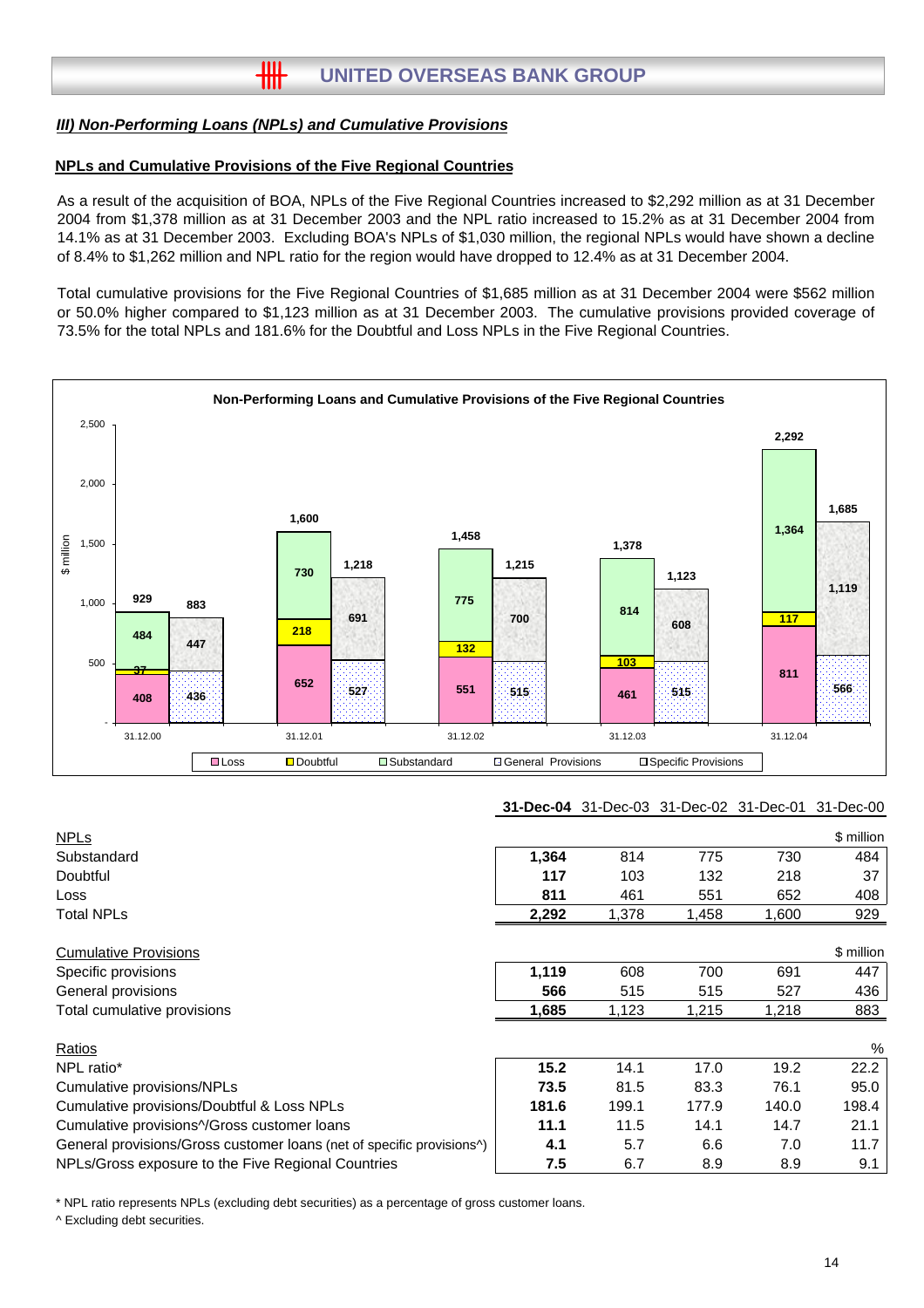### III) Non-Performing Loans (NPLs) and Cumulative Provisions

#### NPLs and Cumulative Provisions of the Five Regional Countries

As a result of the acquisition of BOA, NPLs of the Five Regional Countries increased to $2,292 million as at 31 December 2004 from $1,378 million as at 31 December 2003 and the NPL ratio increased to 15.2% as at 31 December 2004 from 14.1% as at 31 December 2003. Excluding BOA's NPLs of $1,030 million, the regional NPLs would have shown a decline of 8.4% to $1,262 million and NPL ratio for the region would have dropped to 12.4% as at 31 December 2004.

Total cumulative provisions for the Five Regional Countries of $1,685 million as at 31 December 2004 were $562 million or 50.0% higher compared to $1,123 million as at 31 December 2003. The cumulative provisions provided coverage of 73.5% for the total NPLs and 181.6% for the Doubtful and Loss NPLs in the Five Regional Countries.

**Non-Performing Loans and Cumulative Provisions of the Five Regional Countries**

($ million)

| | 31.12.00 | 31.12.01 | 31.12.02 | 31.12.03 | 31.12.04 |
|---|---|---|---|---|---|
| Loss | 408 | 652 | 551 | 461 | 811 |
| Doubtful | 37 | 218 | 132 | 103 | 117 |
| Substandard | 484 | 730 | 775 | 814 | 1,364 |
| Total NPLs | 929 | 1,600 | 1,458 | 1,378 | 2,292 |
| General Provisions | 436 | 527 | 515 | 515 | 566 |
| Specific Provisions | 447 | 691 | 700 | 608 | 1,119 |
| Total Provisions | 883 | 1,218 | 1,215 | 1,123 | 1,685 |

| | **31-Dec-04** | 31-Dec-03 | 31-Dec-02 | 31-Dec-01 | 31-Dec-00 |
|---|---|---|---|---|---|
| NPLs | | | | | $ million |
| Substandard | **1,364** | 814 | 775 | 730 | 484 |
| Doubtful | **117** | 103 | 132 | 218 | 37 |
| Loss | **811** | 461 | 551 | 652 | 408 |
| Total NPLs | **2,292** | 1,378 | 1,458 | 1,600 | 929 |
| | | | | | |
| Cumulative Provisions | | | | | $ million |
| Specific provisions | **1,119** | 608 | 700 | 691 | 447 |
| General provisions | **566** | 515 | 515 | 527 | 436 |
| Total cumulative provisions | **1,685** | 1,123 | 1,215 | 1,218 | 883 |
| | | | | | |
| Ratios | | | | | % |
| NPL ratio* | **15.2** | 14.1 | 17.0 | 19.2 | 22.2 |
| Cumulative provisions/NPLs | **73.5** | 81.5 | 83.3 | 76.1 | 95.0 |
| Cumulative provisions/Doubtful & Loss NPLs | **181.6** | 199.1 | 177.9 | 140.0 | 198.4 |
| Cumulative provisions^/Gross customer loans | **11.1** | 11.5 | 14.1 | 14.7 | 21.1 |
| General provisions/Gross customer loans (net of specific provisions^) | **4.1** | 5.7 | 6.6 | 7.0 | 11.7 |
| NPLs/Gross exposure to the Five Regional Countries | **7.5** | 6.7 | 8.9 | 8.9 | 9.1 |

\* NPL ratio represents NPLs (excluding debt securities) as a percentage of gross customer loans.

^ Excluding debt securities.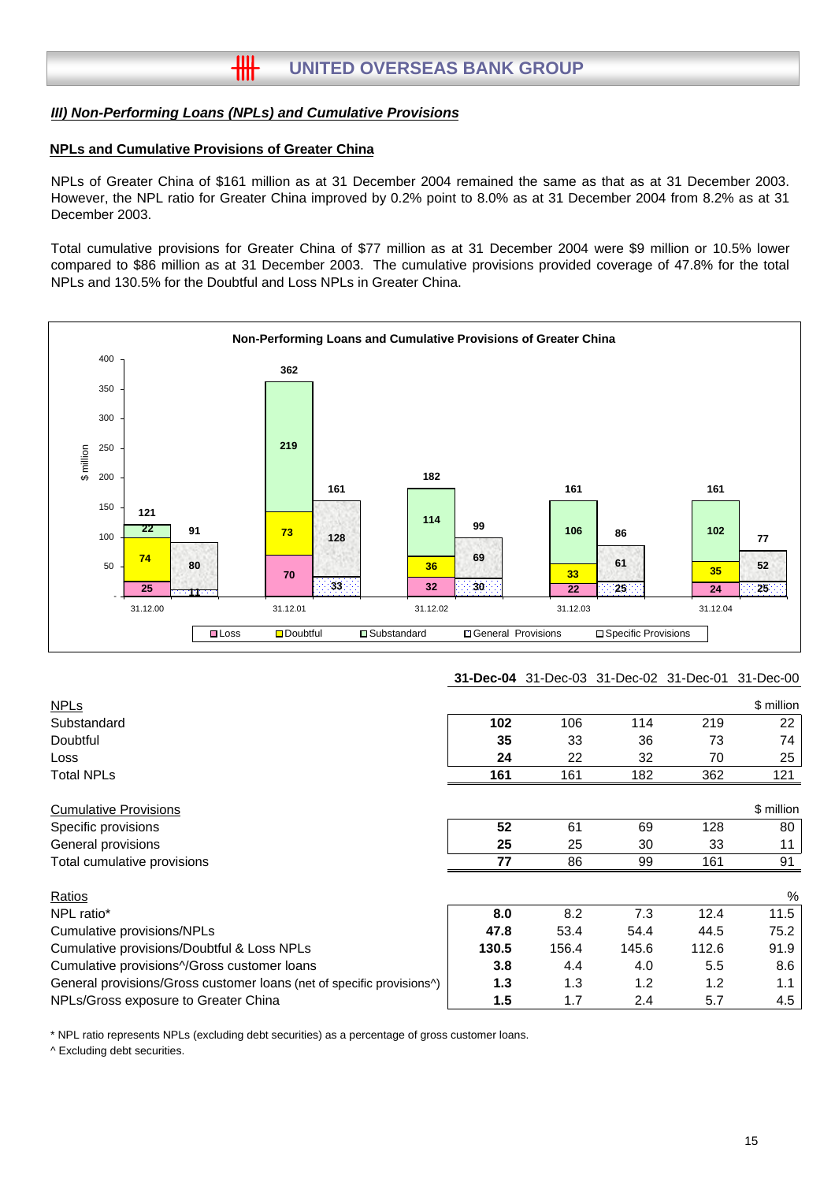## *III) Non-Performing Loans (NPLs) and Cumulative Provisions*

### NPLs and Cumulative Provisions of Greater China

NPLs of Greater China of $161 million as at 31 December 2004 remained the same as that as at 31 December 2003. However, the NPL ratio for Greater China improved by 0.2% point to 8.0% as at 31 December 2004 from 8.2% as at 31 December 2003.

Total cumulative provisions for Greater China of $77 million as at 31 December 2004 were $9 million or 10.5% lower compared to $86 million as at 31 December 2003. The cumulative provisions provided coverage of 47.8% for the total NPLs and 130.5% for the Doubtful and Loss NPLs in Greater China.

**Non-Performing Loans and Cumulative Provisions of Greater China**

| ($ million) | 31.12.00 | 31.12.01 | 31.12.02 | 31.12.03 | 31.12.04 |
|---|---|---|---|---|---|
| Loss | 25 | 70 | 32 | 22 | 24 |
| Doubtful | 74 | 73 | 36 | 33 | 35 |
| Substandard | 22 | 219 | 114 | 106 | 102 |
| Total NPLs | 121 | 362 | 182 | 161 | 161 |
| General Provisions | 11 | 33 | 30 | 25 | 25 |
| Specific Provisions | 80 | 128 | 69 | 61 | 52 |
| Total Provisions | 91 | 161 | 99 | 86 | 77 |

| | **31-Dec-04** | 31-Dec-03 | 31-Dec-02 | 31-Dec-01 | 31-Dec-00 |
|---|---|---|---|---|---|
| NPLs | | | | | $ million |
| Substandard | **102** | 106 | 114 | 219 | 22 |
| Doubtful | **35** | 33 | 36 | 73 | 74 |
| Loss | **24** | 22 | 32 | 70 | 25 |
| Total NPLs | **161** | 161 | 182 | 362 | 121 |
| Cumulative Provisions | | | | | $ million |
| Specific provisions | **52** | 61 | 69 | 128 | 80 |
| General provisions | **25** | 25 | 30 | 33 | 11 |
| Total cumulative provisions | **77** | 86 | 99 | 161 | 91 |
| Ratios | | | | | % |
| NPL ratio* | **8.0** | 8.2 | 7.3 | 12.4 | 11.5 |
| Cumulative provisions/NPLs | **47.8** | 53.4 | 54.4 | 44.5 | 75.2 |
| Cumulative provisions/Doubtful & Loss NPLs | **130.5** | 156.4 | 145.6 | 112.6 | 91.9 |
| Cumulative provisions^/Gross customer loans | **3.8** | 4.4 | 4.0 | 5.5 | 8.6 |
| General provisions/Gross customer loans (net of specific provisions^) | **1.3** | 1.3 | 1.2 | 1.2 | 1.1 |
| NPLs/Gross exposure to Greater China | **1.5** | 1.7 | 2.4 | 5.7 | 4.5 |

\* NPL ratio represents NPLs (excluding debt securities) as a percentage of gross customer loans.

^ Excluding debt securities.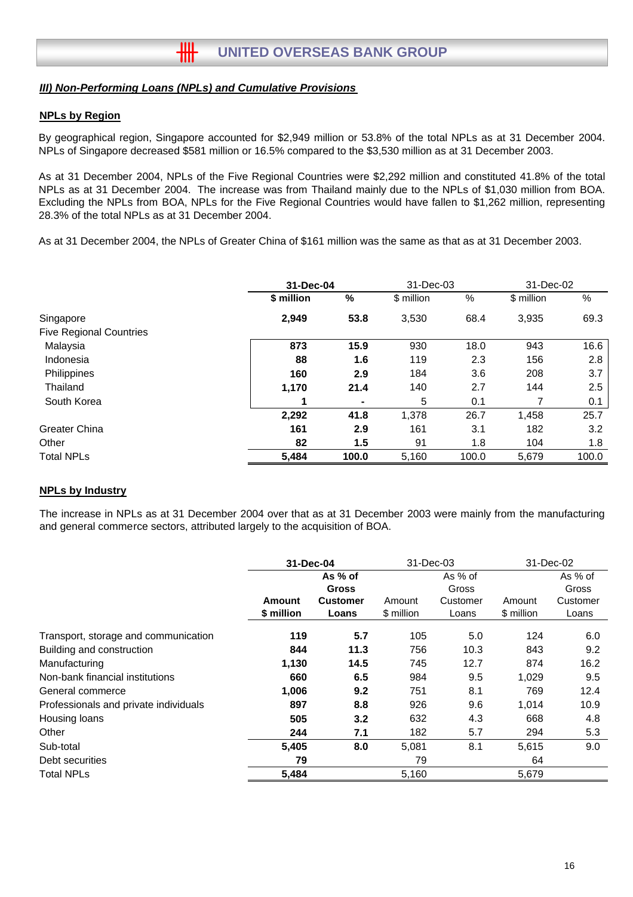## III) Non-Performing Loans (NPLs) and Cumulative Provisions

### NPLs by Region

By geographical region, Singapore accounted for $2,949 million or 53.8% of the total NPLs as at 31 December 2004. NPLs of Singapore decreased $581 million or 16.5% compared to the $3,530 million as at 31 December 2003.

As at 31 December 2004, NPLs of the Five Regional Countries were $2,292 million and constituted 41.8% of the total NPLs as at 31 December 2004. The increase was from Thailand mainly due to the NPLs of $1,030 million from BOA. Excluding the NPLs from BOA, NPLs for the Five Regional Countries would have fallen to $1,262 million, representing 28.3% of the total NPLs as at 31 December 2004.

As at 31 December 2004, the NPLs of Greater China of $161 million was the same as that as at 31 December 2003.

| | **31-Dec-04** | | 31-Dec-03 | | 31-Dec-02 | |
|---|---|---|---|---|---|---|
| | **$ million** | **%** | $ million | % | $ million | % |
| Singapore | **2,949** | **53.8** | 3,530 | 68.4 | 3,935 | 69.3 |
| Five Regional Countries | | | | | | |
| Malaysia | **873** | **15.9** | 930 | 18.0 | 943 | 16.6 |
| Indonesia | **88** | **1.6** | 119 | 2.3 | 156 | 2.8 |
| Philippines | **160** | **2.9** | 184 | 3.6 | 208 | 3.7 |
| Thailand | **1,170** | **21.4** | 140 | 2.7 | 144 | 2.5 |
| South Korea | **1** | **-** | 5 | 0.1 | 7 | 0.1 |
| | **2,292** | **41.8** | 1,378 | 26.7 | 1,458 | 25.7 |
| Greater China | **161** | **2.9** | 161 | 3.1 | 182 | 3.2 |
| Other | **82** | **1.5** | 91 | 1.8 | 104 | 1.8 |
| Total NPLs | **5,484** | **100.0** | 5,160 | 100.0 | 5,679 | 100.0 |

### NPLs by Industry

The increase in NPLs as at 31 December 2004 over that as at 31 December 2003 were mainly from the manufacturing and general commerce sectors, attributed largely to the acquisition of BOA.

| | **31-Dec-04** | | 31-Dec-03 | | 31-Dec-02 | |
|---|---|---|---|---|---|---|
| | **Amount $ million** | **As % of Gross Customer Loans** | Amount $ million | As % of Gross Customer Loans | Amount $ million | As % of Gross Customer Loans |
| Transport, storage and communication | **119** | **5.7** | 105 | 5.0 | 124 | 6.0 |
| Building and construction | **844** | **11.3** | 756 | 10.3 | 843 | 9.2 |
| Manufacturing | **1,130** | **14.5** | 745 | 12.7 | 874 | 16.2 |
| Non-bank financial institutions | **660** | **6.5** | 984 | 9.5 | 1,029 | 9.5 |
| General commerce | **1,006** | **9.2** | 751 | 8.1 | 769 | 12.4 |
| Professionals and private individuals | **897** | **8.8** | 926 | 9.6 | 1,014 | 10.9 |
| Housing loans | **505** | **3.2** | 632 | 4.3 | 668 | 4.8 |
| Other | **244** | **7.1** | 182 | 5.7 | 294 | 5.3 |
| Sub-total | **5,405** | **8.0** | 5,081 | 8.1 | 5,615 | 9.0 |
| Debt securities | **79** | | 79 | | 64 | |
| Total NPLs | **5,484** | | 5,160 | | 5,679 | |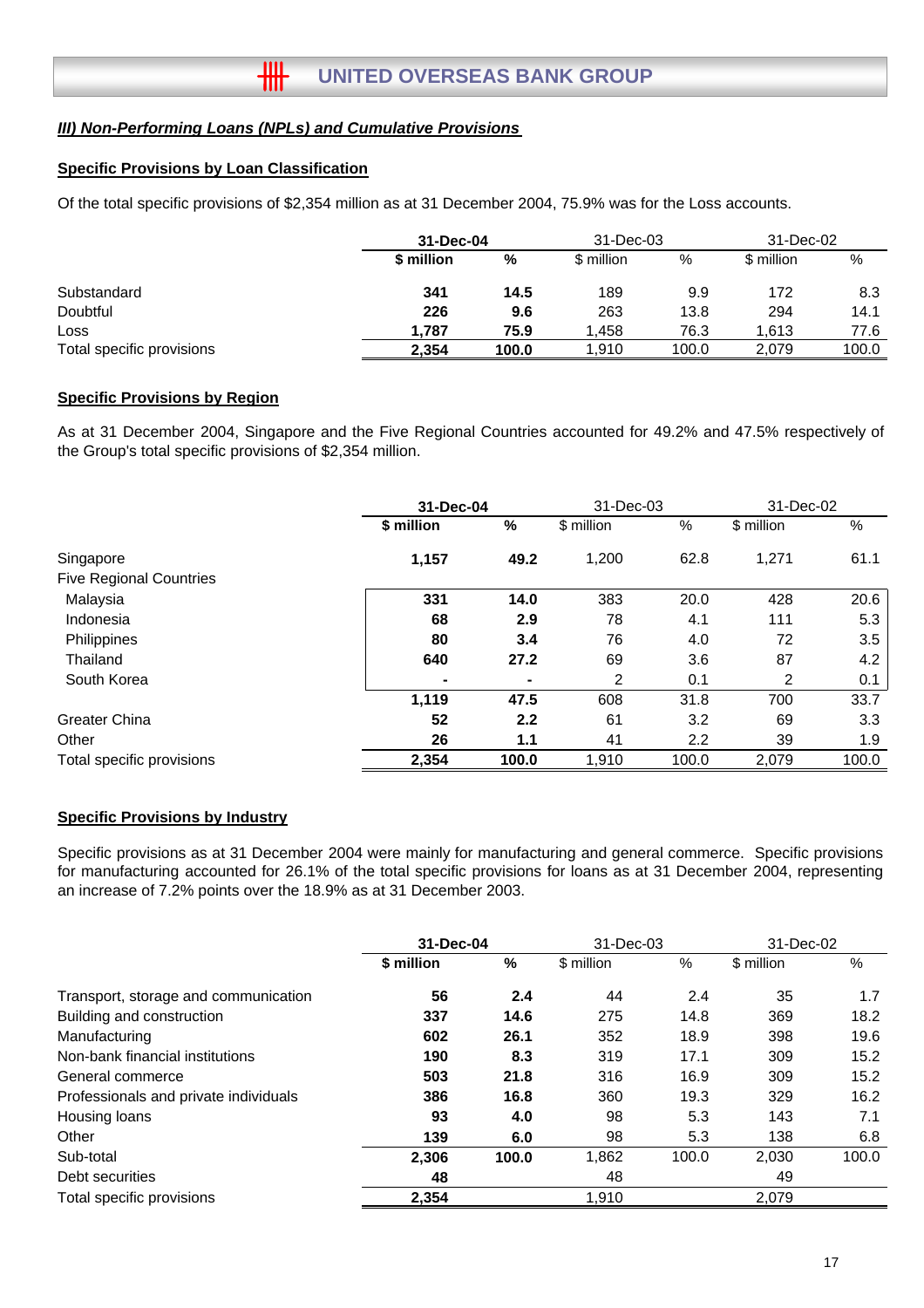## *III) Non-Performing Loans (NPLs) and Cumulative Provisions*

### Specific Provisions by Loan Classification

Of the total specific provisions of $2,354 million as at 31 December 2004, 75.9% was for the Loss accounts.

| | **31-Dec-04** | | 31-Dec-03 | | 31-Dec-02 | |
|---|---|---|---|---|---|---|
| | **$ million** | **%** | $ million | % | $ million | % |
| Substandard | **341** | **14.5** | 189 | 9.9 | 172 | 8.3 |
| Doubtful | **226** | **9.6** | 263 | 13.8 | 294 | 14.1 |
| Loss | **1,787** | **75.9** | 1,458 | 76.3 | 1,613 | 77.6 |
| Total specific provisions | **2,354** | **100.0** | 1,910 | 100.0 | 2,079 | 100.0 |

### Specific Provisions by Region

As at 31 December 2004, Singapore and the Five Regional Countries accounted for 49.2% and 47.5% respectively of the Group's total specific provisions of $2,354 million.

| | **31-Dec-04** | | 31-Dec-03 | | 31-Dec-02 | |
|---|---|---|---|---|---|---|
| | **$ million** | **%** | $ million | % | $ million | % |
| Singapore | **1,157** | **49.2** | 1,200 | 62.8 | 1,271 | 61.1 |
| Five Regional Countries | | | | | | |
| Malaysia | **331** | **14.0** | 383 | 20.0 | 428 | 20.6 |
| Indonesia | **68** | **2.9** | 78 | 4.1 | 111 | 5.3 |
| Philippines | **80** | **3.4** | 76 | 4.0 | 72 | 3.5 |
| Thailand | **640** | **27.2** | 69 | 3.6 | 87 | 4.2 |
| South Korea | **-** | **-** | 2 | 0.1 | 2 | 0.1 |
| | **1,119** | **47.5** | 608 | 31.8 | 700 | 33.7 |
| Greater China | **52** | **2.2** | 61 | 3.2 | 69 | 3.3 |
| Other | **26** | **1.1** | 41 | 2.2 | 39 | 1.9 |
| Total specific provisions | **2,354** | **100.0** | 1,910 | 100.0 | 2,079 | 100.0 |

### Specific Provisions by Industry

Specific provisions as at 31 December 2004 were mainly for manufacturing and general commerce. Specific provisions for manufacturing accounted for 26.1% of the total specific provisions for loans as at 31 December 2004, representing an increase of 7.2% points over the 18.9% as at 31 December 2003.

| | **31-Dec-04** | | 31-Dec-03 | | 31-Dec-02 | |
|---|---|---|---|---|---|---|
| | **$ million** | **%** | $ million | % | $ million | % |
| Transport, storage and communication | **56** | **2.4** | 44 | 2.4 | 35 | 1.7 |
| Building and construction | **337** | **14.6** | 275 | 14.8 | 369 | 18.2 |
| Manufacturing | **602** | **26.1** | 352 | 18.9 | 398 | 19.6 |
| Non-bank financial institutions | **190** | **8.3** | 319 | 17.1 | 309 | 15.2 |
| General commerce | **503** | **21.8** | 316 | 16.9 | 309 | 15.2 |
| Professionals and private individuals | **386** | **16.8** | 360 | 19.3 | 329 | 16.2 |
| Housing loans | **93** | **4.0** | 98 | 5.3 | 143 | 7.1 |
| Other | **139** | **6.0** | 98 | 5.3 | 138 | 6.8 |
| Sub-total | **2,306** | **100.0** | 1,862 | 100.0 | 2,030 | 100.0 |
| Debt securities | **48** | | 48 | | 49 | |
| Total specific provisions | **2,354** | | 1,910 | | 2,079 | |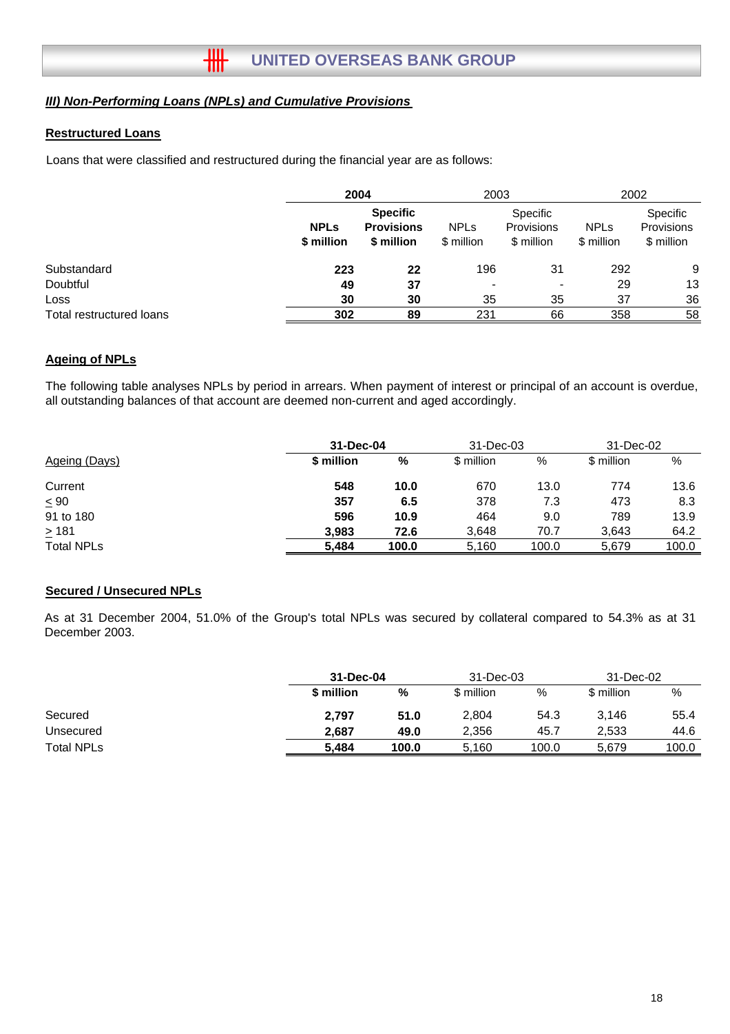### III) Non-Performing Loans (NPLs) and Cumulative Provisions

#### Restructured Loans

Loans that were classified and restructured during the financial year are as follows:

| | 2004 | | 2003 | | 2002 | |
|---|---|---|---|---|---|---|
| | **NPLs $ million** | **Specific Provisions $ million** | NPLs $ million | Specific Provisions $ million | NPLs $ million | Specific Provisions $ million |
| Substandard | **223** | **22** | 196 | 31 | 292 | 9 |
| Doubtful | **49** | **37** | - | - | 29 | 13 |
| Loss | **30** | **30** | 35 | 35 | 37 | 36 |
| Total restructured loans | **302** | **89** | 231 | 66 | 358 | 58 |

#### Ageing of NPLs

The following table analyses NPLs by period in arrears. When payment of interest or principal of an account is overdue, all outstanding balances of that account are deemed non-current and aged accordingly.

| | 31-Dec-04 | | 31-Dec-03 | | 31-Dec-02 | |
|---|---|---|---|---|---|---|
| Ageing (Days) | **$ million** | **%** | $ million | % | $ million | % |
| Current | **548** | **10.0** | 670 | 13.0 | 774 | 13.6 |
| ≤ 90 | **357** | **6.5** | 378 | 7.3 | 473 | 8.3 |
| 91 to 180 | **596** | **10.9** | 464 | 9.0 | 789 | 13.9 |
| ≥ 181 | **3,983** | **72.6** | 3,648 | 70.7 | 3,643 | 64.2 |
| Total NPLs | **5,484** | **100.0** | 5,160 | 100.0 | 5,679 | 100.0 |

#### Secured / Unsecured NPLs

As at 31 December 2004, 51.0% of the Group's total NPLs was secured by collateral compared to 54.3% as at 31 December 2003.

| | 31-Dec-04 | | 31-Dec-03 | | 31-Dec-02 | |
|---|---|---|---|---|---|---|
| | **$ million** | **%** | $ million | % | $ million | % |
| Secured | **2,797** | **51.0** | 2,804 | 54.3 | 3,146 | 55.4 |
| Unsecured | **2,687** | **49.0** | 2,356 | 45.7 | 2,533 | 44.6 |
| Total NPLs | **5,484** | **100.0** | 5,160 | 100.0 | 5,679 | 100.0 |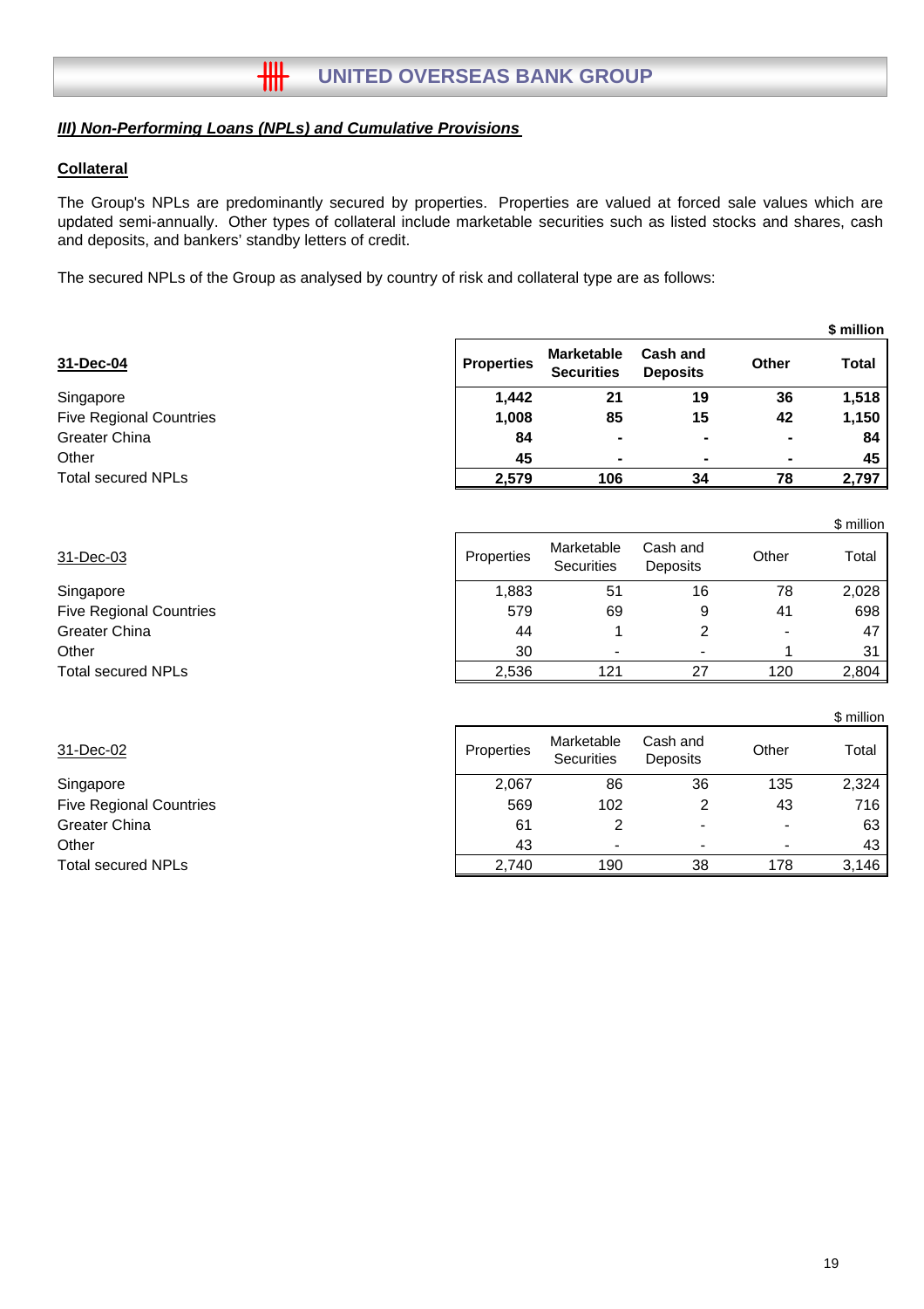## ***III) Non-Performing Loans (NPLs) and Cumulative Provisions***

**Collateral**

The Group's NPLs are predominantly secured by properties. Properties are valued at forced sale values which are updated semi-annually. Other types of collateral include marketable securities such as listed stocks and shares, cash and deposits, and bankers' standby letters of credit.

The secured NPLs of the Group as analysed by country of risk and collateral type are as follows:

**$ million**

| **31-Dec-04** | **Properties** | **Marketable Securities** | **Cash and Deposits** | **Other** | **Total** |
|---|---|---|---|---|---|
| Singapore | **1,442** | **21** | **19** | **36** | **1,518** |
| Five Regional Countries | **1,008** | **85** | **15** | **42** | **1,150** |
| Greater China | **84** | **-** | **-** | **-** | **84** |
| Other | **45** | **-** | **-** | **-** | **45** |
| Total secured NPLs | **2,579** | **106** | **34** | **78** | **2,797** |

$ million

| 31-Dec-03 | Properties | Marketable Securities | Cash and Deposits | Other | Total |
|---|---|---|---|---|---|
| Singapore | 1,883 | 51 | 16 | 78 | 2,028 |
| Five Regional Countries | 579 | 69 | 9 | 41 | 698 |
| Greater China | 44 | 1 | 2 | - | 47 |
| Other | 30 | - | - | 1 | 31 |
| Total secured NPLs | 2,536 | 121 | 27 | 120 | 2,804 |

$ million

| 31-Dec-02 | Properties | Marketable Securities | Cash and Deposits | Other | Total |
|---|---|---|---|---|---|
| Singapore | 2,067 | 86 | 36 | 135 | 2,324 |
| Five Regional Countries | 569 | 102 | 2 | 43 | 716 |
| Greater China | 61 | 2 | - | - | 63 |
| Other | 43 | - | - | - | 43 |
| Total secured NPLs | 2,740 | 190 | 38 | 178 | 3,146 |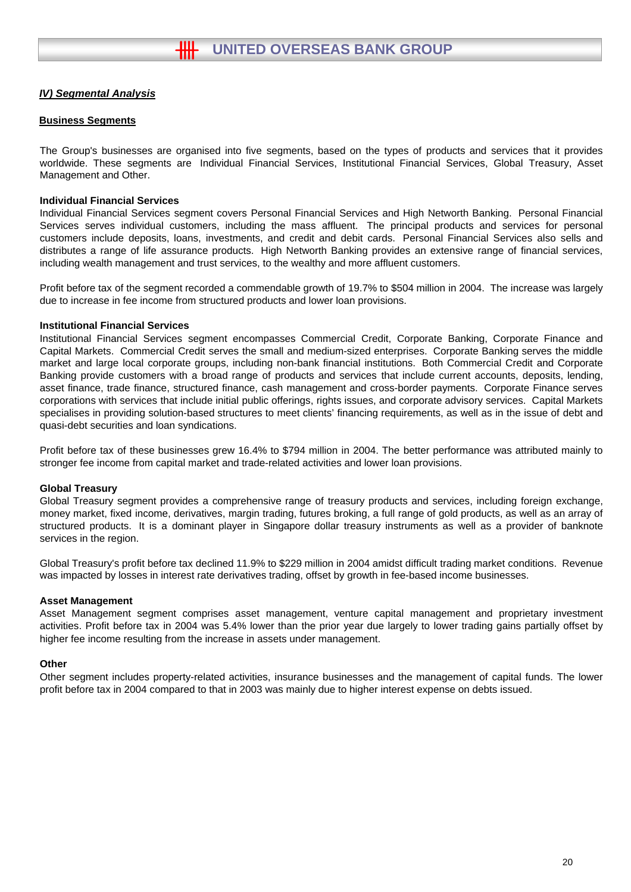## *IV) Segmental Analysis*

### Business Segments

The Group's businesses are organised into five segments, based on the types of products and services that it provides worldwide. These segments are Individual Financial Services, Institutional Financial Services, Global Treasury, Asset Management and Other.

**Individual Financial Services**

Individual Financial Services segment covers Personal Financial Services and High Networth Banking. Personal Financial Services serves individual customers, including the mass affluent. The principal products and services for personal customers include deposits, loans, investments, and credit and debit cards. Personal Financial Services also sells and distributes a range of life assurance products. High Networth Banking provides an extensive range of financial services, including wealth management and trust services, to the wealthy and more affluent customers.

Profit before tax of the segment recorded a commendable growth of 19.7% to $504 million in 2004. The increase was largely due to increase in fee income from structured products and lower loan provisions.

**Institutional Financial Services**

Institutional Financial Services segment encompasses Commercial Credit, Corporate Banking, Corporate Finance and Capital Markets. Commercial Credit serves the small and medium-sized enterprises. Corporate Banking serves the middle market and large local corporate groups, including non-bank financial institutions. Both Commercial Credit and Corporate Banking provide customers with a broad range of products and services that include current accounts, deposits, lending, asset finance, trade finance, structured finance, cash management and cross-border payments. Corporate Finance serves corporations with services that include initial public offerings, rights issues, and corporate advisory services. Capital Markets specialises in providing solution-based structures to meet clients' financing requirements, as well as in the issue of debt and quasi-debt securities and loan syndications.

Profit before tax of these businesses grew 16.4% to $794 million in 2004. The better performance was attributed mainly to stronger fee income from capital market and trade-related activities and lower loan provisions.

**Global Treasury**

Global Treasury segment provides a comprehensive range of treasury products and services, including foreign exchange, money market, fixed income, derivatives, margin trading, futures broking, a full range of gold products, as well as an array of structured products. It is a dominant player in Singapore dollar treasury instruments as well as a provider of banknote services in the region.

Global Treasury's profit before tax declined 11.9% to $229 million in 2004 amidst difficult trading market conditions. Revenue was impacted by losses in interest rate derivatives trading, offset by growth in fee-based income businesses.

**Asset Management**

Asset Management segment comprises asset management, venture capital management and proprietary investment activities. Profit before tax in 2004 was 5.4% lower than the prior year due largely to lower trading gains partially offset by higher fee income resulting from the increase in assets under management.

**Other**

Other segment includes property-related activities, insurance businesses and the management of capital funds. The lower profit before tax in 2004 compared to that in 2003 was mainly due to higher interest expense on debts issued.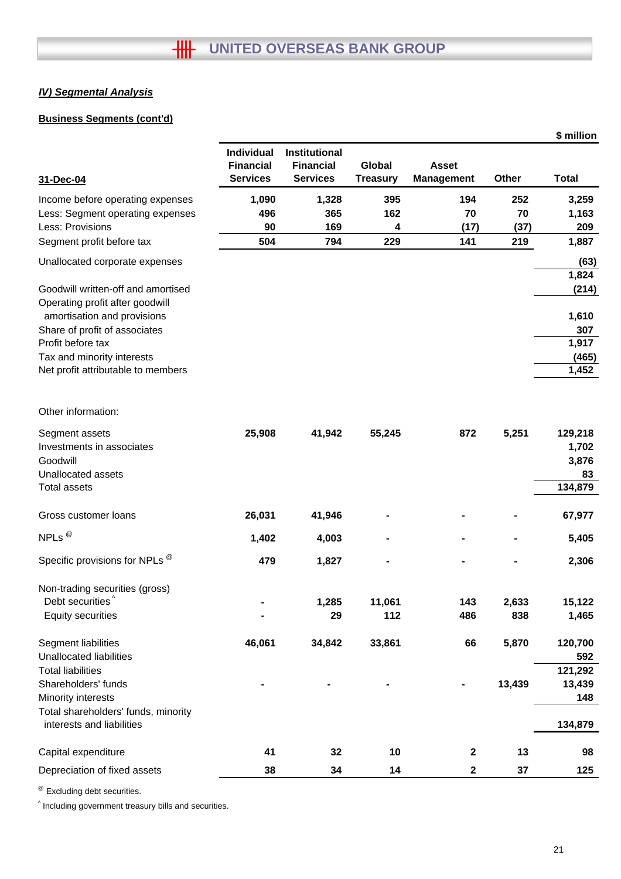## IV) Segmental Analysis

### Business Segments (cont'd)

| 31-Dec-04 | Individual Financial Services | Institutional Financial Services | Global Treasury | Asset Management | Other | Total |
|---|---|---|---|---|---|---|
| | | | | | | $ million |
| Income before operating expenses | 1,090 | 1,328 | 395 | 194 | 252 | 3,259 |
| Less: Segment operating expenses | 496 | 365 | 162 | 70 | 70 | 1,163 |
| Less: Provisions | 90 | 169 | 4 | (17) | (37) | 209 |
| Segment profit before tax | 504 | 794 | 229 | 141 | 219 | 1,887 |
| Unallocated corporate expenses | | | | | | (63) |
| | | | | | | 1,824 |
| Goodwill written-off and amortised | | | | | | (214) |
| Operating profit after goodwill amortisation and provisions | | | | | | 1,610 |
| Share of profit of associates | | | | | | 307 |
| Profit before tax | | | | | | 1,917 |
| Tax and minority interests | | | | | | (465) |
| Net profit attributable to members | | | | | | 1,452 |
| | | | | | | |
| Other information: | | | | | | |
| Segment assets | 25,908 | 41,942 | 55,245 | 872 | 5,251 | 129,218 |
| Investments in associates | | | | | | 1,702 |
| Goodwill | | | | | | 3,876 |
| Unallocated assets | | | | | | 83 |
| Total assets | | | | | | 134,879 |
| Gross customer loans | 26,031 | 41,946 | - | - | - | 67,977 |
| NPLs @ | 1,402 | 4,003 | - | - | - | 5,405 |
| Specific provisions for NPLs @ | 479 | 1,827 | - | - | - | 2,306 |
| Non-trading securities (gross) | | | | | | |
| Debt securities ^ | - | 1,285 | 11,061 | 143 | 2,633 | 15,122 |
| Equity securities | - | 29 | 112 | 486 | 838 | 1,465 |
| Segment liabilities | 46,061 | 34,842 | 33,861 | 66 | 5,870 | 120,700 |
| Unallocated liabilities | | | | | | 592 |
| Total liabilities | | | | | | 121,292 |
| Shareholders' funds | - | - | - | - | 13,439 | 13,439 |
| Minority interests | | | | | | 148 |
| Total shareholders' funds, minority interests and liabilities | | | | | | 134,879 |
| Capital expenditure | 41 | 32 | 10 | 2 | 13 | 98 |
| Depreciation of fixed assets | 38 | 34 | 14 | 2 | 37 | 125 |

@ Excluding debt securities.

^ Including government treasury bills and securities.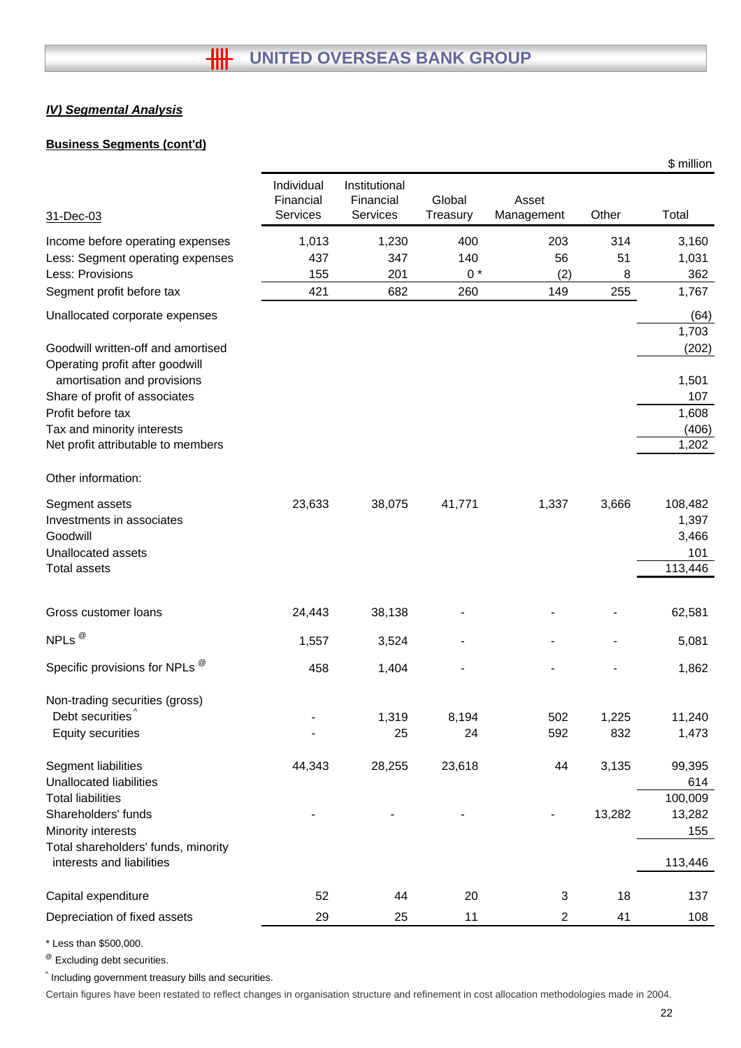## IV) Segmental Analysis

### Business Segments (cont'd)

$ million

| 31-Dec-03 | Individual Financial Services | Institutional Financial Services | Global Treasury | Asset Management | Other | Total |
|---|---|---|---|---|---|---|
| Income before operating expenses | 1,013 | 1,230 | 400 | 203 | 314 | 3,160 |
| Less: Segment operating expenses | 437 | 347 | 140 | 56 | 51 | 1,031 |
| Less: Provisions | 155 | 201 | 0 * | (2) | 8 | 362 |
| Segment profit before tax | 421 | 682 | 260 | 149 | 255 | 1,767 |
| Unallocated corporate expenses | | | | | | (64) |
| | | | | | | 1,703 |
| Goodwill written-off and amortised | | | | | | (202) |
| Operating profit after goodwill amortisation and provisions | | | | | | 1,501 |
| Share of profit of associates | | | | | | 107 |
| Profit before tax | | | | | | 1,608 |
| Tax and minority interests | | | | | | (406) |
| Net profit attributable to members | | | | | | 1,202 |
| Other information: | | | | | | |
| Segment assets | 23,633 | 38,075 | 41,771 | 1,337 | 3,666 | 108,482 |
| Investments in associates | | | | | | 1,397 |
| Goodwill | | | | | | 3,466 |
| Unallocated assets | | | | | | 101 |
| Total assets | | | | | | 113,446 |
| Gross customer loans | 24,443 | 38,138 | - | - | - | 62,581 |
| NPLs @ | 1,557 | 3,524 | - | - | - | 5,081 |
| Specific provisions for NPLs @ | 458 | 1,404 | - | - | - | 1,862 |
| Non-trading securities (gross) | | | | | | |
| Debt securities ^ | - | 1,319 | 8,194 | 502 | 1,225 | 11,240 |
| Equity securities | - | 25 | 24 | 592 | 832 | 1,473 |
| Segment liabilities | 44,343 | 28,255 | 23,618 | 44 | 3,135 | 99,395 |
| Unallocated liabilities | | | | | | 614 |
| Total liabilities | | | | | | 100,009 |
| Shareholders' funds | - | - | - | - | 13,282 | 13,282 |
| Minority interests | | | | | | 155 |
| Total shareholders' funds, minority interests and liabilities | | | | | | 113,446 |
| Capital expenditure | 52 | 44 | 20 | 3 | 18 | 137 |
| Depreciation of fixed assets | 29 | 25 | 11 | 2 | 41 | 108 |

\* Less than $500,000.

@ Excluding debt securities.

^ Including government treasury bills and securities.

Certain figures have been restated to reflect changes in organisation structure and refinement in cost allocation methodologies made in 2004.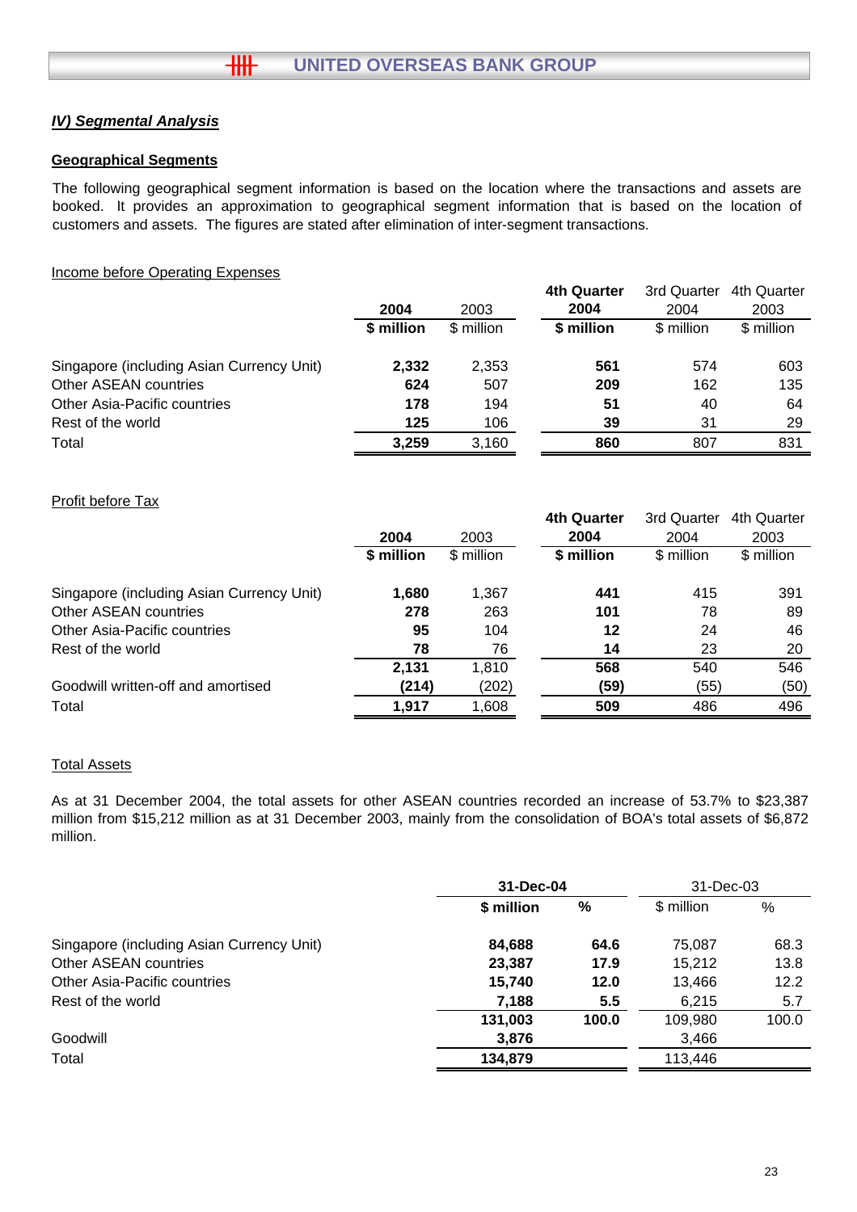## *IV) Segmental Analysis*

### Geographical Segments

The following geographical segment information is based on the location where the transactions and assets are booked. It provides an approximation to geographical segment information that is based on the location of customers and assets. The figures are stated after elimination of inter-segment transactions.

Income before Operating Expenses

| | **2004** | 2003 | **4th Quarter 2004** | 3rd Quarter 2004 | 4th Quarter 2003 |
|---|---|---|---|---|---|
| | **$ million** | $ million | **$ million** | $ million | $ million |
| Singapore (including Asian Currency Unit) | **2,332** | 2,353 | **561** | 574 | 603 |
| Other ASEAN countries | **624** | 507 | **209** | 162 | 135 |
| Other Asia-Pacific countries | **178** | 194 | **51** | 40 | 64 |
| Rest of the world | **125** | 106 | **39** | 31 | 29 |
| Total | **3,259** | 3,160 | **860** | 807 | 831 |

Profit before Tax

| | **2004** | 2003 | **4th Quarter 2004** | 3rd Quarter 2004 | 4th Quarter 2003 |
|---|---|---|---|---|---|
| | **$ million** | $ million | **$ million** | $ million | $ million |
| Singapore (including Asian Currency Unit) | **1,680** | 1,367 | **441** | 415 | 391 |
| Other ASEAN countries | **278** | 263 | **101** | 78 | 89 |
| Other Asia-Pacific countries | **95** | 104 | **12** | 24 | 46 |
| Rest of the world | **78** | 76 | **14** | 23 | 20 |
| | **2,131** | 1,810 | **568** | 540 | 546 |
| Goodwill written-off and amortised | **(214)** | (202) | **(59)** | (55) | (50) |
| Total | **1,917** | 1,608 | **509** | 486 | 496 |

Total Assets

As at 31 December 2004, the total assets for other ASEAN countries recorded an increase of 53.7% to $23,387 million from $15,212 million as at 31 December 2003, mainly from the consolidation of BOA's total assets of $6,872 million.

| | **31-Dec-04** | | 31-Dec-03 | |
|---|---|---|---|---|
| | **$ million** | **%** | $ million | % |
| Singapore (including Asian Currency Unit) | **84,688** | **64.6** | 75,087 | 68.3 |
| Other ASEAN countries | **23,387** | **17.9** | 15,212 | 13.8 |
| Other Asia-Pacific countries | **15,740** | **12.0** | 13,466 | 12.2 |
| Rest of the world | **7,188** | **5.5** | 6,215 | 5.7 |
| | **131,003** | **100.0** | 109,980 | 100.0 |
| Goodwill | **3,876** | | 3,466 | |
| Total | **134,879** | | 113,446 | |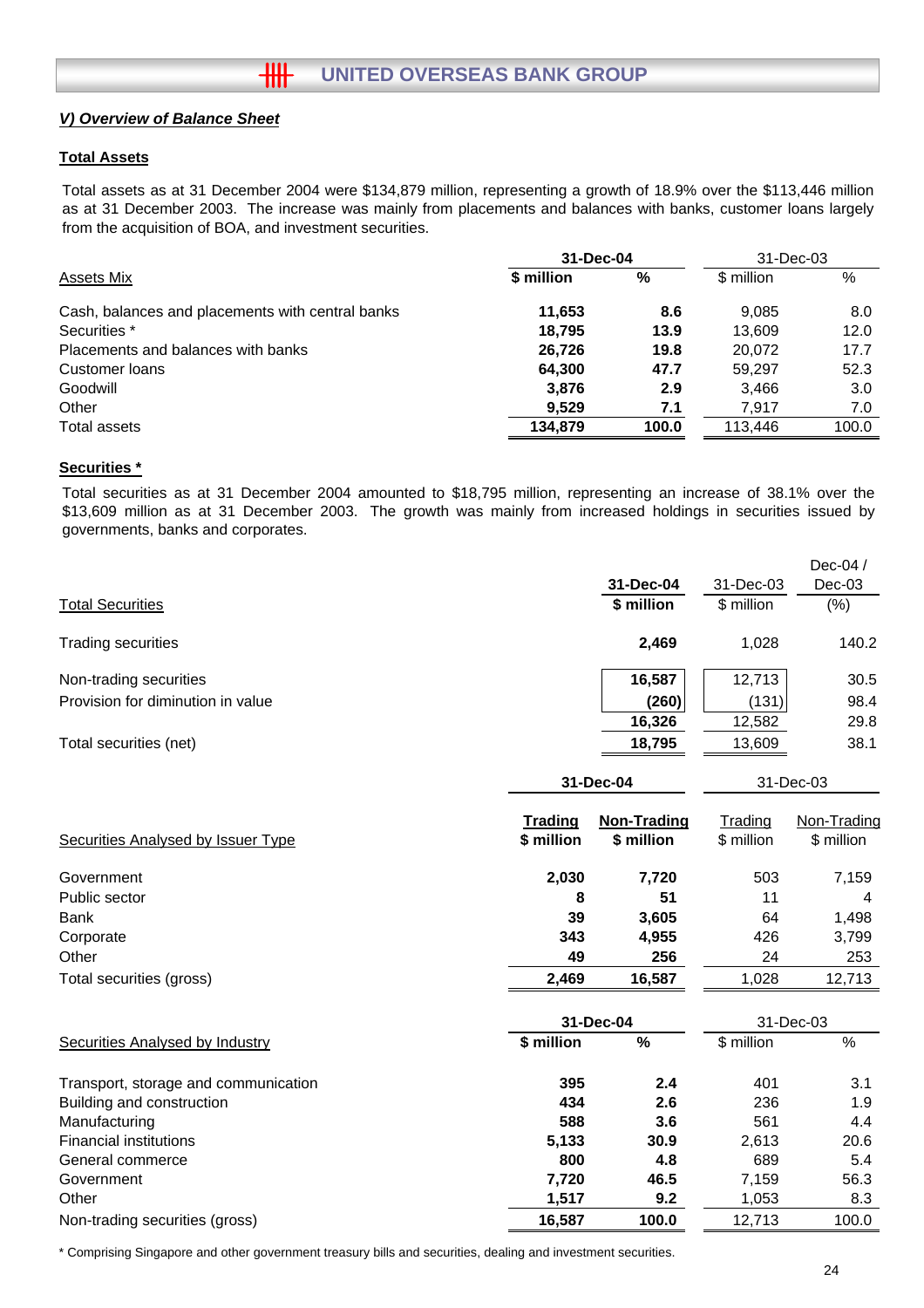## V) Overview of Balance Sheet

### Total Assets

Total assets as at 31 December 2004 were $134,879 million, representing a growth of 18.9% over the $113,446 million as at 31 December 2003. The increase was mainly from placements and balances with banks, customer loans largely from the acquisition of BOA, and investment securities.

| Assets Mix | 31-Dec-04 | | 31-Dec-03 | |
|---|---|---|---|---|
| | **$ million** | **%** | $ million | % |
| Cash, balances and placements with central banks | **11,653** | **8.6** | 9,085 | 8.0 |
| Securities * | **18,795** | **13.9** | 13,609 | 12.0 |
| Placements and balances with banks | **26,726** | **19.8** | 20,072 | 17.7 |
| Customer loans | **64,300** | **47.7** | 59,297 | 52.3 |
| Goodwill | **3,876** | **2.9** | 3,466 | 3.0 |
| Other | **9,529** | **7.1** | 7,917 | 7.0 |
| Total assets | **134,879** | **100.0** | 113,446 | 100.0 |

### Securities *

Total securities as at 31 December 2004 amounted to $18,795 million, representing an increase of 38.1% over the $13,609 million as at 31 December 2003. The growth was mainly from increased holdings in securities issued by governments, banks and corporates.

| Total Securities | 31-Dec-04 | 31-Dec-03 | Dec-04 / Dec-03 |
|---|---|---|---|
| | **$ million** | $ million | (%) |
| Trading securities | **2,469** | 1,028 | 140.2 |
| Non-trading securities | **16,587** | 12,713 | 30.5 |
| Provision for diminution in value | **(260)** | (131) | 98.4 |
| | **16,326** | 12,582 | 29.8 |
| Total securities (net) | **18,795** | 13,609 | 38.1 |

| Securities Analysed by Issuer Type | 31-Dec-04 | | 31-Dec-03 | |
|---|---|---|---|---|
| | **Trading** | **Non-Trading** | Trading | Non-Trading |
| | **$ million** | **$ million** | $ million | $ million |
| Government | **2,030** | **7,720** | 503 | 7,159 |
| Public sector | **8** | **51** | 11 | 4 |
| Bank | **39** | **3,605** | 64 | 1,498 |
| Corporate | **343** | **4,955** | 426 | 3,799 |
| Other | **49** | **256** | 24 | 253 |
| Total securities (gross) | **2,469** | **16,587** | 1,028 | 12,713 |

| Securities Analysed by Industry | 31-Dec-04 | | 31-Dec-03 | |
|---|---|---|---|---|
| | **$ million** | **%** | $ million | % |
| Transport, storage and communication | **395** | **2.4** | 401 | 3.1 |
| Building and construction | **434** | **2.6** | 236 | 1.9 |
| Manufacturing | **588** | **3.6** | 561 | 4.4 |
| Financial institutions | **5,133** | **30.9** | 2,613 | 20.6 |
| General commerce | **800** | **4.8** | 689 | 5.4 |
| Government | **7,720** | **46.5** | 7,159 | 56.3 |
| Other | **1,517** | **9.2** | 1,053 | 8.3 |
| Non-trading securities (gross) | **16,587** | **100.0** | 12,713 | 100.0 |

* Comprising Singapore and other government treasury bills and securities, dealing and investment securities.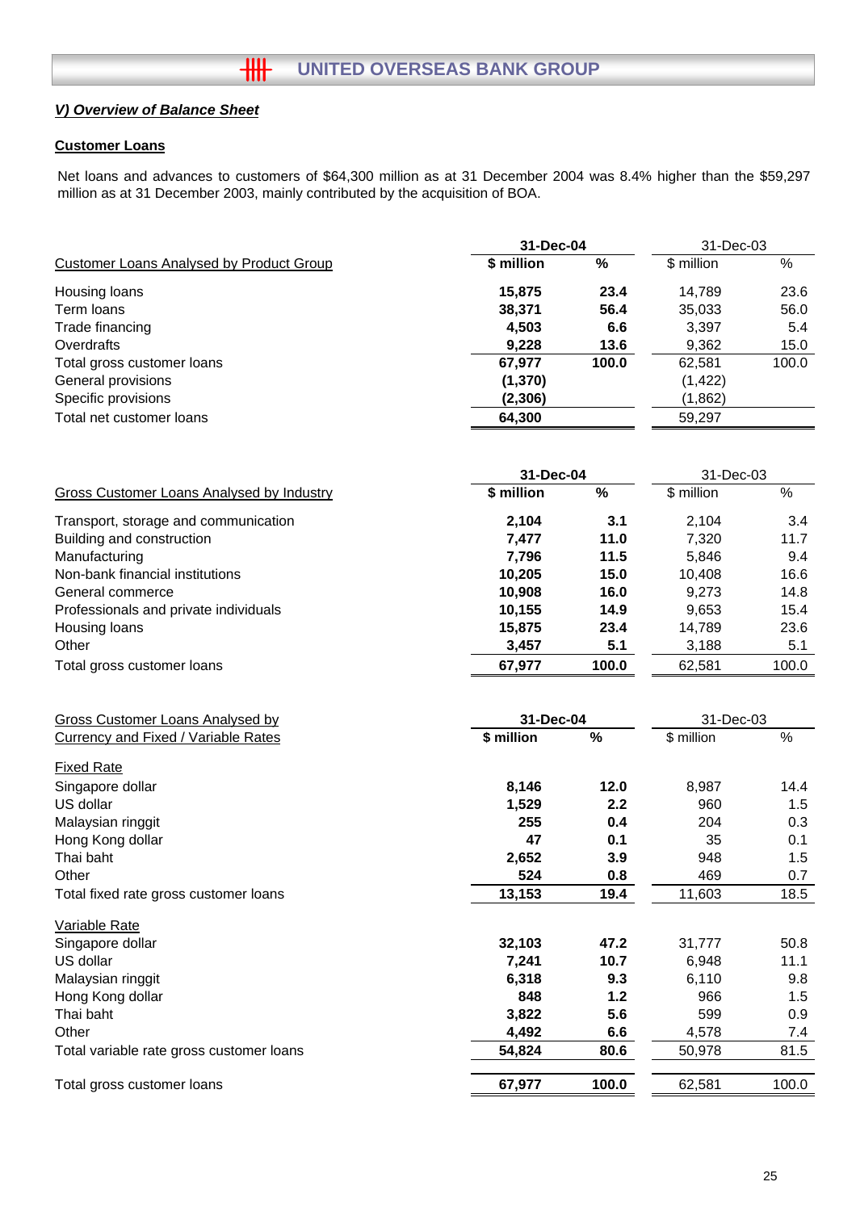## *V) Overview of Balance Sheet*

### Customer Loans

Net loans and advances to customers of $64,300 million as at 31 December 2004 was 8.4% higher than the $59,297 million as at 31 December 2003, mainly contributed by the acquisition of BOA.

| Customer Loans Analysed by Product Group | 31-Dec-04 | | 31-Dec-03 | |
|---|---|---|---|---|
| | **$ million** | **%** | $ million | % |
| Housing loans | **15,875** | **23.4** | 14,789 | 23.6 |
| Term loans | **38,371** | **56.4** | 35,033 | 56.0 |
| Trade financing | **4,503** | **6.6** | 3,397 | 5.4 |
| Overdrafts | **9,228** | **13.6** | 9,362 | 15.0 |
| Total gross customer loans | **67,977** | **100.0** | 62,581 | 100.0 |
| General provisions | **(1,370)** | | (1,422) | |
| Specific provisions | **(2,306)** | | (1,862) | |
| Total net customer loans | **64,300** | | 59,297 | |

| Gross Customer Loans Analysed by Industry | 31-Dec-04 | | 31-Dec-03 | |
|---|---|---|---|---|
| | **$ million** | **%** | $ million | % |
| Transport, storage and communication | **2,104** | **3.1** | 2,104 | 3.4 |
| Building and construction | **7,477** | **11.0** | 7,320 | 11.7 |
| Manufacturing | **7,796** | **11.5** | 5,846 | 9.4 |
| Non-bank financial institutions | **10,205** | **15.0** | 10,408 | 16.6 |
| General commerce | **10,908** | **16.0** | 9,273 | 14.8 |
| Professionals and private individuals | **10,155** | **14.9** | 9,653 | 15.4 |
| Housing loans | **15,875** | **23.4** | 14,789 | 23.6 |
| Other | **3,457** | **5.1** | 3,188 | 5.1 |
| Total gross customer loans | **67,977** | **100.0** | 62,581 | 100.0 |

| Gross Customer Loans Analysed by Currency and Fixed / Variable Rates | 31-Dec-04 | | 31-Dec-03 | |
|---|---|---|---|---|
| | **$ million** | **%** | $ million | % |
| Fixed Rate | | | | |
| Singapore dollar | **8,146** | **12.0** | 8,987 | 14.4 |
| US dollar | **1,529** | **2.2** | 960 | 1.5 |
| Malaysian ringgit | **255** | **0.4** | 204 | 0.3 |
| Hong Kong dollar | **47** | **0.1** | 35 | 0.1 |
| Thai baht | **2,652** | **3.9** | 948 | 1.5 |
| Other | **524** | **0.8** | 469 | 0.7 |
| Total fixed rate gross customer loans | **13,153** | **19.4** | 11,603 | 18.5 |
| Variable Rate | | | | |
| Singapore dollar | **32,103** | **47.2** | 31,777 | 50.8 |
| US dollar | **7,241** | **10.7** | 6,948 | 11.1 |
| Malaysian ringgit | **6,318** | **9.3** | 6,110 | 9.8 |
| Hong Kong dollar | **848** | **1.2** | 966 | 1.5 |
| Thai baht | **3,822** | **5.6** | 599 | 0.9 |
| Other | **4,492** | **6.6** | 4,578 | 7.4 |
| Total variable rate gross customer loans | **54,824** | **80.6** | 50,978 | 81.5 |
| Total gross customer loans | **67,977** | **100.0** | 62,581 | 100.0 |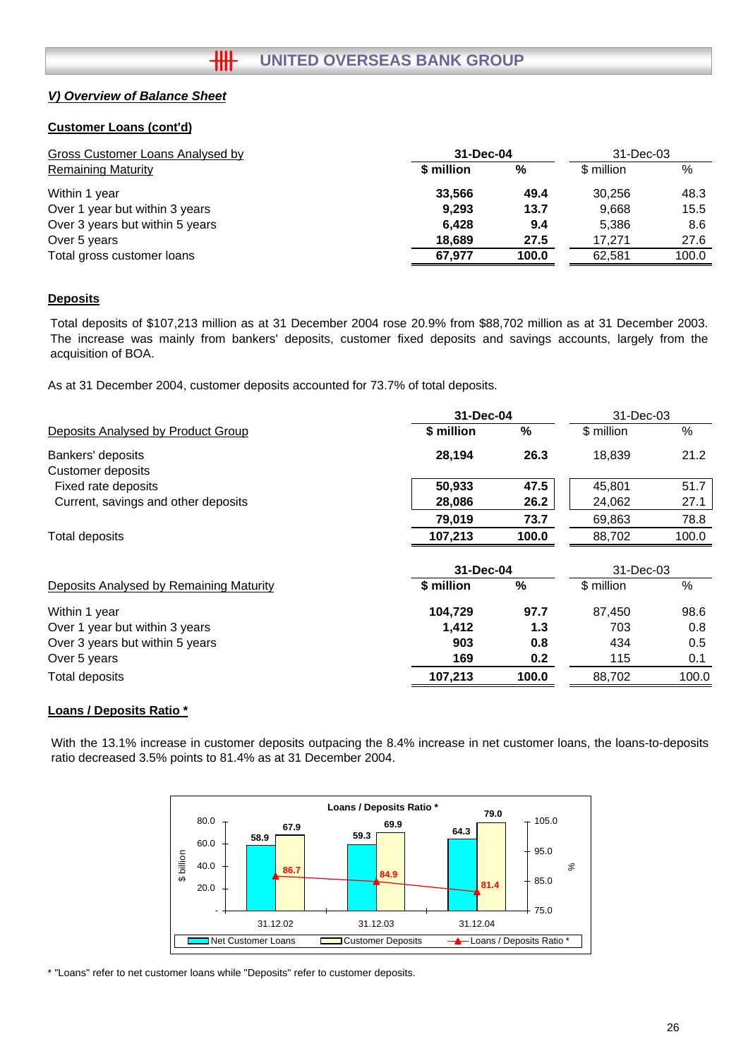## V) Overview of Balance Sheet

### Customer Loans (cont'd)

| Gross Customer Loans Analysed by Remaining Maturity | 31-Dec-04 | | 31-Dec-03 | |
|---|---|---|---|---|
| | **$ million** | **%** | $ million | % |
| Within 1 year | **33,566** | **49.4** | 30,256 | 48.3 |
| Over 1 year but within 3 years | **9,293** | **13.7** | 9,668 | 15.5 |
| Over 3 years but within 5 years | **6,428** | **9.4** | 5,386 | 8.6 |
| Over 5 years | **18,689** | **27.5** | 17,271 | 27.6 |
| Total gross customer loans | **67,977** | **100.0** | 62,581 | 100.0 |

### Deposits

Total deposits of $107,213 million as at 31 December 2004 rose 20.9% from $88,702 million as at 31 December 2003. The increase was mainly from bankers' deposits, customer fixed deposits and savings accounts, largely from the acquisition of BOA.

As at 31 December 2004, customer deposits accounted for 73.7% of total deposits.

| Deposits Analysed by Product Group | 31-Dec-04 | | 31-Dec-03 | |
|---|---|---|---|---|
| | **$ million** | **%** | $ million | % |
| Bankers' deposits | **28,194** | **26.3** | 18,839 | 21.2 |
| Customer deposits | | | | |
| Fixed rate deposits | **50,933** | **47.5** | 45,801 | 51.7 |
| Current, savings and other deposits | **28,086** | **26.2** | 24,062 | 27.1 |
| | **79,019** | **73.7** | 69,863 | 78.8 |
| Total deposits | **107,213** | **100.0** | 88,702 | 100.0 |

| Deposits Analysed by Remaining Maturity | 31-Dec-04 | | 31-Dec-03 | |
|---|---|---|---|---|
| | **$ million** | **%** | $ million | % |
| Within 1 year | **104,729** | **97.7** | 87,450 | 98.6 |
| Over 1 year but within 3 years | **1,412** | **1.3** | 703 | 0.8 |
| Over 3 years but within 5 years | **903** | **0.8** | 434 | 0.5 |
| Over 5 years | **169** | **0.2** | 115 | 0.1 |
| Total deposits | **107,213** | **100.0** | 88,702 | 100.0 |

### Loans / Deposits Ratio *

With the 13.1% increase in customer deposits outpacing the 8.4% increase in net customer loans, the loans-to-deposits ratio decreased 3.5% points to 81.4% as at 31 December 2004.

**Loans / Deposits Ratio ***

| | 31.12.02 | 31.12.03 | 31.12.04 |
|---|---|---|---|
| Net Customer Loans ($ billion) | 58.9 | 59.3 | 64.3 |
| Customer Deposits ($ billion) | 67.9 | 69.9 | 79.0 |
| Loans / Deposits Ratio * (%) | 86.7 | 84.9 | 81.4 |

\* "Loans" refer to net customer loans while "Deposits" refer to customer deposits.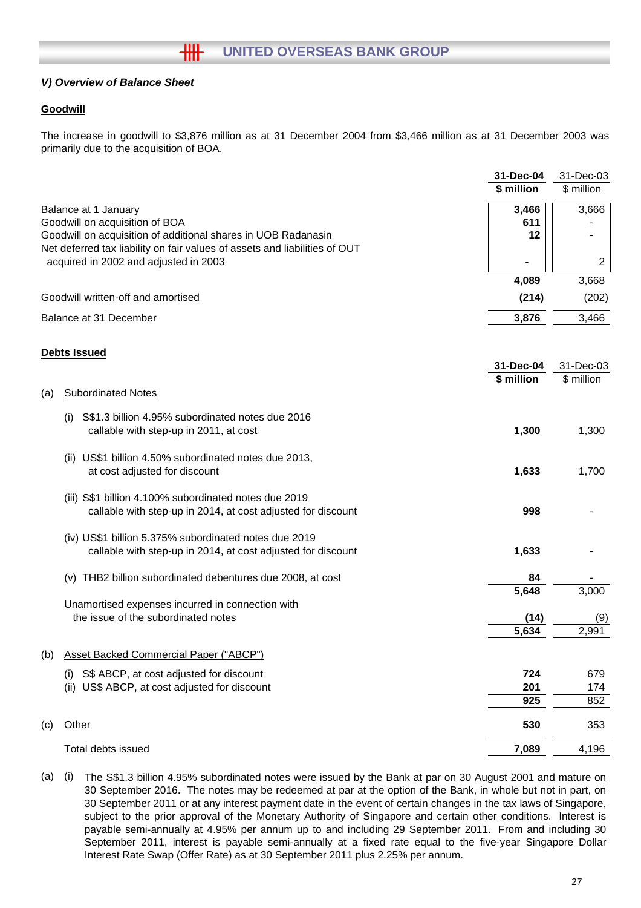## V) Overview of Balance Sheet

### Goodwill

The increase in goodwill to $3,876 million as at 31 December 2004 from $3,466 million as at 31 December 2003 was primarily due to the acquisition of BOA.

| | **31-Dec-04** **$ million** | 31-Dec-03 $ million |
|---|---|---|
| Balance at 1 January | **3,466** | 3,666 |
| Goodwill on acquisition of BOA | **611** | - |
| Goodwill on acquisition of additional shares in UOB Radanasin | **12** | - |
| Net deferred tax liability on fair values of assets and liabilities of OUT acquired in 2002 and adjusted in 2003 | **-** | 2 |
| | **4,089** | 3,668 |
| Goodwill written-off and amortised | **(214)** | (202) |
| Balance at 31 December | **3,876** | 3,466 |

### Debts Issued

| | **31-Dec-04** **$ million** | 31-Dec-03 $ million |
|---|---|---|
| (a) Subordinated Notes | | |
| (i) S$1.3 billion 4.95% subordinated notes due 2016 callable with step-up in 2011, at cost | **1,300** | 1,300 |
| (ii) US$1 billion 4.50% subordinated notes due 2013, at cost adjusted for discount | **1,633** | 1,700 |
| (iii) S$1 billion 4.100% subordinated notes due 2019 callable with step-up in 2014, at cost adjusted for discount | **998** | - |
| (iv) US$1 billion 5.375% subordinated notes due 2019 callable with step-up in 2014, at cost adjusted for discount | **1,633** | - |
| (v) THB2 billion subordinated debentures due 2008, at cost | **84** | - |
| | **5,648** | 3,000 |
| Unamortised expenses incurred in connection with the issue of the subordinated notes | **(14)** | (9) |
| | **5,634** | 2,991 |
| (b) Asset Backed Commercial Paper ("ABCP") | | |
| (i) S$ ABCP, at cost adjusted for discount | **724** | 679 |
| (ii) US$ ABCP, at cost adjusted for discount | **201** | 174 |
| | **925** | 852 |
| (c) Other | **530** | 353 |
| Total debts issued | **7,089** | 4,196 |

(a) (i) The S$1.3 billion 4.95% subordinated notes were issued by the Bank at par on 30 August 2001 and mature on 30 September 2016. The notes may be redeemed at par at the option of the Bank, in whole but not in part, on 30 September 2011 or at any interest payment date in the event of certain changes in the tax laws of Singapore, subject to the prior approval of the Monetary Authority of Singapore and certain other conditions. Interest is payable semi-annually at 4.95% per annum up to and including 29 September 2011. From and including 30 September 2011, interest is payable semi-annually at a fixed rate equal to the five-year Singapore Dollar Interest Rate Swap (Offer Rate) as at 30 September 2011 plus 2.25% per annum.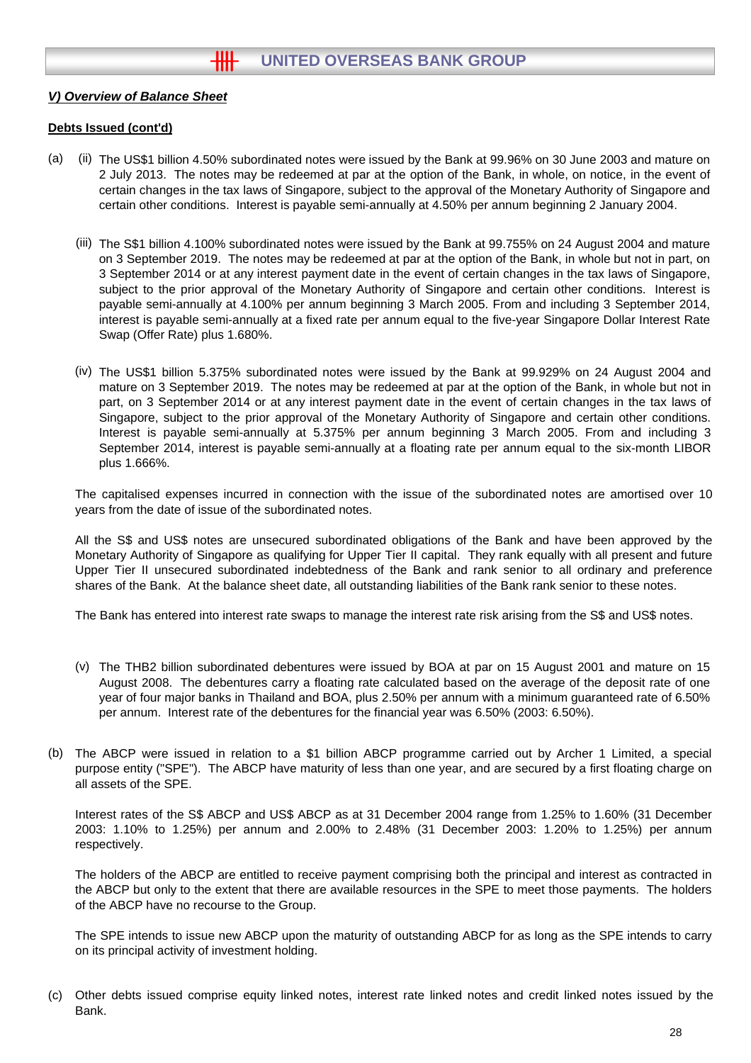***V) Overview of Balance Sheet***

**Debts Issued (cont'd)**

(a) (ii) The US$1 billion 4.50% subordinated notes were issued by the Bank at 99.96% on 30 June 2003 and mature on 2 July 2013. The notes may be redeemed at par at the option of the Bank, in whole, on notice, in the event of certain changes in the tax laws of Singapore, subject to the approval of the Monetary Authority of Singapore and certain other conditions. Interest is payable semi-annually at 4.50% per annum beginning 2 January 2004.

(iii) The S$1 billion 4.100% subordinated notes were issued by the Bank at 99.755% on 24 August 2004 and mature on 3 September 2019. The notes may be redeemed at par at the option of the Bank, in whole but not in part, on 3 September 2014 or at any interest payment date in the event of certain changes in the tax laws of Singapore, subject to the prior approval of the Monetary Authority of Singapore and certain other conditions. Interest is payable semi-annually at 4.100% per annum beginning 3 March 2005. From and including 3 September 2014, interest is payable semi-annually at a fixed rate per annum equal to the five-year Singapore Dollar Interest Rate Swap (Offer Rate) plus 1.680%.

(iv) The US$1 billion 5.375% subordinated notes were issued by the Bank at 99.929% on 24 August 2004 and mature on 3 September 2019. The notes may be redeemed at par at the option of the Bank, in whole but not in part, on 3 September 2014 or at any interest payment date in the event of certain changes in the tax laws of Singapore, subject to the prior approval of the Monetary Authority of Singapore and certain other conditions. Interest is payable semi-annually at 5.375% per annum beginning 3 March 2005. From and including 3 September 2014, interest is payable semi-annually at a floating rate per annum equal to the six-month LIBOR plus 1.666%.

The capitalised expenses incurred in connection with the issue of the subordinated notes are amortised over 10 years from the date of issue of the subordinated notes.

All the S$ and US$ notes are unsecured subordinated obligations of the Bank and have been approved by the Monetary Authority of Singapore as qualifying for Upper Tier II capital. They rank equally with all present and future Upper Tier II unsecured subordinated indebtedness of the Bank and rank senior to all ordinary and preference shares of the Bank. At the balance sheet date, all outstanding liabilities of the Bank rank senior to these notes.

The Bank has entered into interest rate swaps to manage the interest rate risk arising from the S$ and US$ notes.

(v) The THB2 billion subordinated debentures were issued by BOA at par on 15 August 2001 and mature on 15 August 2008. The debentures carry a floating rate calculated based on the average of the deposit rate of one year of four major banks in Thailand and BOA, plus 2.50% per annum with a minimum guaranteed rate of 6.50% per annum. Interest rate of the debentures for the financial year was 6.50% (2003: 6.50%).

(b) The ABCP were issued in relation to a $1 billion ABCP programme carried out by Archer 1 Limited, a special purpose entity ("SPE"). The ABCP have maturity of less than one year, and are secured by a first floating charge on all assets of the SPE.

Interest rates of the S$ ABCP and US$ ABCP as at 31 December 2004 range from 1.25% to 1.60% (31 December 2003: 1.10% to 1.25%) per annum and 2.00% to 2.48% (31 December 2003: 1.20% to 1.25%) per annum respectively.

The holders of the ABCP are entitled to receive payment comprising both the principal and interest as contracted in the ABCP but only to the extent that there are available resources in the SPE to meet those payments. The holders of the ABCP have no recourse to the Group.

The SPE intends to issue new ABCP upon the maturity of outstanding ABCP for as long as the SPE intends to carry on its principal activity of investment holding.

(c) Other debts issued comprise equity linked notes, interest rate linked notes and credit linked notes issued by the Bank.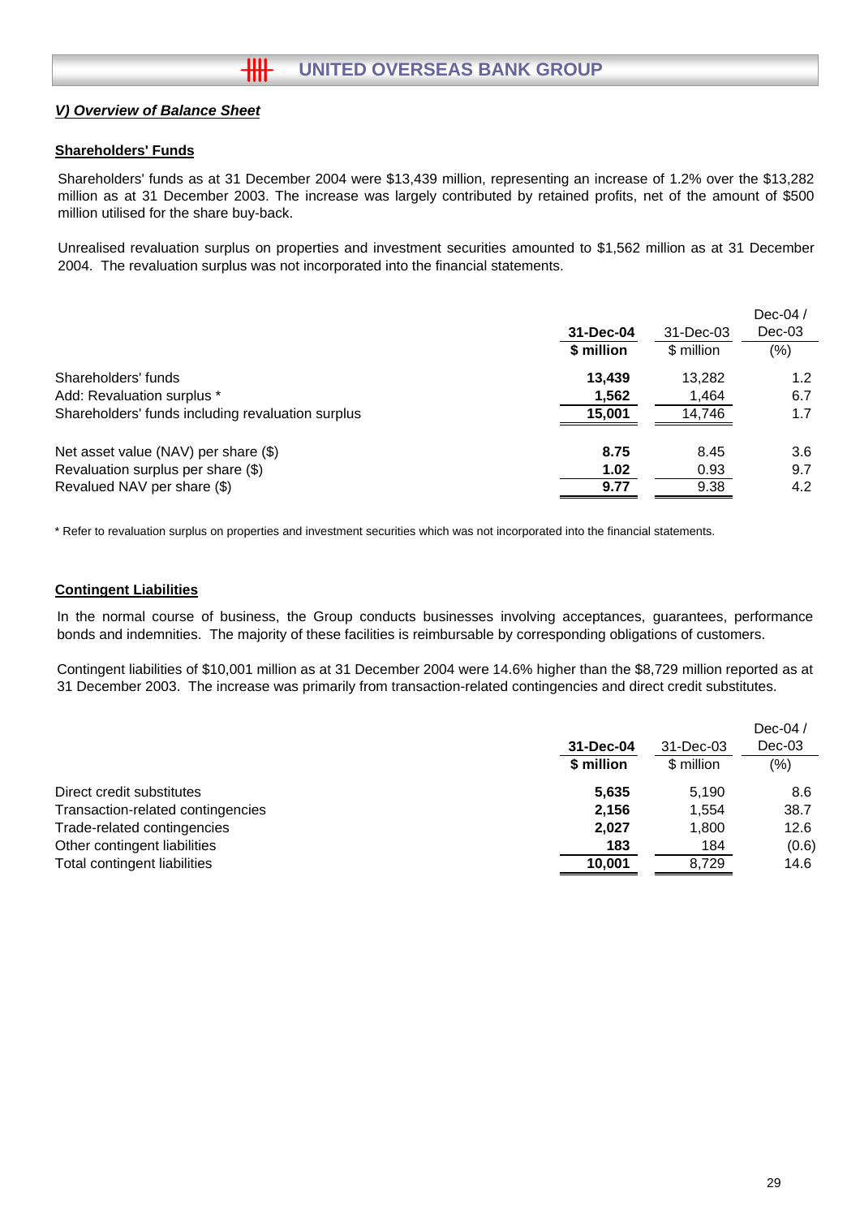## *V) Overview of Balance Sheet*

### Shareholders' Funds

Shareholders' funds as at 31 December 2004 were $13,439 million, representing an increase of 1.2% over the $13,282 million as at 31 December 2003. The increase was largely contributed by retained profits, net of the amount of $500 million utilised for the share buy-back.

Unrealised revaluation surplus on properties and investment securities amounted to $1,562 million as at 31 December 2004. The revaluation surplus was not incorporated into the financial statements.

| | **31-Dec-04** | 31-Dec-03 | Dec-04 / Dec-03 |
|---|---|---|---|
| | **$ million** | $ million | (%) |
| Shareholders' funds | **13,439** | 13,282 | 1.2 |
| Add: Revaluation surplus * | **1,562** | 1,464 | 6.7 |
| Shareholders' funds including revaluation surplus | **15,001** | 14,746 | 1.7 |
| | | | |
| Net asset value (NAV) per share ($) | **8.75** | 8.45 | 3.6 |
| Revaluation surplus per share ($) | **1.02** | 0.93 | 9.7 |
| Revalued NAV per share ($) | **9.77** | 9.38 | 4.2 |

\* Refer to revaluation surplus on properties and investment securities which was not incorporated into the financial statements.

### Contingent Liabilities

In the normal course of business, the Group conducts businesses involving acceptances, guarantees, performance bonds and indemnities. The majority of these facilities is reimbursable by corresponding obligations of customers.

Contingent liabilities of $10,001 million as at 31 December 2004 were 14.6% higher than the $8,729 million reported as at 31 December 2003. The increase was primarily from transaction-related contingencies and direct credit substitutes.

| | **31-Dec-04** | 31-Dec-03 | Dec-04 / Dec-03 |
|---|---|---|---|
| | **$ million** | $ million | (%) |
| Direct credit substitutes | **5,635** | 5,190 | 8.6 |
| Transaction-related contingencies | **2,156** | 1,554 | 38.7 |
| Trade-related contingencies | **2,027** | 1,800 | 12.6 |
| Other contingent liabilities | **183** | 184 | (0.6) |
| Total contingent liabilities | **10,001** | 8,729 | 14.6 |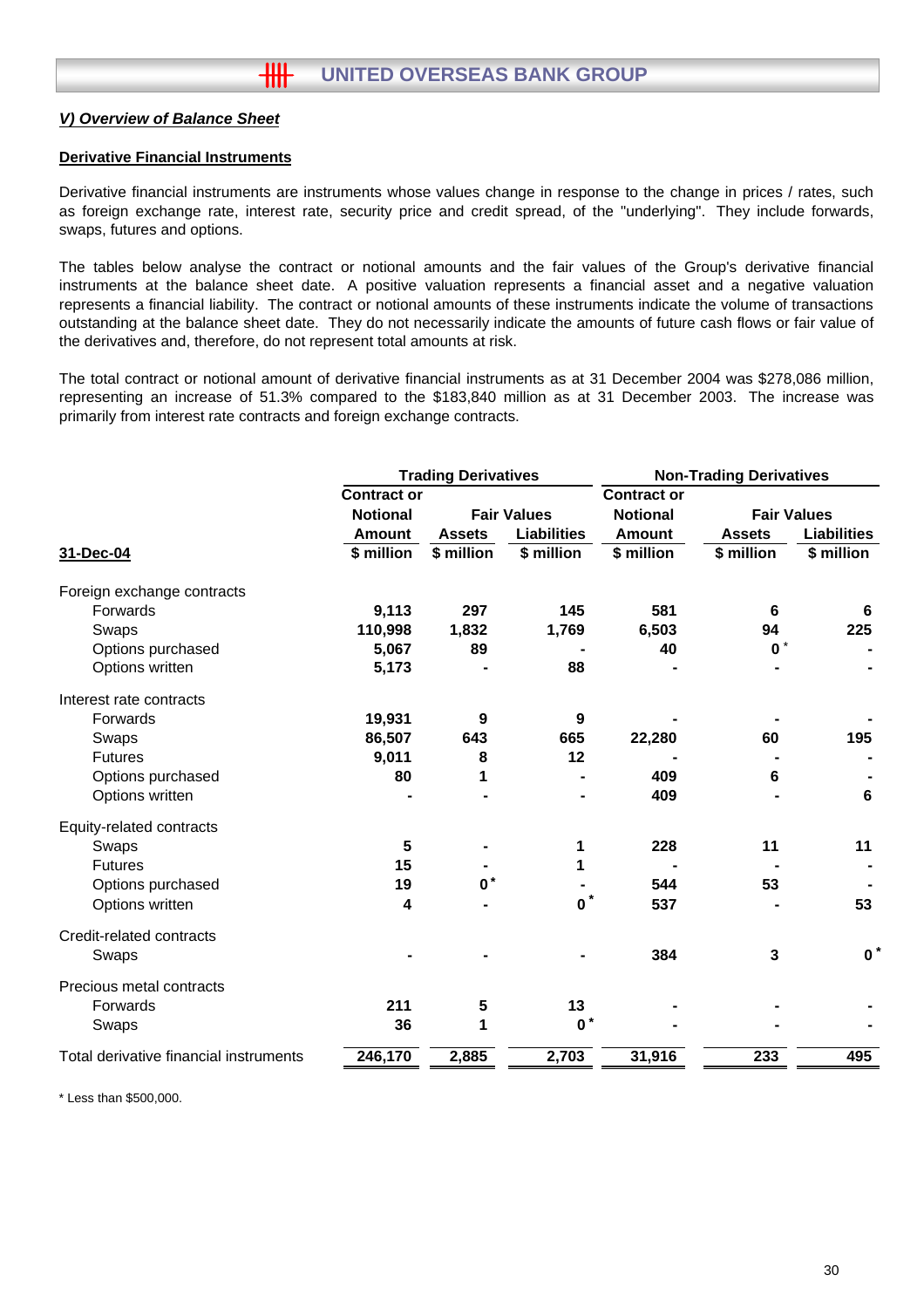## *V) Overview of Balance Sheet*

**Derivative Financial Instruments**

Derivative financial instruments are instruments whose values change in response to the change in prices / rates, such as foreign exchange rate, interest rate, security price and credit spread, of the "underlying". They include forwards, swaps, futures and options.

The tables below analyse the contract or notional amounts and the fair values of the Group's derivative financial instruments at the balance sheet date. A positive valuation represents a financial asset and a negative valuation represents a financial liability. The contract or notional amounts of these instruments indicate the volume of transactions outstanding at the balance sheet date. They do not necessarily indicate the amounts of future cash flows or fair value of the derivatives and, therefore, do not represent total amounts at risk.

The total contract or notional amount of derivative financial instruments as at 31 December 2004 was $278,086 million, representing an increase of 51.3% compared to the $183,840 million as at 31 December 2003. The increase was primarily from interest rate contracts and foreign exchange contracts.

| | Trading Derivatives | | | Non-Trading Derivatives | | |
|---|---|---|---|---|---|---|
| | Contract or Notional Amount | Fair Values Assets | Fair Values Liabilities | Contract or Notional Amount | Fair Values Assets | Fair Values Liabilities |
| **31-Dec-04** | $ million | $ million | $ million | $ million | $ million | $ million |
| Foreign exchange contracts | | | | | | |
| Forwards | 9,113 | 297 | 145 | 581 | 6 | 6 |
| Swaps | 110,998 | 1,832 | 1,769 | 6,503 | 94 | 225 |
| Options purchased | 5,067 | 89 | - | 40 | 0 * | - |
| Options written | 5,173 | - | 88 | - | - | - |
| Interest rate contracts | | | | | | |
| Forwards | 19,931 | 9 | 9 | - | - | - |
| Swaps | 86,507 | 643 | 665 | 22,280 | 60 | 195 |
| Futures | 9,011 | 8 | 12 | - | - | - |
| Options purchased | 80 | 1 | - | 409 | 6 | - |
| Options written | - | - | - | 409 | - | 6 |
| Equity-related contracts | | | | | | |
| Swaps | 5 | - | 1 | 228 | 11 | 11 |
| Futures | 15 | - | 1 | - | - | - |
| Options purchased | 19 | 0 * | - | 544 | 53 | - |
| Options written | 4 | - | 0 * | 537 | - | 53 |
| Credit-related contracts | | | | | | |
| Swaps | - | - | - | 384 | 3 | 0 * |
| Precious metal contracts | | | | | | |
| Forwards | 211 | 5 | 13 | - | - | - |
| Swaps | 36 | 1 | 0 * | - | - | - |
| Total derivative financial instruments | 246,170 | 2,885 | 2,703 | 31,916 | 233 | 495 |

\* Less than $500,000.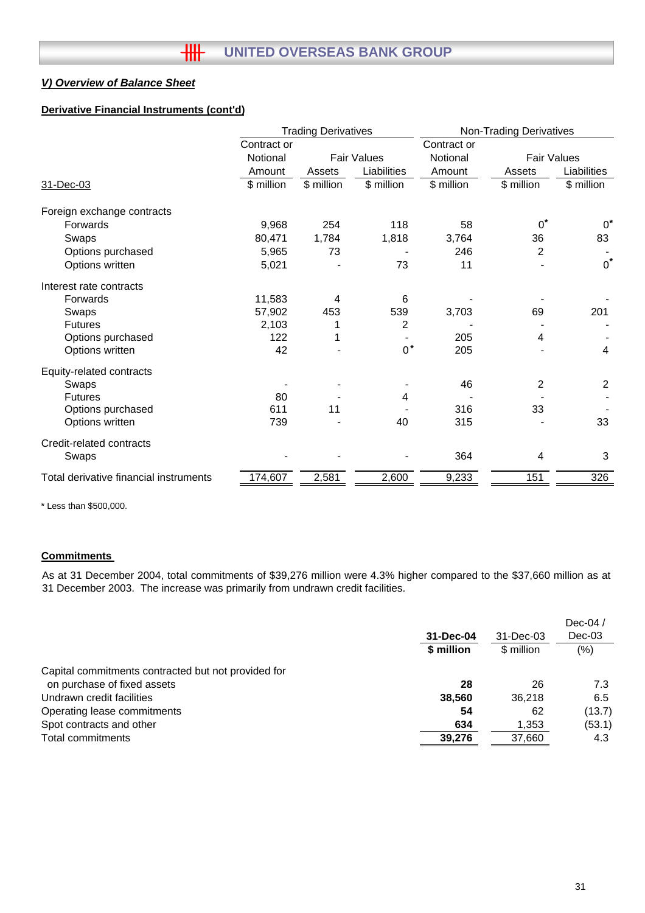## V) Overview of Balance Sheet

### Derivative Financial Instruments (cont'd)

| 31-Dec-03 | Trading Derivatives | | | Non-Trading Derivatives | | |
|---|---|---|---|---|---|---|
| | Contract or Notional Amount | Fair Values | | Contract or Notional Amount | Fair Values | |
| | | Assets | Liabilities | | Assets | Liabilities |
| | $ million | $ million | $ million | $ million | $ million | $ million |
| **Foreign exchange contracts** | | | | | | |
| Forwards | 9,968 | 254 | 118 | 58 | 0* | 0* |
| Swaps | 80,471 | 1,784 | 1,818 | 3,764 | 36 | 83 |
| Options purchased | 5,965 | 73 | - | 246 | 2 | - |
| Options written | 5,021 | - | 73 | 11 | - | 0* |
| **Interest rate contracts** | | | | | | |
| Forwards | 11,583 | 4 | 6 | - | - | - |
| Swaps | 57,902 | 453 | 539 | 3,703 | 69 | 201 |
| Futures | 2,103 | 1 | 2 | - | - | - |
| Options purchased | 122 | 1 | - | 205 | 4 | - |
| Options written | 42 | - | 0* | 205 | - | 4 |
| **Equity-related contracts** | | | | | | |
| Swaps | - | - | - | 46 | 2 | 2 |
| Futures | 80 | - | 4 | - | - | - |
| Options purchased | 611 | 11 | - | 316 | 33 | - |
| Options written | 739 | - | 40 | 315 | - | 33 |
| **Credit-related contracts** | | | | | | |
| Swaps | - | - | - | 364 | 4 | 3 |
| Total derivative financial instruments | 174,607 | 2,581 | 2,600 | 9,233 | 151 | 326 |

\* Less than $500,000.

### Commitments

As at 31 December 2004, total commitments of $39,276 million were 4.3% higher compared to the $37,660 million as at 31 December 2003. The increase was primarily from undrawn credit facilities.

| | **31-Dec-04** | 31-Dec-03 | Dec-04 / Dec-03 |
|---|---|---|---|
| | **$ million** | $ million | (%) |
| Capital commitments contracted but not provided for on purchase of fixed assets | **28** | 26 | 7.3 |
| Undrawn credit facilities | **38,560** | 36,218 | 6.5 |
| Operating lease commitments | **54** | 62 | (13.7) |
| Spot contracts and other | **634** | 1,353 | (53.1) |
| Total commitments | **39,276** | 37,660 | 4.3 |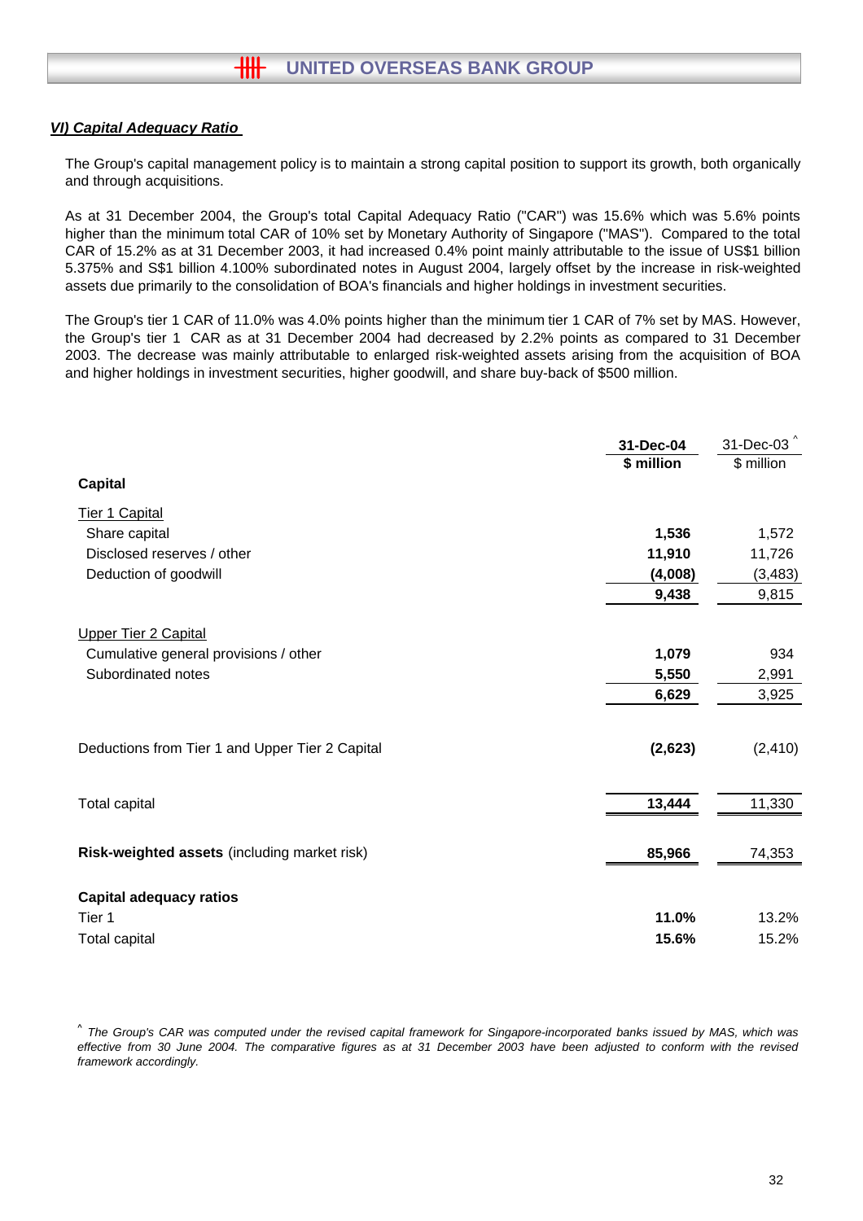### *VI) Capital Adequacy Ratio*

The Group's capital management policy is to maintain a strong capital position to support its growth, both organically and through acquisitions.

As at 31 December 2004, the Group's total Capital Adequacy Ratio ("CAR") was 15.6% which was 5.6% points higher than the minimum total CAR of 10% set by Monetary Authority of Singapore ("MAS"). Compared to the total CAR of 15.2% as at 31 December 2003, it had increased 0.4% point mainly attributable to the issue of US$1 billion 5.375% and S$1 billion 4.100% subordinated notes in August 2004, largely offset by the increase in risk-weighted assets due primarily to the consolidation of BOA's financials and higher holdings in investment securities.

The Group's tier 1 CAR of 11.0% was 4.0% points higher than the minimum tier 1 CAR of 7% set by MAS. However, the Group's tier 1 CAR as at 31 December 2004 had decreased by 2.2% points as compared to 31 December 2003. The decrease was mainly attributable to enlarged risk-weighted assets arising from the acquisition of BOA and higher holdings in investment securities, higher goodwill, and share buy-back of $500 million.

| | **31-Dec-04** | 31-Dec-03 ^ |
|---|---|---|
| | **$ million** | $ million |
| **Capital** | | |
| Tier 1 Capital | | |
| Share capital | **1,536** | 1,572 |
| Disclosed reserves / other | **11,910** | 11,726 |
| Deduction of goodwill | **(4,008)** | (3,483) |
| | **9,438** | 9,815 |
| Upper Tier 2 Capital | | |
| Cumulative general provisions / other | **1,079** | 934 |
| Subordinated notes | **5,550** | 2,991 |
| | **6,629** | 3,925 |
| Deductions from Tier 1 and Upper Tier 2 Capital | **(2,623)** | (2,410) |
| Total capital | **13,444** | 11,330 |
| **Risk-weighted assets** (including market risk) | **85,966** | 74,353 |
| **Capital adequacy ratios** | | |
| Tier 1 | **11.0%** | 13.2% |
| Total capital | **15.6%** | 15.2% |

^ *The Group's CAR was computed under the revised capital framework for Singapore-incorporated banks issued by MAS, which was effective from 30 June 2004. The comparative figures as at 31 December 2003 have been adjusted to conform with the revised framework accordingly.*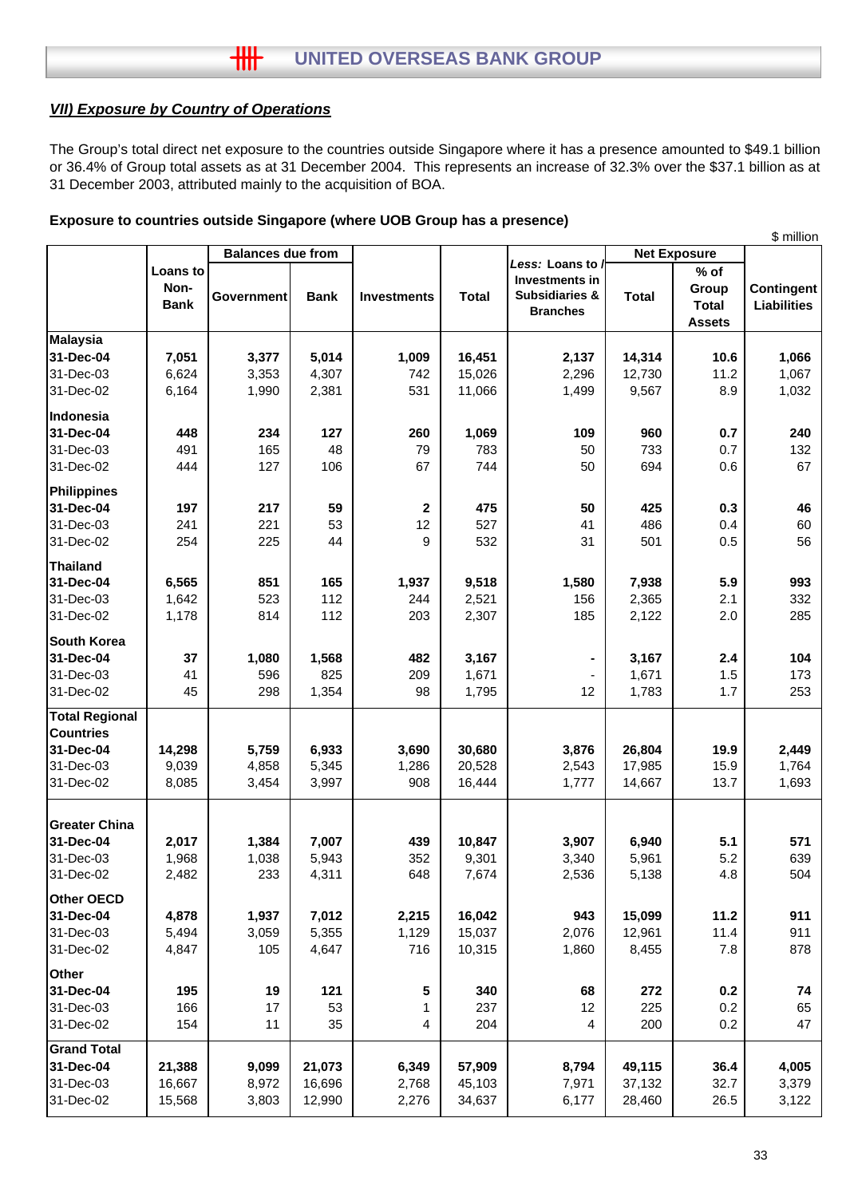## *VII) Exposure by Country of Operations*

The Group's total direct net exposure to the countries outside Singapore where it has a presence amounted to $49.1 billion or 36.4% of Group total assets as at 31 December 2004. This represents an increase of 32.3% over the $37.1 billion as at 31 December 2003, attributed mainly to the acquisition of BOA.

**Exposure to countries outside Singapore (where UOB Group has a presence)**

$ million

| | Loans to Non-Bank | Balances due from | | Investments | Total | *Less:* Loans to / Investments in Subsidiaries & Branches | Net Exposure | | Contingent Liabilities |
|---|---|---|---|---|---|---|---|---|---|
| | | Government | Bank | | | | Total | % of Group Total Assets | |
| **Malaysia** | | | | | | | | | |
| **31-Dec-04** | **7,051** | **3,377** | **5,014** | **1,009** | **16,451** | **2,137** | **14,314** | **10.6** | **1,066** |
| 31-Dec-03 | 6,624 | 3,353 | 4,307 | 742 | 15,026 | 2,296 | 12,730 | 11.2 | 1,067 |
| 31-Dec-02 | 6,164 | 1,990 | 2,381 | 531 | 11,066 | 1,499 | 9,567 | 8.9 | 1,032 |
| **Indonesia** | | | | | | | | | |
| **31-Dec-04** | **448** | **234** | **127** | **260** | **1,069** | **109** | **960** | **0.7** | **240** |
| 31-Dec-03 | 491 | 165 | 48 | 79 | 783 | 50 | 733 | 0.7 | 132 |
| 31-Dec-02 | 444 | 127 | 106 | 67 | 744 | 50 | 694 | 0.6 | 67 |
| **Philippines** | | | | | | | | | |
| **31-Dec-04** | **197** | **217** | **59** | **2** | **475** | **50** | **425** | **0.3** | **46** |
| 31-Dec-03 | 241 | 221 | 53 | 12 | 527 | 41 | 486 | 0.4 | 60 |
| 31-Dec-02 | 254 | 225 | 44 | 9 | 532 | 31 | 501 | 0.5 | 56 |
| **Thailand** | | | | | | | | | |
| **31-Dec-04** | **6,565** | **851** | **165** | **1,937** | **9,518** | **1,580** | **7,938** | **5.9** | **993** |
| 31-Dec-03 | 1,642 | 523 | 112 | 244 | 2,521 | 156 | 2,365 | 2.1 | 332 |
| 31-Dec-02 | 1,178 | 814 | 112 | 203 | 2,307 | 185 | 2,122 | 2.0 | 285 |
| **South Korea** | | | | | | | | | |
| **31-Dec-04** | **37** | **1,080** | **1,568** | **482** | **3,167** | **-** | **3,167** | **2.4** | **104** |
| 31-Dec-03 | 41 | 596 | 825 | 209 | 1,671 | - | 1,671 | 1.5 | 173 |
| 31-Dec-02 | 45 | 298 | 1,354 | 98 | 1,795 | 12 | 1,783 | 1.7 | 253 |
| **Total Regional Countries** | | | | | | | | | |
| **31-Dec-04** | **14,298** | **5,759** | **6,933** | **3,690** | **30,680** | **3,876** | **26,804** | **19.9** | **2,449** |
| 31-Dec-03 | 9,039 | 4,858 | 5,345 | 1,286 | 20,528 | 2,543 | 17,985 | 15.9 | 1,764 |
| 31-Dec-02 | 8,085 | 3,454 | 3,997 | 908 | 16,444 | 1,777 | 14,667 | 13.7 | 1,693 |
| **Greater China** | | | | | | | | | |
| **31-Dec-04** | **2,017** | **1,384** | **7,007** | **439** | **10,847** | **3,907** | **6,940** | **5.1** | **571** |
| 31-Dec-03 | 1,968 | 1,038 | 5,943 | 352 | 9,301 | 3,340 | 5,961 | 5.2 | 639 |
| 31-Dec-02 | 2,482 | 233 | 4,311 | 648 | 7,674 | 2,536 | 5,138 | 4.8 | 504 |
| **Other OECD** | | | | | | | | | |
| **31-Dec-04** | **4,878** | **1,937** | **7,012** | **2,215** | **16,042** | **943** | **15,099** | **11.2** | **911** |
| 31-Dec-03 | 5,494 | 3,059 | 5,355 | 1,129 | 15,037 | 2,076 | 12,961 | 11.4 | 911 |
| 31-Dec-02 | 4,847 | 105 | 4,647 | 716 | 10,315 | 1,860 | 8,455 | 7.8 | 878 |
| **Other** | | | | | | | | | |
| **31-Dec-04** | **195** | **19** | **121** | **5** | **340** | **68** | **272** | **0.2** | **74** |
| 31-Dec-03 | 166 | 17 | 53 | 1 | 237 | 12 | 225 | 0.2 | 65 |
| 31-Dec-02 | 154 | 11 | 35 | 4 | 204 | 4 | 200 | 0.2 | 47 |
| **Grand Total** | | | | | | | | | |
| **31-Dec-04** | **21,388** | **9,099** | **21,073** | **6,349** | **57,909** | **8,794** | **49,115** | **36.4** | **4,005** |
| 31-Dec-03 | 16,667 | 8,972 | 16,696 | 2,768 | 45,103 | 7,971 | 37,132 | 32.7 | 3,379 |
| 31-Dec-02 | 15,568 | 3,803 | 12,990 | 2,276 | 34,637 | 6,177 | 28,460 | 26.5 | 3,122 |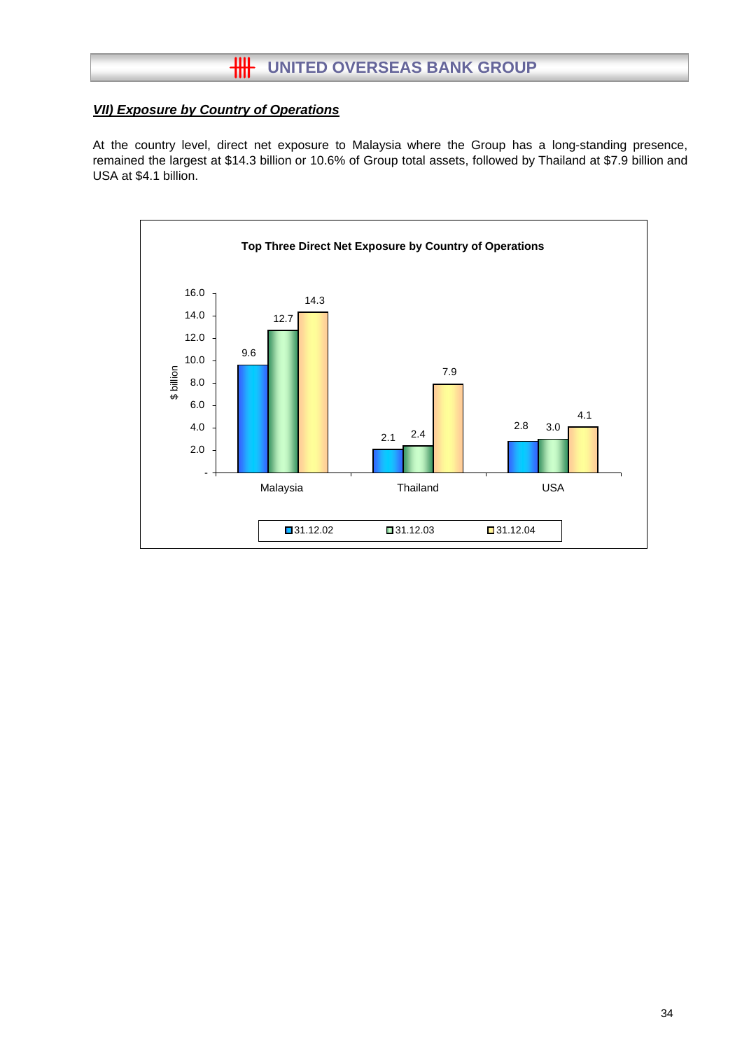### *VII) Exposure by Country of Operations*

At the country level, direct net exposure to Malaysia where the Group has a long-standing presence, remained the largest at $14.3 billion or 10.6% of Group total assets, followed by Thailand at $7.9 billion and USA at $4.1 billion.

**Top Three Direct Net Exposure by Country of Operations**

| $ billion | 31.12.02 | 31.12.03 | 31.12.04 |
|---|---|---|---|
| Malaysia | 9.6 | 12.7 | 14.3 |
| Thailand | 2.1 | 2.4 | 7.9 |
| USA | 2.8 | 3.0 | 4.1 |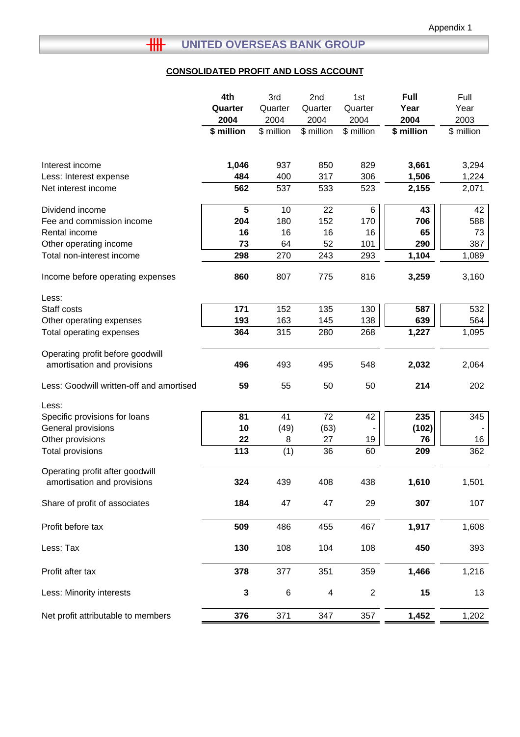Appendix 1

## UNITED OVERSEAS BANK GROUP

### CONSOLIDATED PROFIT AND LOSS ACCOUNT

| | **4th Quarter 2004 $ million** | 3rd Quarter 2004 $ million | 2nd Quarter 2004 $ million | 1st Quarter 2004 $ million | **Full Year 2004 $ million** | Full Year 2003 $ million |
|---|---|---|---|---|---|---|
| Interest income | **1,046** | 937 | 850 | 829 | **3,661** | 3,294 |
| Less: Interest expense | **484** | 400 | 317 | 306 | **1,506** | 1,224 |
| Net interest income | **562** | 537 | 533 | 523 | **2,155** | 2,071 |
| Dividend income | **5** | 10 | 22 | 6 | **43** | 42 |
| Fee and commission income | **204** | 180 | 152 | 170 | **706** | 588 |
| Rental income | **16** | 16 | 16 | 16 | **65** | 73 |
| Other operating income | **73** | 64 | 52 | 101 | **290** | 387 |
| Total non-interest income | **298** | 270 | 243 | 293 | **1,104** | 1,089 |
| Income before operating expenses | **860** | 807 | 775 | 816 | **3,259** | 3,160 |
| Less: | | | | | | |
| Staff costs | **171** | 152 | 135 | 130 | **587** | 532 |
| Other operating expenses | **193** | 163 | 145 | 138 | **639** | 564 |
| Total operating expenses | **364** | 315 | 280 | 268 | **1,227** | 1,095 |
| Operating profit before goodwill amortisation and provisions | **496** | 493 | 495 | 548 | **2,032** | 2,064 |
| Less: Goodwill written-off and amortised | **59** | 55 | 50 | 50 | **214** | 202 |
| Less: | | | | | | |
| Specific provisions for loans | **81** | 41 | 72 | 42 | **235** | 345 |
| General provisions | **10** | (49) | (63) | - | **(102)** | - |
| Other provisions | **22** | 8 | 27 | 19 | **76** | 16 |
| Total provisions | **113** | (1) | 36 | 60 | **209** | 362 |
| Operating profit after goodwill amortisation and provisions | **324** | 439 | 408 | 438 | **1,610** | 1,501 |
| Share of profit of associates | **184** | 47 | 47 | 29 | **307** | 107 |
| Profit before tax | **509** | 486 | 455 | 467 | **1,917** | 1,608 |
| Less: Tax | **130** | 108 | 104 | 108 | **450** | 393 |
| Profit after tax | **378** | 377 | 351 | 359 | **1,466** | 1,216 |
| Less: Minority interests | **3** | 6 | 4 | 2 | **15** | 13 |
| Net profit attributable to members | **376** | 371 | 347 | 357 | **1,452** | 1,202 |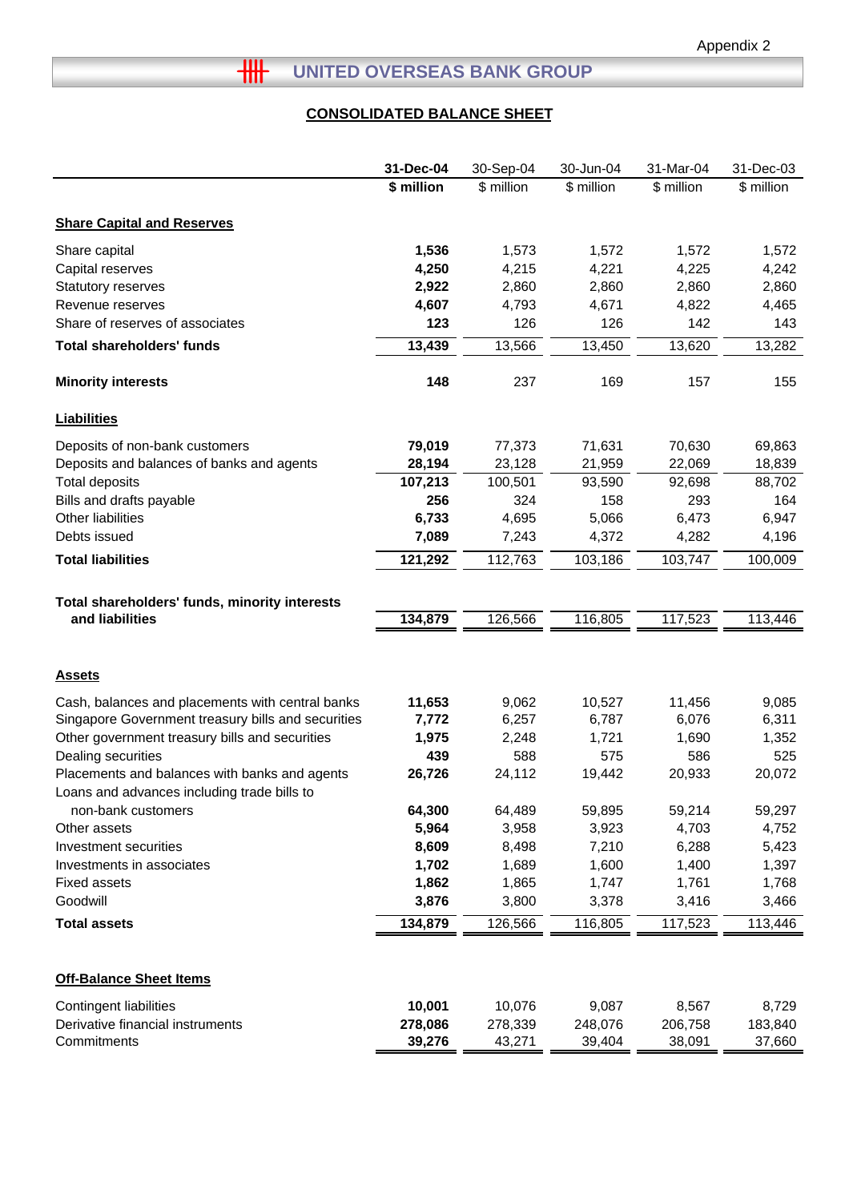Appendix 2

# UNITED OVERSEAS BANK GROUP

## CONSOLIDATED BALANCE SHEET

| | **31-Dec-04** | 30-Sep-04 | 30-Jun-04 | 31-Mar-04 | 31-Dec-03 |
|---|---|---|---|---|---|
| | **$ million** | $ million | $ million | $ million | $ million |
| **Share Capital and Reserves** | | | | | |
| Share capital | **1,536** | 1,573 | 1,572 | 1,572 | 1,572 |
| Capital reserves | **4,250** | 4,215 | 4,221 | 4,225 | 4,242 |
| Statutory reserves | **2,922** | 2,860 | 2,860 | 2,860 | 2,860 |
| Revenue reserves | **4,607** | 4,793 | 4,671 | 4,822 | 4,465 |
| Share of reserves of associates | **123** | 126 | 126 | 142 | 143 |
| **Total shareholders' funds** | **13,439** | 13,566 | 13,450 | 13,620 | 13,282 |
| **Minority interests** | **148** | 237 | 169 | 157 | 155 |
| **Liabilities** | | | | | |
| Deposits of non-bank customers | **79,019** | 77,373 | 71,631 | 70,630 | 69,863 |
| Deposits and balances of banks and agents | **28,194** | 23,128 | 21,959 | 22,069 | 18,839 |
| Total deposits | **107,213** | 100,501 | 93,590 | 92,698 | 88,702 |
| Bills and drafts payable | **256** | 324 | 158 | 293 | 164 |
| Other liabilities | **6,733** | 4,695 | 5,066 | 6,473 | 6,947 |
| Debts issued | **7,089** | 7,243 | 4,372 | 4,282 | 4,196 |
| **Total liabilities** | **121,292** | 112,763 | 103,186 | 103,747 | 100,009 |
| **Total shareholders' funds, minority interests and liabilities** | **134,879** | 126,566 | 116,805 | 117,523 | 113,446 |
| **Assets** | | | | | |
| Cash, balances and placements with central banks | **11,653** | 9,062 | 10,527 | 11,456 | 9,085 |
| Singapore Government treasury bills and securities | **7,772** | 6,257 | 6,787 | 6,076 | 6,311 |
| Other government treasury bills and securities | **1,975** | 2,248 | 1,721 | 1,690 | 1,352 |
| Dealing securities | **439** | 588 | 575 | 586 | 525 |
| Placements and balances with banks and agents | **26,726** | 24,112 | 19,442 | 20,933 | 20,072 |
| Loans and advances including trade bills to non-bank customers | **64,300** | 64,489 | 59,895 | 59,214 | 59,297 |
| Other assets | **5,964** | 3,958 | 3,923 | 4,703 | 4,752 |
| Investment securities | **8,609** | 8,498 | 7,210 | 6,288 | 5,423 |
| Investments in associates | **1,702** | 1,689 | 1,600 | 1,400 | 1,397 |
| Fixed assets | **1,862** | 1,865 | 1,747 | 1,761 | 1,768 |
| Goodwill | **3,876** | 3,800 | 3,378 | 3,416 | 3,466 |
| **Total assets** | **134,879** | 126,566 | 116,805 | 117,523 | 113,446 |
| **Off-Balance Sheet Items** | | | | | |
| Contingent liabilities | **10,001** | 10,076 | 9,087 | 8,567 | 8,729 |
| Derivative financial instruments | **278,086** | 278,339 | 248,076 | 206,758 | 183,840 |
| Commitments | **39,276** | 43,271 | 39,404 | 38,091 | 37,660 |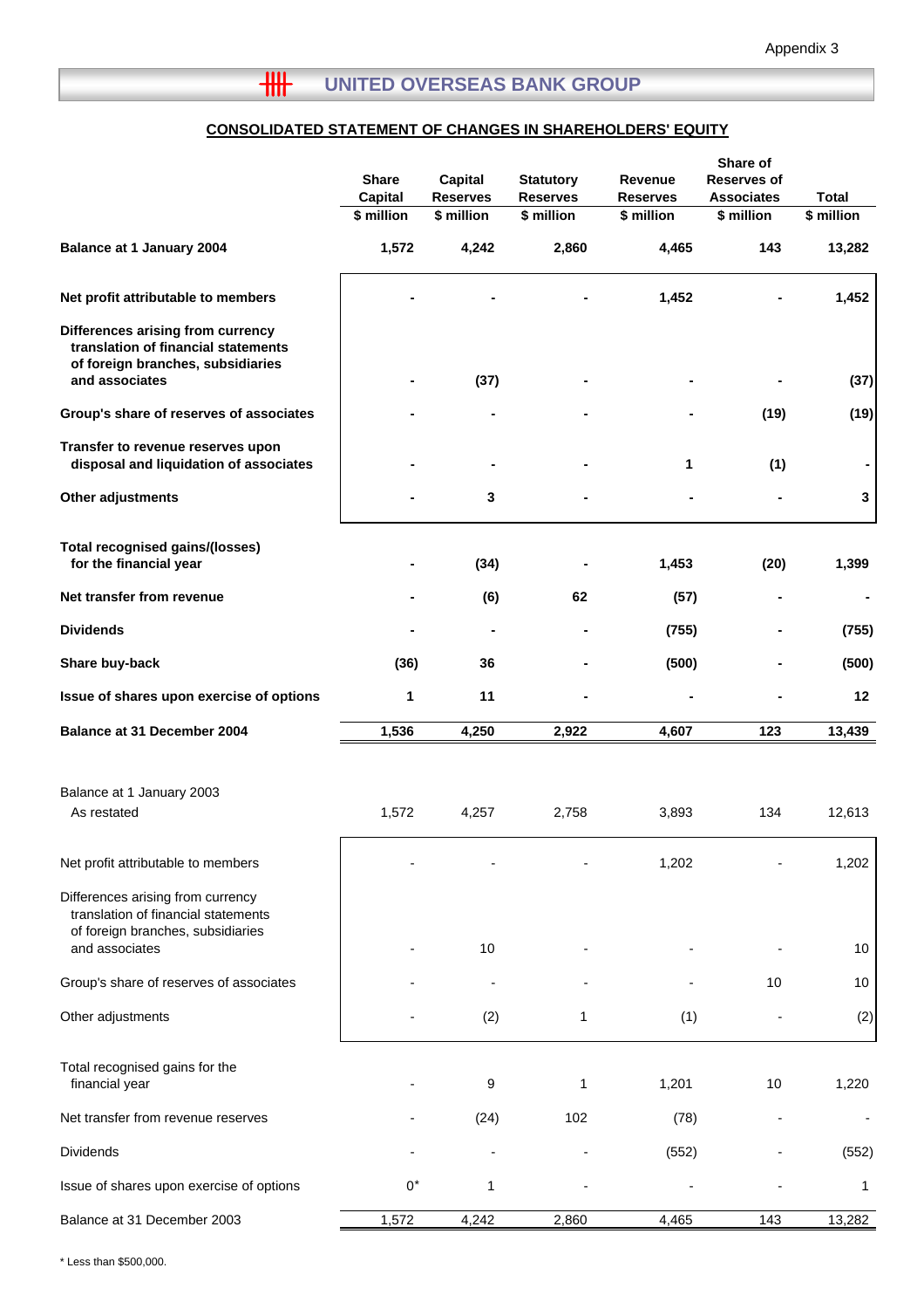Appendix 3

## UNITED OVERSEAS BANK GROUP

### CONSOLIDATED STATEMENT OF CHANGES IN SHAREHOLDERS' EQUITY

| | Share Capital | Capital Reserves | Statutory Reserves | Revenue Reserves | Share of Reserves of Associates | Total |
|---|---|---|---|---|---|---|
| | $ million | $ million | $ million | $ million | $ million | $ million |
| **Balance at 1 January 2004** | **1,572** | **4,242** | **2,860** | **4,465** | **143** | **13,282** |
| **Net profit attributable to members** | **-** | **-** | **-** | **1,452** | **-** | **1,452** |
| **Differences arising from currency translation of financial statements of foreign branches, subsidiaries and associates** | **-** | **(37)** | **-** | **-** | **-** | **(37)** |
| **Group's share of reserves of associates** | **-** | **-** | **-** | **-** | **(19)** | **(19)** |
| **Transfer to revenue reserves upon disposal and liquidation of associates** | **-** | **-** | **-** | **1** | **(1)** | **-** |
| **Other adjustments** | **-** | **3** | **-** | **-** | **-** | **3** |
| **Total recognised gains/(losses) for the financial year** | **-** | **(34)** | **-** | **1,453** | **(20)** | **1,399** |
| **Net transfer from revenue** | **-** | **(6)** | **62** | **(57)** | **-** | **-** |
| **Dividends** | **-** | **-** | **-** | **(755)** | **-** | **(755)** |
| **Share buy-back** | **(36)** | **36** | **-** | **(500)** | **-** | **(500)** |
| **Issue of shares upon exercise of options** | **1** | **11** | **-** | **-** | **-** | **12** |
| **Balance at 31 December 2004** | **1,536** | **4,250** | **2,922** | **4,607** | **123** | **13,439** |
| Balance at 1 January 2003 As restated | 1,572 | 4,257 | 2,758 | 3,893 | 134 | 12,613 |
| Net profit attributable to members | - | - | - | 1,202 | - | 1,202 |
| Differences arising from currency translation of financial statements of foreign branches, subsidiaries and associates | - | 10 | - | - | - | 10 |
| Group's share of reserves of associates | - | - | - | - | 10 | 10 |
| Other adjustments | - | (2) | 1 | (1) | - | (2) |
| Total recognised gains for the financial year | - | 9 | 1 | 1,201 | 10 | 1,220 |
| Net transfer from revenue reserves | - | (24) | 102 | (78) | - | - |
| Dividends | - | - | - | (552) | - | (552) |
| Issue of shares upon exercise of options | 0* | 1 | - | - | - | 1 |
| Balance at 31 December 2003 | 1,572 | 4,242 | 2,860 | 4,465 | 143 | 13,282 |

\* Less than $500,000.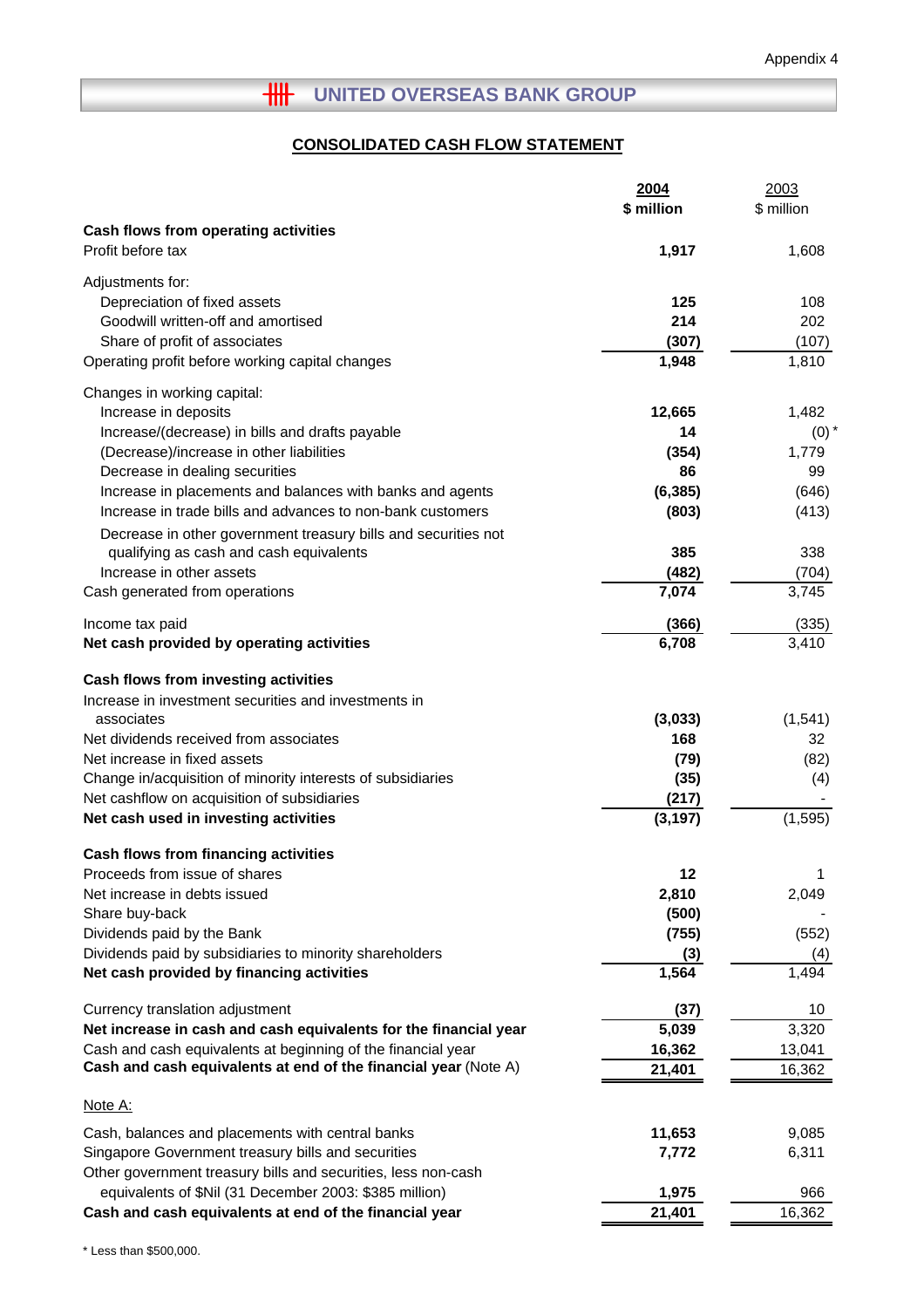Appendix 4

# UNITED OVERSEAS BANK GROUP

## CONSOLIDATED CASH FLOW STATEMENT

| | 2004<br>$ million | 2003<br>$ million |
|---|---|---|
| **Cash flows from operating activities** | | |
| Profit before tax | **1,917** | 1,608 |
| Adjustments for: | | |
| Depreciation of fixed assets | **125** | 108 |
| Goodwill written-off and amortised | **214** | 202 |
| Share of profit of associates | **(307)** | (107) |
| Operating profit before working capital changes | **1,948** | 1,810 |
| Changes in working capital: | | |
| Increase in deposits | **12,665** | 1,482 |
| Increase/(decrease) in bills and drafts payable | **14** | (0) * |
| (Decrease)/increase in other liabilities | **(354)** | 1,779 |
| Decrease in dealing securities | **86** | 99 |
| Increase in placements and balances with banks and agents | **(6,385)** | (646) |
| Increase in trade bills and advances to non-bank customers | **(803)** | (413) |
| Decrease in other government treasury bills and securities not qualifying as cash and cash equivalents | **385** | 338 |
| Increase in other assets | **(482)** | (704) |
| Cash generated from operations | **7,074** | 3,745 |
| Income tax paid | **(366)** | (335) |
| **Net cash provided by operating activities** | **6,708** | 3,410 |
| **Cash flows from investing activities** | | |
| Increase in investment securities and investments in associates | **(3,033)** | (1,541) |
| Net dividends received from associates | **168** | 32 |
| Net increase in fixed assets | **(79)** | (82) |
| Change in/acquisition of minority interests of subsidiaries | **(35)** | (4) |
| Net cashflow on acquisition of subsidiaries | **(217)** | - |
| **Net cash used in investing activities** | **(3,197)** | (1,595) |
| **Cash flows from financing activities** | | |
| Proceeds from issue of shares | **12** | 1 |
| Net increase in debts issued | **2,810** | 2,049 |
| Share buy-back | **(500)** | - |
| Dividends paid by the Bank | **(755)** | (552) |
| Dividends paid by subsidiaries to minority shareholders | **(3)** | (4) |
| **Net cash provided by financing activities** | **1,564** | 1,494 |
| Currency translation adjustment | **(37)** | 10 |
| **Net increase in cash and cash equivalents for the financial year** | **5,039** | 3,320 |
| Cash and cash equivalents at beginning of the financial year | **16,362** | 13,041 |
| **Cash and cash equivalents at end of the financial year** (Note A) | **21,401** | 16,362 |

Note A:

| | 2004 | 2003 |
|---|---|---|
| Cash, balances and placements with central banks | **11,653** | 9,085 |
| Singapore Government treasury bills and securities | **7,772** | 6,311 |
| Other government treasury bills and securities, less non-cash equivalents of $Nil (31 December 2003: $385 million) | **1,975** | 966 |
| **Cash and cash equivalents at end of the financial year** | **21,401** | 16,362 |

* Less than $500,000.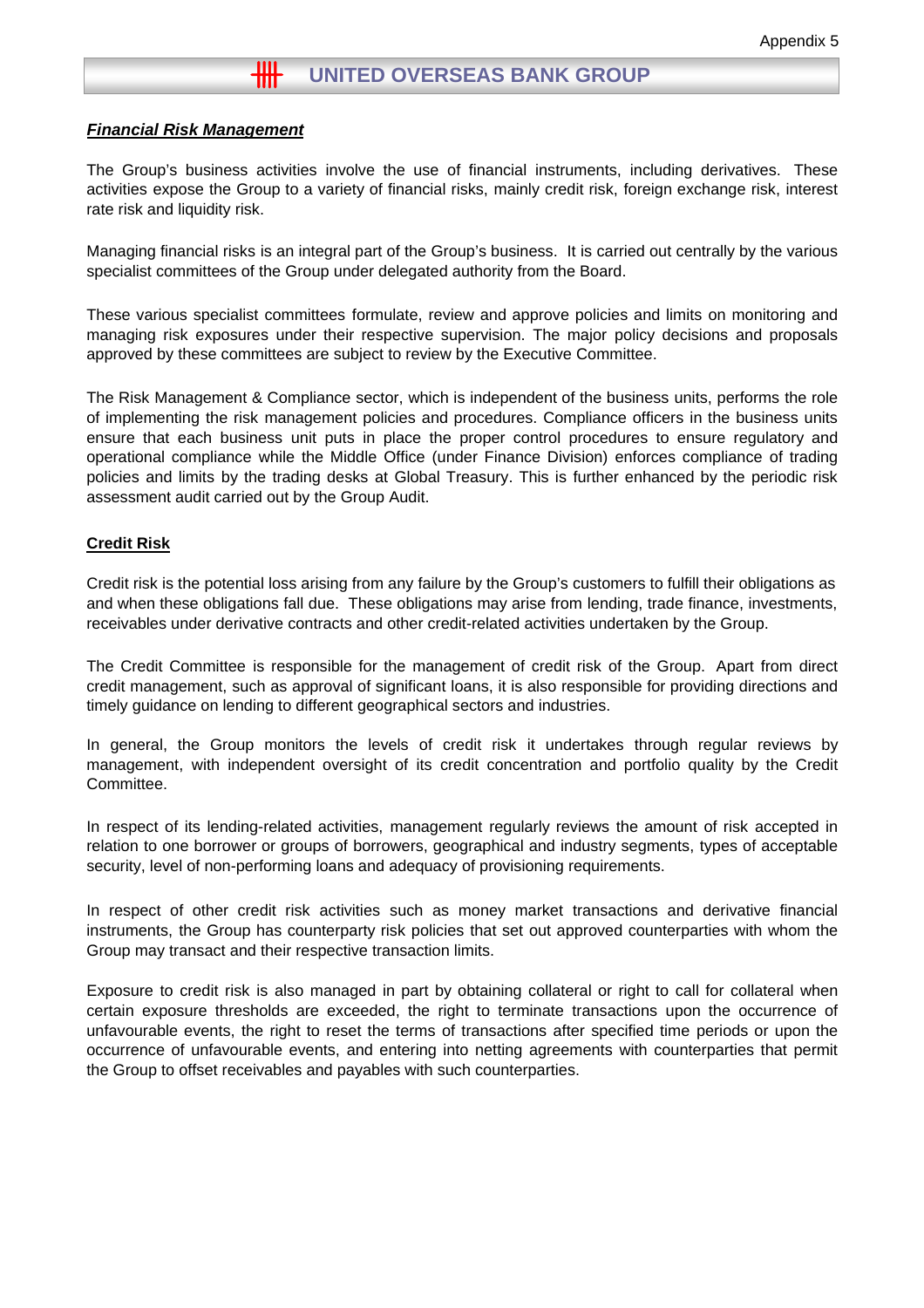Appendix 5

# UNITED OVERSEAS BANK GROUP

## ***Financial Risk Management***

The Group's business activities involve the use of financial instruments, including derivatives. These activities expose the Group to a variety of financial risks, mainly credit risk, foreign exchange risk, interest rate risk and liquidity risk.

Managing financial risks is an integral part of the Group's business. It is carried out centrally by the various specialist committees of the Group under delegated authority from the Board.

These various specialist committees formulate, review and approve policies and limits on monitoring and managing risk exposures under their respective supervision. The major policy decisions and proposals approved by these committees are subject to review by the Executive Committee.

The Risk Management & Compliance sector, which is independent of the business units, performs the role of implementing the risk management policies and procedures. Compliance officers in the business units ensure that each business unit puts in place the proper control procedures to ensure regulatory and operational compliance while the Middle Office (under Finance Division) enforces compliance of trading policies and limits by the trading desks at Global Treasury. This is further enhanced by the periodic risk assessment audit carried out by the Group Audit.

### **Credit Risk**

Credit risk is the potential loss arising from any failure by the Group's customers to fulfill their obligations as and when these obligations fall due. These obligations may arise from lending, trade finance, investments, receivables under derivative contracts and other credit-related activities undertaken by the Group.

The Credit Committee is responsible for the management of credit risk of the Group. Apart from direct credit management, such as approval of significant loans, it is also responsible for providing directions and timely guidance on lending to different geographical sectors and industries.

In general, the Group monitors the levels of credit risk it undertakes through regular reviews by management, with independent oversight of its credit concentration and portfolio quality by the Credit Committee.

In respect of its lending-related activities, management regularly reviews the amount of risk accepted in relation to one borrower or groups of borrowers, geographical and industry segments, types of acceptable security, level of non-performing loans and adequacy of provisioning requirements.

In respect of other credit risk activities such as money market transactions and derivative financial instruments, the Group has counterparty risk policies that set out approved counterparties with whom the Group may transact and their respective transaction limits.

Exposure to credit risk is also managed in part by obtaining collateral or right to call for collateral when certain exposure thresholds are exceeded, the right to terminate transactions upon the occurrence of unfavourable events, the right to reset the terms of transactions after specified time periods or upon the occurrence of unfavourable events, and entering into netting agreements with counterparties that permit the Group to offset receivables and payables with such counterparties.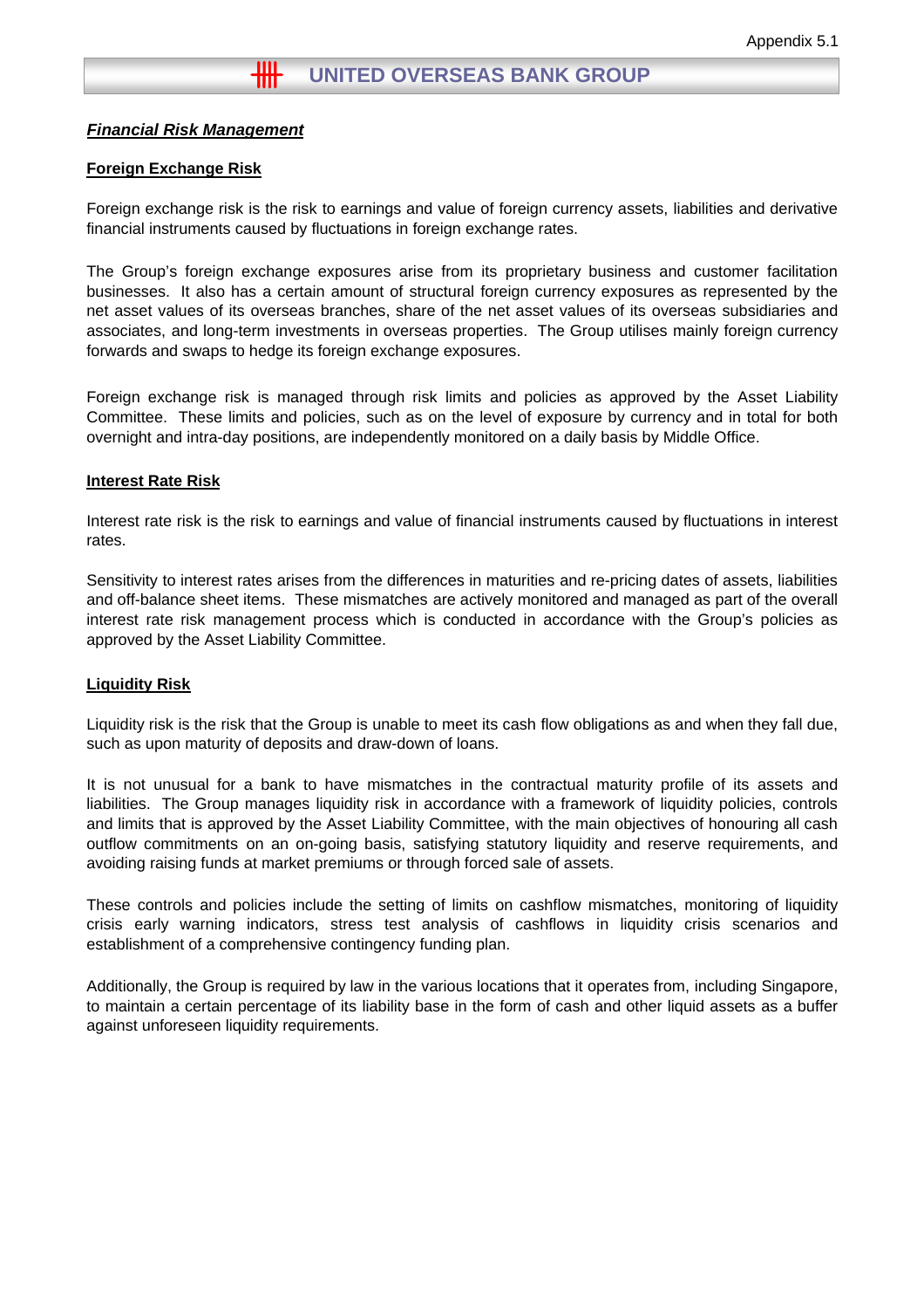Appendix 5.1

# UNITED OVERSEAS BANK GROUP

## ***Financial Risk Management***

### **Foreign Exchange Risk**

Foreign exchange risk is the risk to earnings and value of foreign currency assets, liabilities and derivative financial instruments caused by fluctuations in foreign exchange rates.

The Group's foreign exchange exposures arise from its proprietary business and customer facilitation businesses. It also has a certain amount of structural foreign currency exposures as represented by the net asset values of its overseas branches, share of the net asset values of its overseas subsidiaries and associates, and long-term investments in overseas properties. The Group utilises mainly foreign currency forwards and swaps to hedge its foreign exchange exposures.

Foreign exchange risk is managed through risk limits and policies as approved by the Asset Liability Committee. These limits and policies, such as on the level of exposure by currency and in total for both overnight and intra-day positions, are independently monitored on a daily basis by Middle Office.

### **Interest Rate Risk**

Interest rate risk is the risk to earnings and value of financial instruments caused by fluctuations in interest rates.

Sensitivity to interest rates arises from the differences in maturities and re-pricing dates of assets, liabilities and off-balance sheet items. These mismatches are actively monitored and managed as part of the overall interest rate risk management process which is conducted in accordance with the Group's policies as approved by the Asset Liability Committee.

### **Liquidity Risk**

Liquidity risk is the risk that the Group is unable to meet its cash flow obligations as and when they fall due, such as upon maturity of deposits and draw-down of loans.

It is not unusual for a bank to have mismatches in the contractual maturity profile of its assets and liabilities. The Group manages liquidity risk in accordance with a framework of liquidity policies, controls and limits that is approved by the Asset Liability Committee, with the main objectives of honouring all cash outflow commitments on an on-going basis, satisfying statutory liquidity and reserve requirements, and avoiding raising funds at market premiums or through forced sale of assets.

These controls and policies include the setting of limits on cashflow mismatches, monitoring of liquidity crisis early warning indicators, stress test analysis of cashflows in liquidity crisis scenarios and establishment of a comprehensive contingency funding plan.

Additionally, the Group is required by law in the various locations that it operates from, including Singapore, to maintain a certain percentage of its liability base in the form of cash and other liquid assets as a buffer against unforeseen liquidity requirements.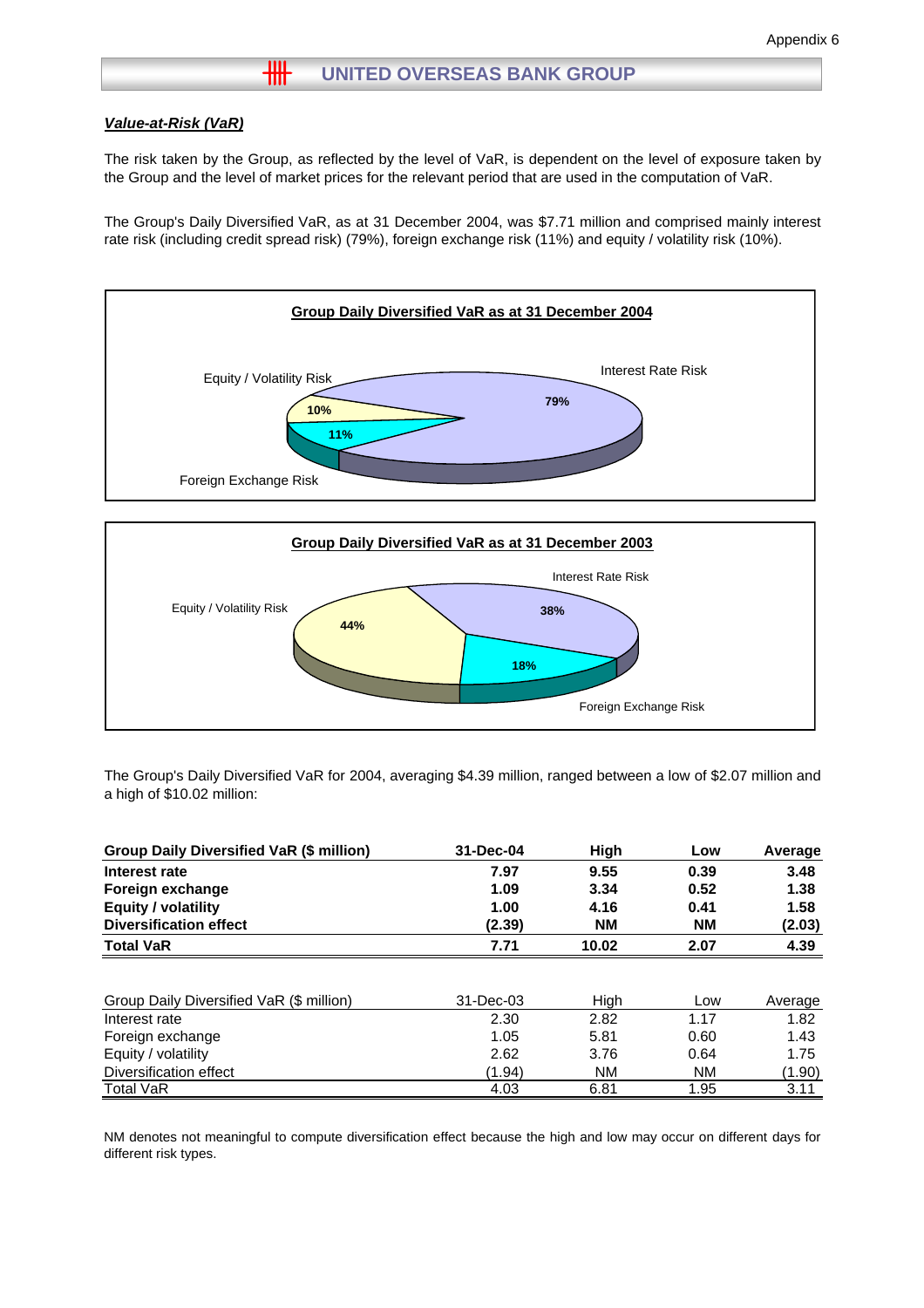Appendix 6

# UNITED OVERSEAS BANK GROUP

***Value-at-Risk (VaR)***

The risk taken by the Group, as reflected by the level of VaR, is dependent on the level of exposure taken by the Group and the level of market prices for the relevant period that are used in the computation of VaR.

The Group's Daily Diversified VaR, as at 31 December 2004, was $7.71 million and comprised mainly interest rate risk (including credit spread risk) (79%), foreign exchange risk (11%) and equity / volatility risk (10%).

**Group Daily Diversified VaR as at 31 December 2004**

- Interest Rate Risk: 79%
- Foreign Exchange Risk: 11%
- Equity / Volatility Risk: 10%

**Group Daily Diversified VaR as at 31 December 2003**

- Interest Rate Risk: 38%
- Foreign Exchange Risk: 18%
- Equity / Volatility Risk: 44%

The Group's Daily Diversified VaR for 2004, averaging $4.39 million, ranged between a low of $2.07 million and a high of $10.02 million:

| **Group Daily Diversified VaR ($ million)** | **31-Dec-04** | **High** | **Low** | **Average** |
|---|---|---|---|---|
| **Interest rate** | **7.97** | **9.55** | **0.39** | **3.48** |
| **Foreign exchange** | **1.09** | **3.34** | **0.52** | **1.38** |
| **Equity / volatility** | **1.00** | **4.16** | **0.41** | **1.58** |
| **Diversification effect** | **(2.39)** | **NM** | **NM** | **(2.03)** |
| **Total VaR** | **7.71** | **10.02** | **2.07** | **4.39** |

| Group Daily Diversified VaR ($ million) | 31-Dec-03 | High | Low | Average |
|---|---|---|---|---|
| Interest rate | 2.30 | 2.82 | 1.17 | 1.82 |
| Foreign exchange | 1.05 | 5.81 | 0.60 | 1.43 |
| Equity / volatility | 2.62 | 3.76 | 0.64 | 1.75 |
| Diversification effect | (1.94) | NM | NM | (1.90) |
| Total VaR | 4.03 | 6.81 | 1.95 | 3.11 |

NM denotes not meaningful to compute diversification effect because the high and low may occur on different days for different risk types.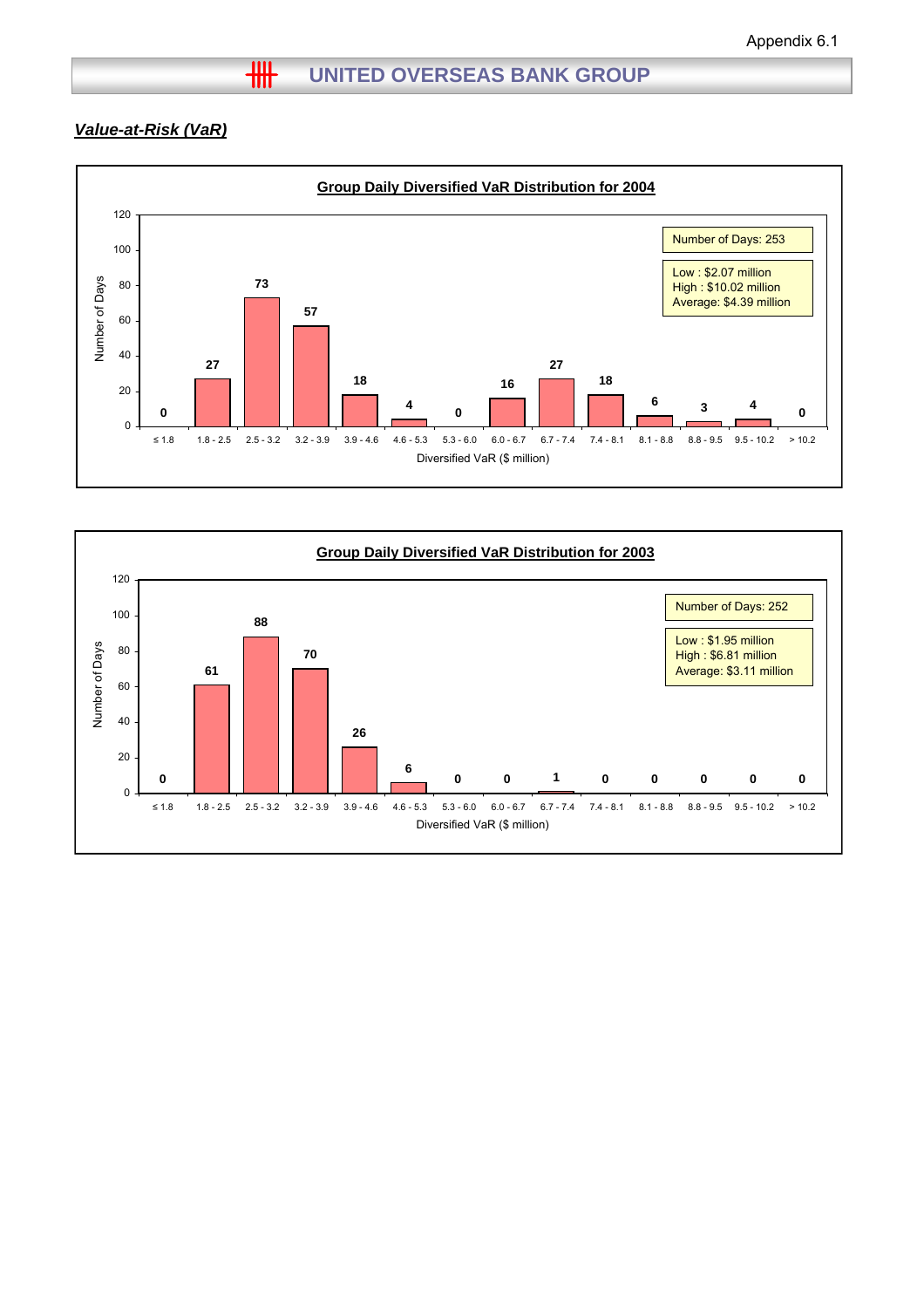Appendix 6.1

# UNITED OVERSEAS BANK GROUP

## *Value-at-Risk (VaR)*

### Group Daily Diversified VaR Distribution for 2004

Number of Days: 253

Low : $2.07 million
High : $10.02 million
Average: $4.39 million

| Diversified VaR ($ million) | Number of Days |
|---|---|
| ≤ 1.8 | 0 |
| 1.8 - 2.5 | 27 |
| 2.5 - 3.2 | 73 |
| 3.2 - 3.9 | 57 |
| 3.9 - 4.6 | 18 |
| 4.6 - 5.3 | 4 |
| 5.3 - 6.0 | 0 |
| 6.0 - 6.7 | 16 |
| 6.7 - 7.4 | 27 |
| 7.4 - 8.1 | 18 |
| 8.1 - 8.8 | 6 |
| 8.8 - 9.5 | 3 |
| 9.5 - 10.2 | 4 |
| > 10.2 | 0 |

### Group Daily Diversified VaR Distribution for 2003

Number of Days: 252

Low : $1.95 million
High : $6.81 million
Average: $3.11 million

| Diversified VaR ($ million) | Number of Days |
|---|---|
| ≤ 1.8 | 0 |
| 1.8 - 2.5 | 61 |
| 2.5 - 3.2 | 88 |
| 3.2 - 3.9 | 70 |
| 3.9 - 4.6 | 26 |
| 4.6 - 5.3 | 6 |
| 5.3 - 6.0 | 0 |
| 6.0 - 6.7 | 0 |
| 6.7 - 7.4 | 1 |
| 7.4 - 8.1 | 0 |
| 8.1 - 8.8 | 0 |
| 8.8 - 9.5 | 0 |
| 9.5 - 10.2 | 0 |
| > 10.2 | 0 |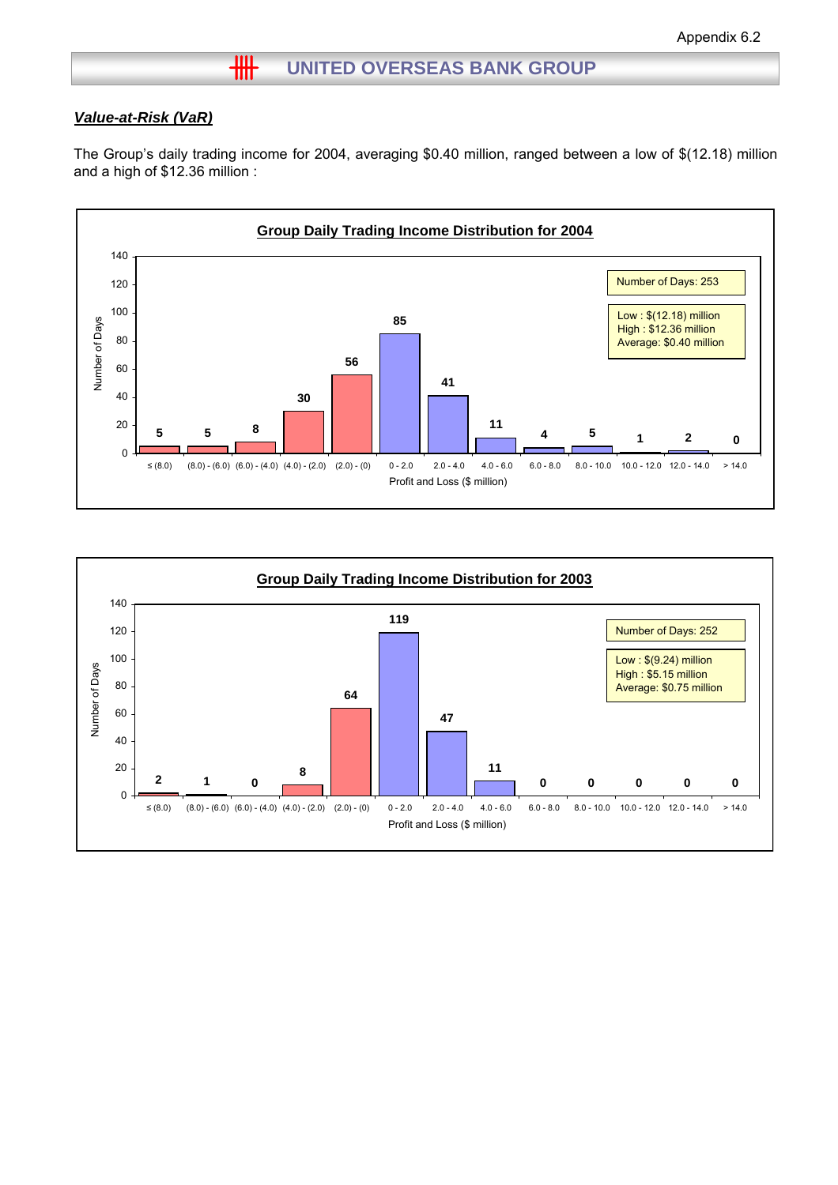Appendix 6.2

# UNITED OVERSEAS BANK GROUP

***Value-at-Risk (VaR)***

The Group's daily trading income for 2004, averaging $0.40 million, ranged between a low of $(12.18) million and a high of $12.36 million :

**Group Daily Trading Income Distribution for 2004**

Number of Days: 253

Low : $(12.18) million
High : $12.36 million
Average: $0.40 million

Number of Days

140
120
100
80
60
40
20
0

5 5 8 30 56 85 41 11 4 5 1 2 0

≤ (8.0) (8.0) - (6.0) (6.0) - (4.0) (4.0) - (2.0) (2.0) - (0) 0 - 2.0 2.0 - 4.0 4.0 - 6.0 6.0 - 8.0 8.0 - 10.0 10.0 - 12.0 12.0 - 14.0 > 14.0

Profit and Loss ($ million)

**Group Daily Trading Income Distribution for 2003**

Number of Days: 252

Low : $(9.24) million
High : $5.15 million
Average: $0.75 million

Number of Days

140
120
100
80
60
40
20
0

2 1 0 8 64 119 47 11 0 0 0 0 0

≤ (8.0) (8.0) - (6.0) (6.0) - (4.0) (4.0) - (2.0) (2.0) - (0) 0 - 2.0 2.0 - 4.0 4.0 - 6.0 6.0 - 8.0 8.0 - 10.0 10.0 - 12.0 12.0 - 14.0 > 14.0

Profit and Loss ($ million)